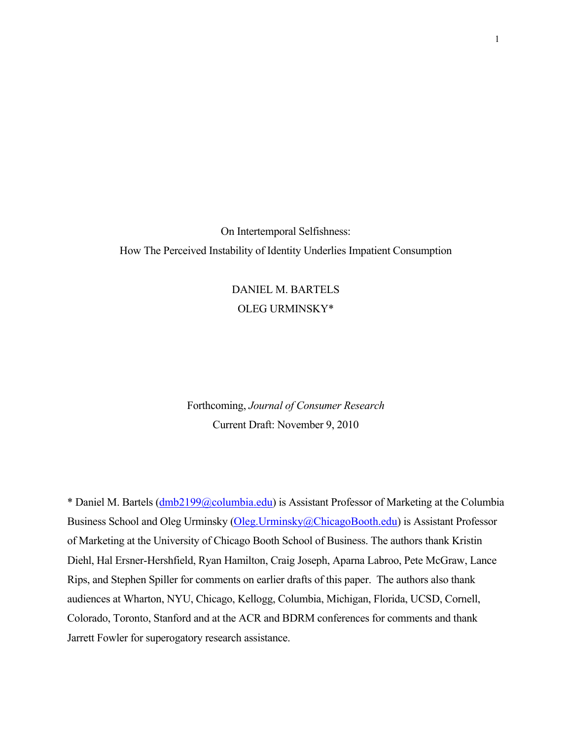# On Intertemporal Selfishness:
## How The Perceived Instability of Identity Underlies Impatient Consumption

DANIEL M. BARTELS

OLEG URMINSKY*

Forthcoming, *Journal of Consumer Research*

Current Draft: November 9, 2010

* Daniel M. Bartels (dmb2199@columbia.edu) is Assistant Professor of Marketing at the Columbia Business School and Oleg Urminsky (Oleg.Urminsky@ChicagoBooth.edu) is Assistant Professor of Marketing at the University of Chicago Booth School of Business. The authors thank Kristin Diehl, Hal Ersner-Hershfield, Ryan Hamilton, Craig Joseph, Aparna Labroo, Pete McGraw, Lance Rips, and Stephen Spiller for comments on earlier drafts of this paper. The authors also thank audiences at Wharton, NYU, Chicago, Kellogg, Columbia, Michigan, Florida, UCSD, Cornell, Colorado, Toronto, Stanford and at the ACR and BDRM conferences for comments and thank Jarrett Fowler for superogatory research assistance.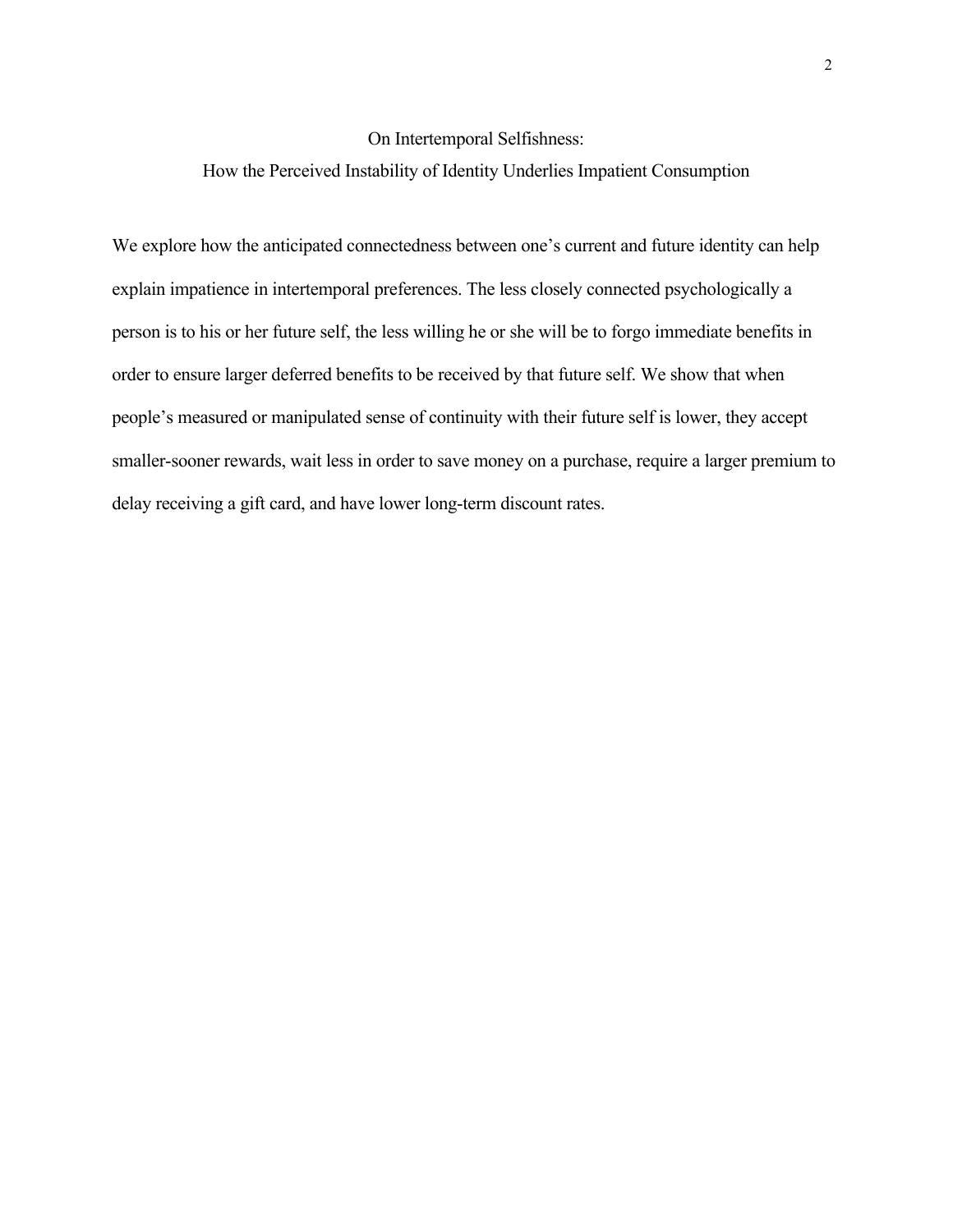# On Intertemporal Selfishness:
## How the Perceived Instability of Identity Underlies Impatient Consumption

We explore how the anticipated connectedness between one's current and future identity can help explain impatience in intertemporal preferences. The less closely connected psychologically a person is to his or her future self, the less willing he or she will be to forgo immediate benefits in order to ensure larger deferred benefits to be received by that future self. We show that when people's measured or manipulated sense of continuity with their future self is lower, they accept smaller-sooner rewards, wait less in order to save money on a purchase, require a larger premium to delay receiving a gift card, and have lower long-term discount rates.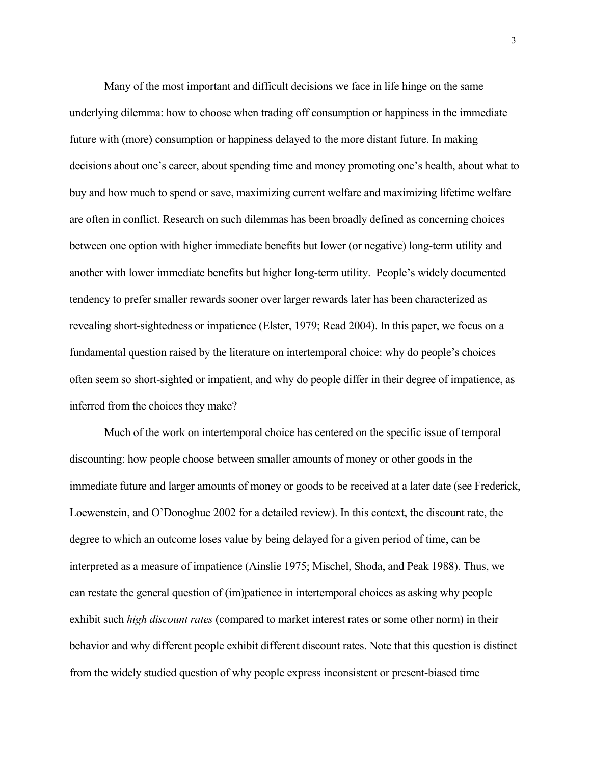Many of the most important and difficult decisions we face in life hinge on the same underlying dilemma: how to choose when trading off consumption or happiness in the immediate future with (more) consumption or happiness delayed to the more distant future. In making decisions about one's career, about spending time and money promoting one's health, about what to buy and how much to spend or save, maximizing current welfare and maximizing lifetime welfare are often in conflict. Research on such dilemmas has been broadly defined as concerning choices between one option with higher immediate benefits but lower (or negative) long-term utility and another with lower immediate benefits but higher long-term utility. People's widely documented tendency to prefer smaller rewards sooner over larger rewards later has been characterized as revealing short-sightedness or impatience (Elster, 1979; Read 2004). In this paper, we focus on a fundamental question raised by the literature on intertemporal choice: why do people's choices often seem so short-sighted or impatient, and why do people differ in their degree of impatience, as inferred from the choices they make?

Much of the work on intertemporal choice has centered on the specific issue of temporal discounting: how people choose between smaller amounts of money or other goods in the immediate future and larger amounts of money or goods to be received at a later date (see Frederick, Loewenstein, and O'Donoghue 2002 for a detailed review). In this context, the discount rate, the degree to which an outcome loses value by being delayed for a given period of time, can be interpreted as a measure of impatience (Ainslie 1975; Mischel, Shoda, and Peak 1988). Thus, we can restate the general question of (im)patience in intertemporal choices as asking why people exhibit such *high discount rates* (compared to market interest rates or some other norm) in their behavior and why different people exhibit different discount rates. Note that this question is distinct from the widely studied question of why people express inconsistent or present-biased time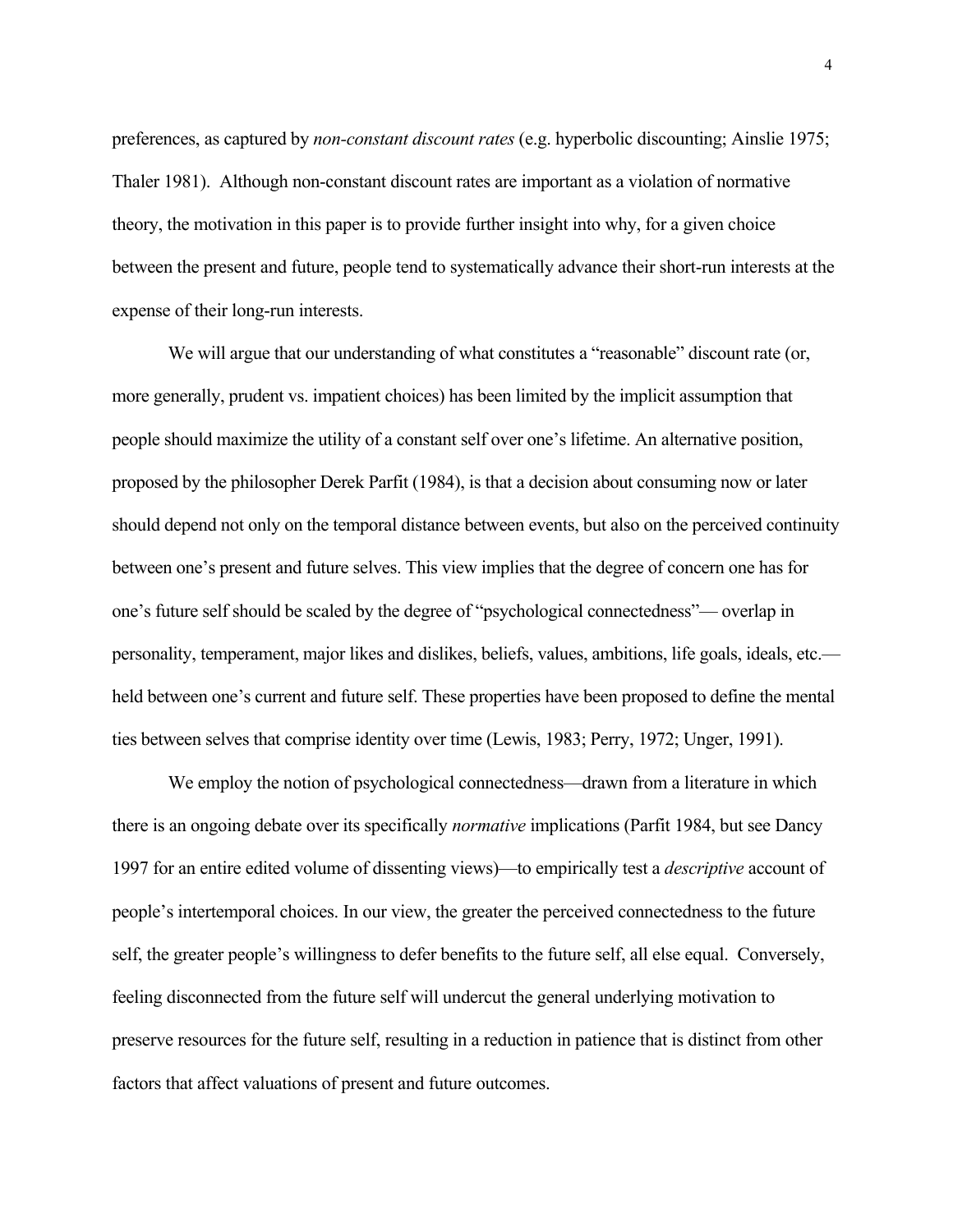preferences, as captured by *non-constant discount rates* (e.g. hyperbolic discounting; Ainslie 1975; Thaler 1981). Although non-constant discount rates are important as a violation of normative theory, the motivation in this paper is to provide further insight into why, for a given choice between the present and future, people tend to systematically advance their short-run interests at the expense of their long-run interests.

We will argue that our understanding of what constitutes a "reasonable" discount rate (or, more generally, prudent vs. impatient choices) has been limited by the implicit assumption that people should maximize the utility of a constant self over one's lifetime. An alternative position, proposed by the philosopher Derek Parfit (1984), is that a decision about consuming now or later should depend not only on the temporal distance between events, but also on the perceived continuity between one's present and future selves. This view implies that the degree of concern one has for one's future self should be scaled by the degree of "psychological connectedness"— overlap in personality, temperament, major likes and dislikes, beliefs, values, ambitions, life goals, ideals, etc.— held between one's current and future self. These properties have been proposed to define the mental ties between selves that comprise identity over time (Lewis, 1983; Perry, 1972; Unger, 1991).

We employ the notion of psychological connectedness—drawn from a literature in which there is an ongoing debate over its specifically *normative* implications (Parfit 1984, but see Dancy 1997 for an entire edited volume of dissenting views)—to empirically test a *descriptive* account of people's intertemporal choices. In our view, the greater the perceived connectedness to the future self, the greater people's willingness to defer benefits to the future self, all else equal. Conversely, feeling disconnected from the future self will undercut the general underlying motivation to preserve resources for the future self, resulting in a reduction in patience that is distinct from other factors that affect valuations of present and future outcomes.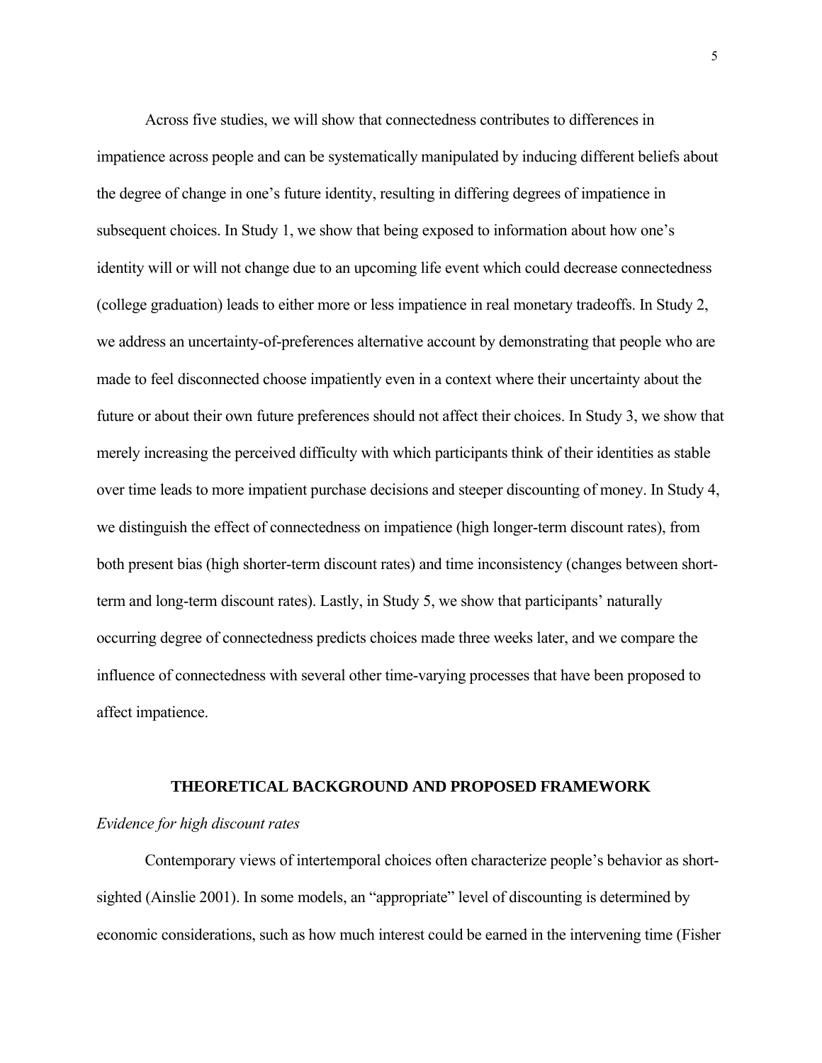Across five studies, we will show that connectedness contributes to differences in impatience across people and can be systematically manipulated by inducing different beliefs about the degree of change in one's future identity, resulting in differing degrees of impatience in subsequent choices. In Study 1, we show that being exposed to information about how one's identity will or will not change due to an upcoming life event which could decrease connectedness (college graduation) leads to either more or less impatience in real monetary tradeoffs. In Study 2, we address an uncertainty-of-preferences alternative account by demonstrating that people who are made to feel disconnected choose impatiently even in a context where their uncertainty about the future or about their own future preferences should not affect their choices. In Study 3, we show that merely increasing the perceived difficulty with which participants think of their identities as stable over time leads to more impatient purchase decisions and steeper discounting of money. In Study 4, we distinguish the effect of connectedness on impatience (high longer-term discount rates), from both present bias (high shorter-term discount rates) and time inconsistency (changes between short-term and long-term discount rates). Lastly, in Study 5, we show that participants' naturally occurring degree of connectedness predicts choices made three weeks later, and we compare the influence of connectedness with several other time-varying processes that have been proposed to affect impatience.

## THEORETICAL BACKGROUND AND PROPOSED FRAMEWORK

*Evidence for high discount rates*

Contemporary views of intertemporal choices often characterize people's behavior as short-sighted (Ainslie 2001). In some models, an "appropriate" level of discounting is determined by economic considerations, such as how much interest could be earned in the intervening time (Fisher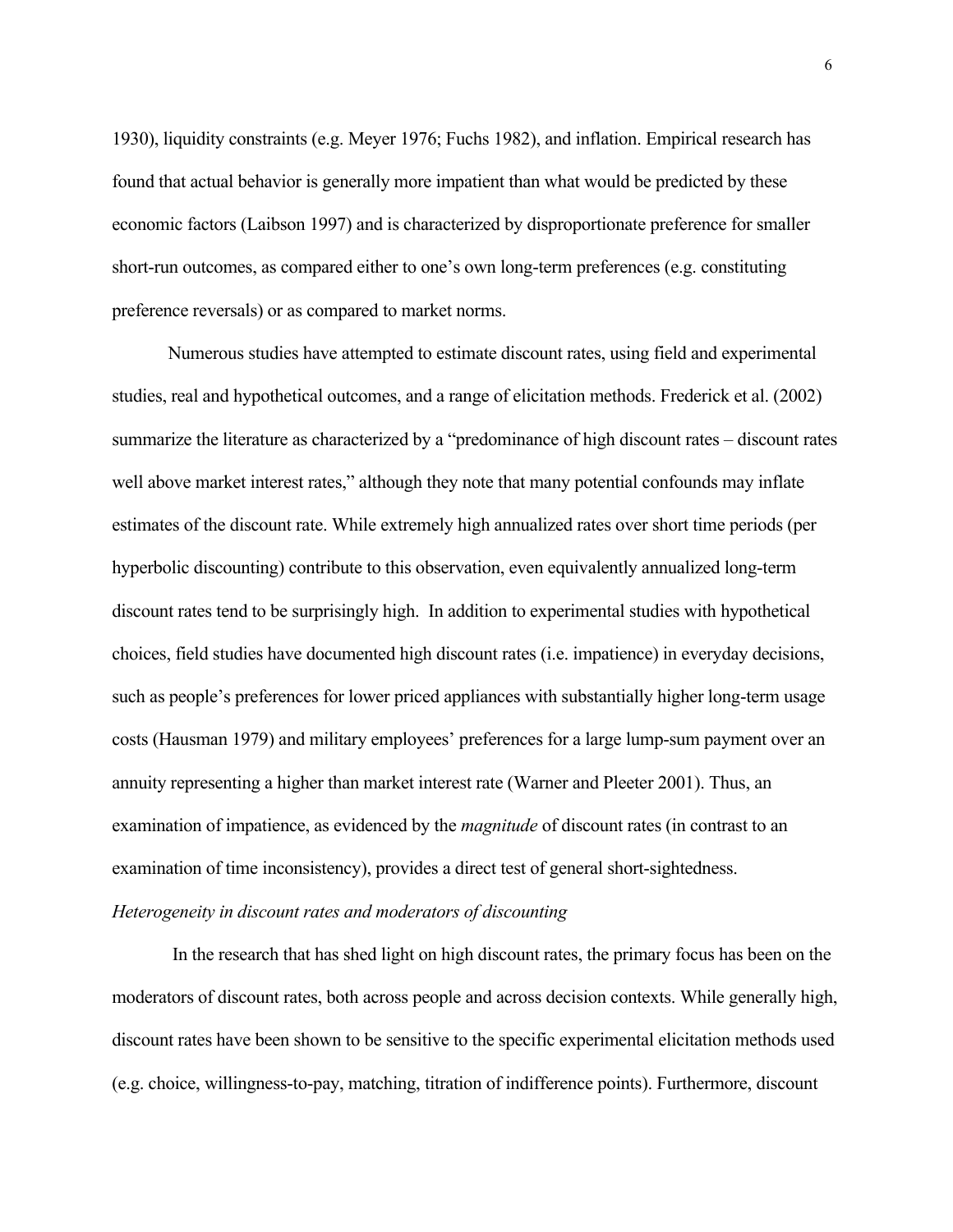1930), liquidity constraints (e.g. Meyer 1976; Fuchs 1982), and inflation. Empirical research has found that actual behavior is generally more impatient than what would be predicted by these economic factors (Laibson 1997) and is characterized by disproportionate preference for smaller short-run outcomes, as compared either to one's own long-term preferences (e.g. constituting preference reversals) or as compared to market norms.

Numerous studies have attempted to estimate discount rates, using field and experimental studies, real and hypothetical outcomes, and a range of elicitation methods. Frederick et al. (2002) summarize the literature as characterized by a "predominance of high discount rates – discount rates well above market interest rates," although they note that many potential confounds may inflate estimates of the discount rate. While extremely high annualized rates over short time periods (per hyperbolic discounting) contribute to this observation, even equivalently annualized long-term discount rates tend to be surprisingly high. In addition to experimental studies with hypothetical choices, field studies have documented high discount rates (i.e. impatience) in everyday decisions, such as people's preferences for lower priced appliances with substantially higher long-term usage costs (Hausman 1979) and military employees' preferences for a large lump-sum payment over an annuity representing a higher than market interest rate (Warner and Pleeter 2001). Thus, an examination of impatience, as evidenced by the *magnitude* of discount rates (in contrast to an examination of time inconsistency), provides a direct test of general short-sightedness.

*Heterogeneity in discount rates and moderators of discounting*

In the research that has shed light on high discount rates, the primary focus has been on the moderators of discount rates, both across people and across decision contexts. While generally high, discount rates have been shown to be sensitive to the specific experimental elicitation methods used (e.g. choice, willingness-to-pay, matching, titration of indifference points). Furthermore, discount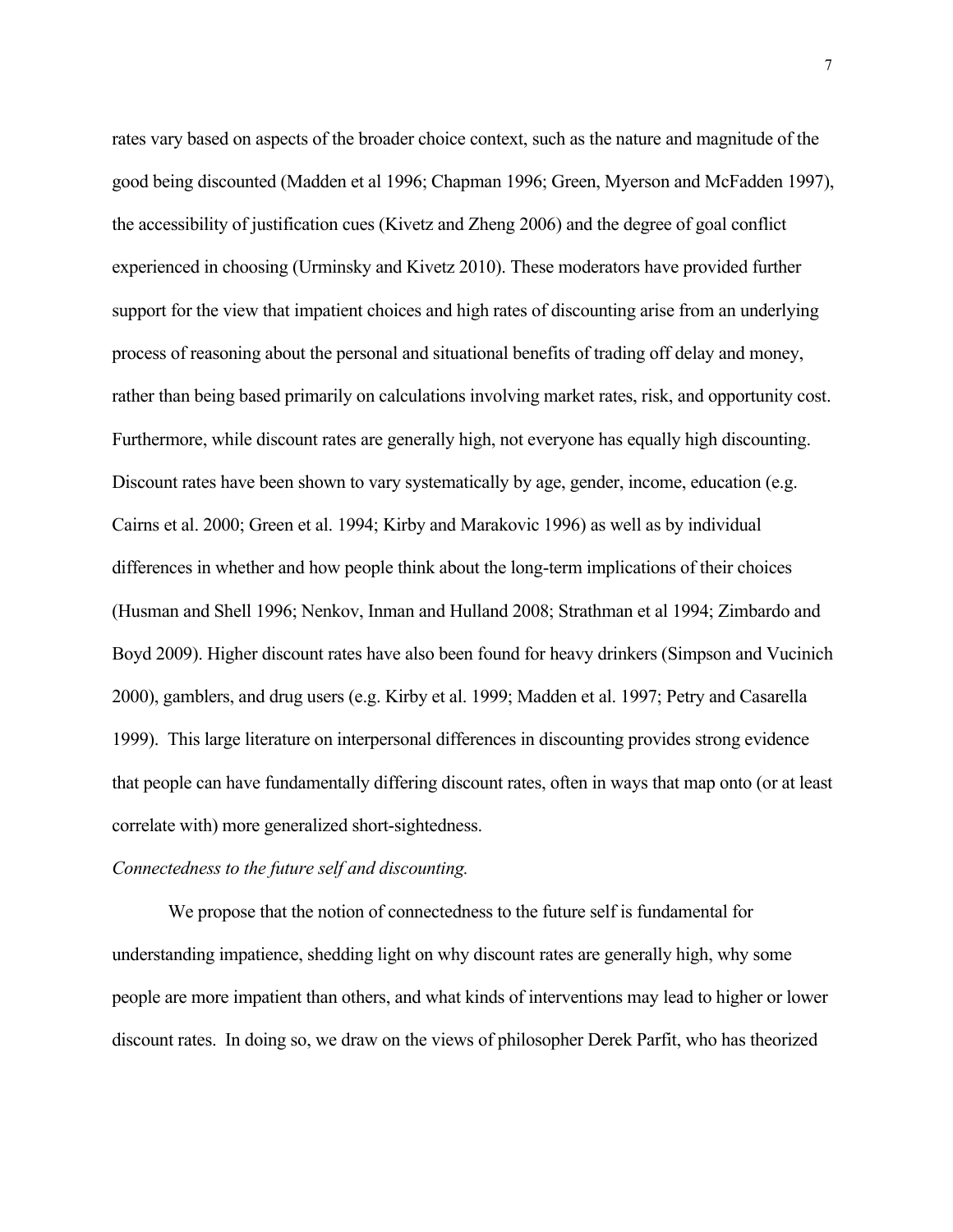rates vary based on aspects of the broader choice context, such as the nature and magnitude of the good being discounted (Madden et al 1996; Chapman 1996; Green, Myerson and McFadden 1997), the accessibility of justification cues (Kivetz and Zheng 2006) and the degree of goal conflict experienced in choosing (Urminsky and Kivetz 2010). These moderators have provided further support for the view that impatient choices and high rates of discounting arise from an underlying process of reasoning about the personal and situational benefits of trading off delay and money, rather than being based primarily on calculations involving market rates, risk, and opportunity cost. Furthermore, while discount rates are generally high, not everyone has equally high discounting. Discount rates have been shown to vary systematically by age, gender, income, education (e.g. Cairns et al. 2000; Green et al. 1994; Kirby and Marakovic 1996) as well as by individual differences in whether and how people think about the long-term implications of their choices (Husman and Shell 1996; Nenkov, Inman and Hulland 2008; Strathman et al 1994; Zimbardo and Boyd 2009). Higher discount rates have also been found for heavy drinkers (Simpson and Vucinich 2000), gamblers, and drug users (e.g. Kirby et al. 1999; Madden et al. 1997; Petry and Casarella 1999). This large literature on interpersonal differences in discounting provides strong evidence that people can have fundamentally differing discount rates, often in ways that map onto (or at least correlate with) more generalized short-sightedness.

*Connectedness to the future self and discounting.*

We propose that the notion of connectedness to the future self is fundamental for understanding impatience, shedding light on why discount rates are generally high, why some people are more impatient than others, and what kinds of interventions may lead to higher or lower discount rates. In doing so, we draw on the views of philosopher Derek Parfit, who has theorized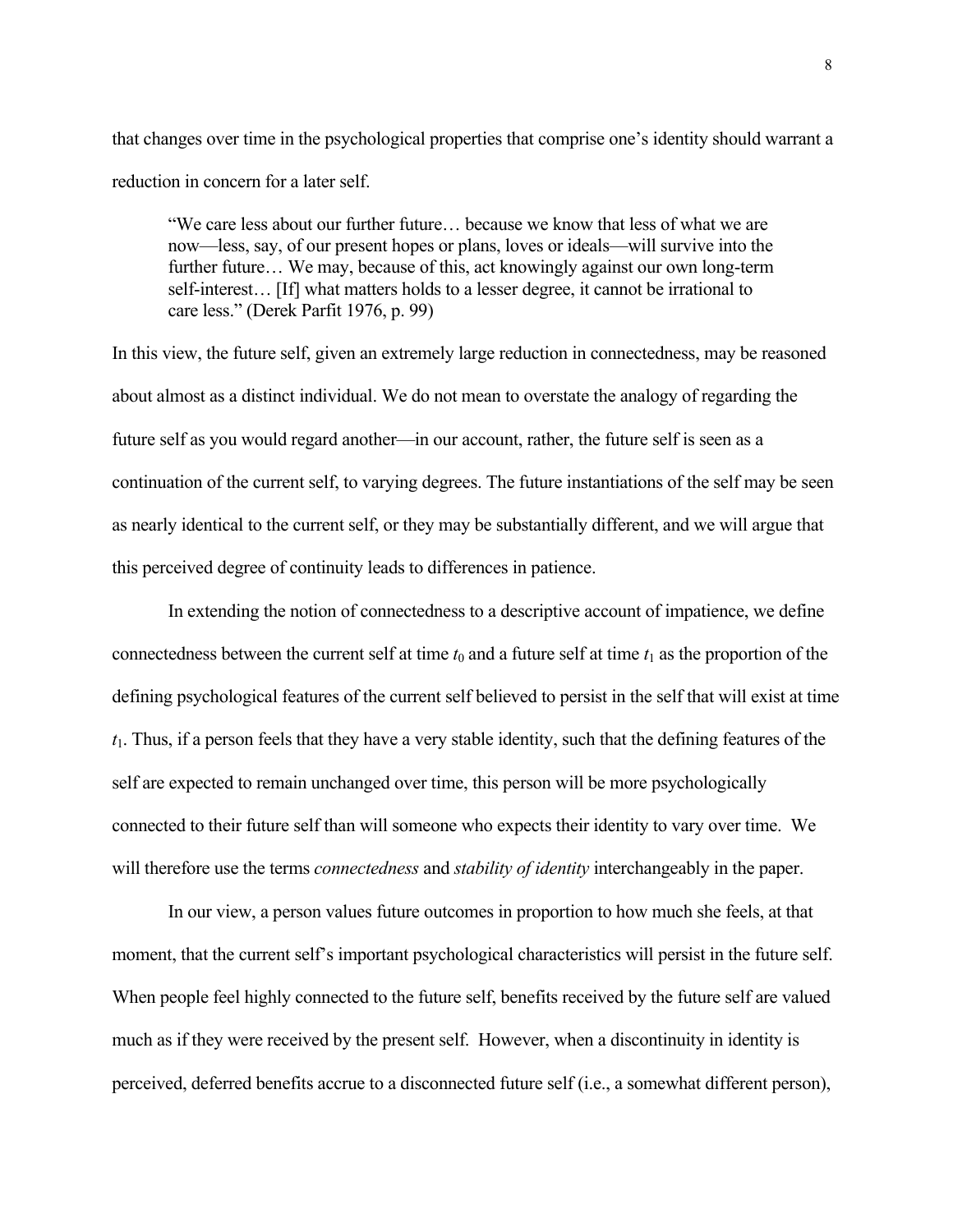that changes over time in the psychological properties that comprise one's identity should warrant a reduction in concern for a later self.

> "We care less about our further future… because we know that less of what we are now—less, say, of our present hopes or plans, loves or ideals—will survive into the further future… We may, because of this, act knowingly against our own long-term self-interest… [If] what matters holds to a lesser degree, it cannot be irrational to care less." (Derek Parfit 1976, p. 99)

In this view, the future self, given an extremely large reduction in connectedness, may be reasoned about almost as a distinct individual. We do not mean to overstate the analogy of regarding the future self as you would regard another—in our account, rather, the future self is seen as a continuation of the current self, to varying degrees. The future instantiations of the self may be seen as nearly identical to the current self, or they may be substantially different, and we will argue that this perceived degree of continuity leads to differences in patience.

In extending the notion of connectedness to a descriptive account of impatience, we define connectedness between the current self at time $t_0$ and a future self at time $t_1$ as the proportion of the defining psychological features of the current self believed to persist in the self that will exist at time $t_1$. Thus, if a person feels that they have a very stable identity, such that the defining features of the self are expected to remain unchanged over time, this person will be more psychologically connected to their future self than will someone who expects their identity to vary over time. We will therefore use the terms *connectedness* and *stability of identity* interchangeably in the paper.

In our view, a person values future outcomes in proportion to how much she feels, at that moment, that the current self's important psychological characteristics will persist in the future self. When people feel highly connected to the future self, benefits received by the future self are valued much as if they were received by the present self. However, when a discontinuity in identity is perceived, deferred benefits accrue to a disconnected future self (i.e., a somewhat different person),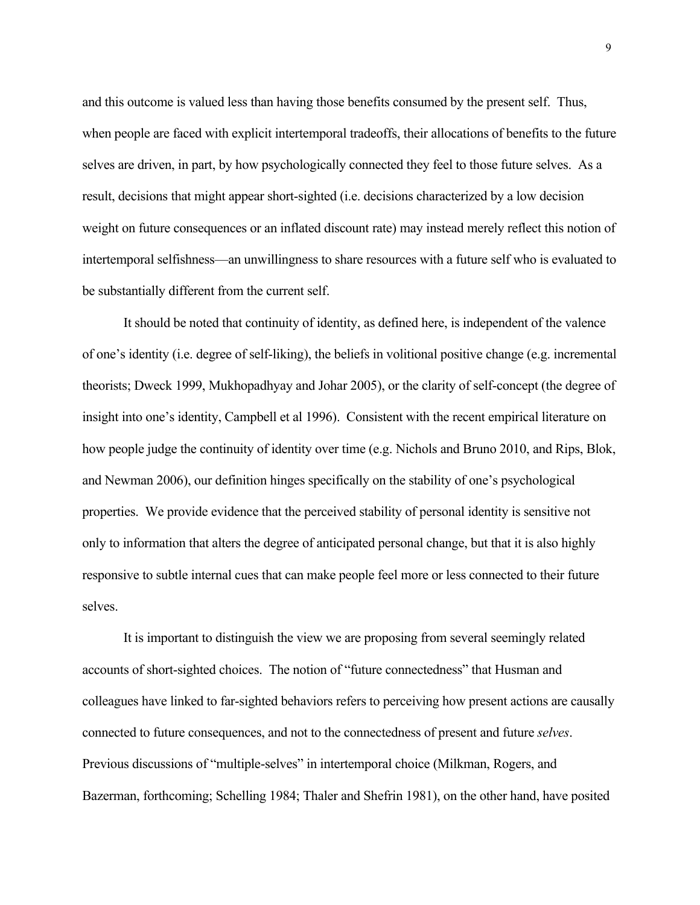and this outcome is valued less than having those benefits consumed by the present self. Thus, when people are faced with explicit intertemporal tradeoffs, their allocations of benefits to the future selves are driven, in part, by how psychologically connected they feel to those future selves. As a result, decisions that might appear short-sighted (i.e. decisions characterized by a low decision weight on future consequences or an inflated discount rate) may instead merely reflect this notion of intertemporal selfishness—an unwillingness to share resources with a future self who is evaluated to be substantially different from the current self.

It should be noted that continuity of identity, as defined here, is independent of the valence of one's identity (i.e. degree of self-liking), the beliefs in volitional positive change (e.g. incremental theorists; Dweck 1999, Mukhopadhyay and Johar 2005), or the clarity of self-concept (the degree of insight into one's identity, Campbell et al 1996). Consistent with the recent empirical literature on how people judge the continuity of identity over time (e.g. Nichols and Bruno 2010, and Rips, Blok, and Newman 2006), our definition hinges specifically on the stability of one's psychological properties. We provide evidence that the perceived stability of personal identity is sensitive not only to information that alters the degree of anticipated personal change, but that it is also highly responsive to subtle internal cues that can make people feel more or less connected to their future selves.

It is important to distinguish the view we are proposing from several seemingly related accounts of short-sighted choices. The notion of "future connectedness" that Husman and colleagues have linked to far-sighted behaviors refers to perceiving how present actions are causally connected to future consequences, and not to the connectedness of present and future *selves*. Previous discussions of "multiple-selves" in intertemporal choice (Milkman, Rogers, and Bazerman, forthcoming; Schelling 1984; Thaler and Shefrin 1981), on the other hand, have posited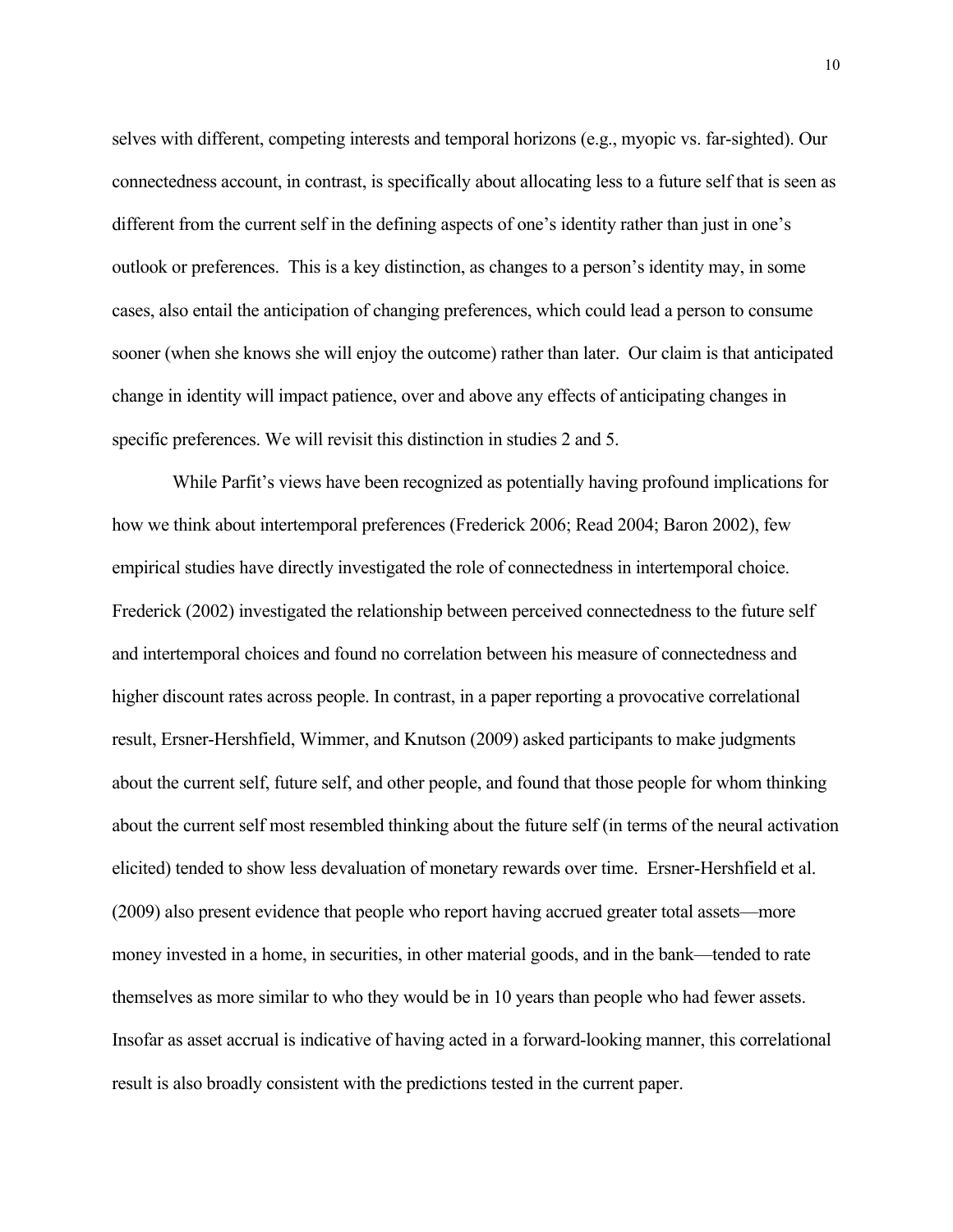selves with different, competing interests and temporal horizons (e.g., myopic vs. far-sighted). Our connectedness account, in contrast, is specifically about allocating less to a future self that is seen as different from the current self in the defining aspects of one's identity rather than just in one's outlook or preferences. This is a key distinction, as changes to a person's identity may, in some cases, also entail the anticipation of changing preferences, which could lead a person to consume sooner (when she knows she will enjoy the outcome) rather than later. Our claim is that anticipated change in identity will impact patience, over and above any effects of anticipating changes in specific preferences. We will revisit this distinction in studies 2 and 5.

While Parfit's views have been recognized as potentially having profound implications for how we think about intertemporal preferences (Frederick 2006; Read 2004; Baron 2002), few empirical studies have directly investigated the role of connectedness in intertemporal choice. Frederick (2002) investigated the relationship between perceived connectedness to the future self and intertemporal choices and found no correlation between his measure of connectedness and higher discount rates across people. In contrast, in a paper reporting a provocative correlational result, Ersner-Hershfield, Wimmer, and Knutson (2009) asked participants to make judgments about the current self, future self, and other people, and found that those people for whom thinking about the current self most resembled thinking about the future self (in terms of the neural activation elicited) tended to show less devaluation of monetary rewards over time. Ersner-Hershfield et al. (2009) also present evidence that people who report having accrued greater total assets—more money invested in a home, in securities, in other material goods, and in the bank—tended to rate themselves as more similar to who they would be in 10 years than people who had fewer assets. Insofar as asset accrual is indicative of having acted in a forward-looking manner, this correlational result is also broadly consistent with the predictions tested in the current paper.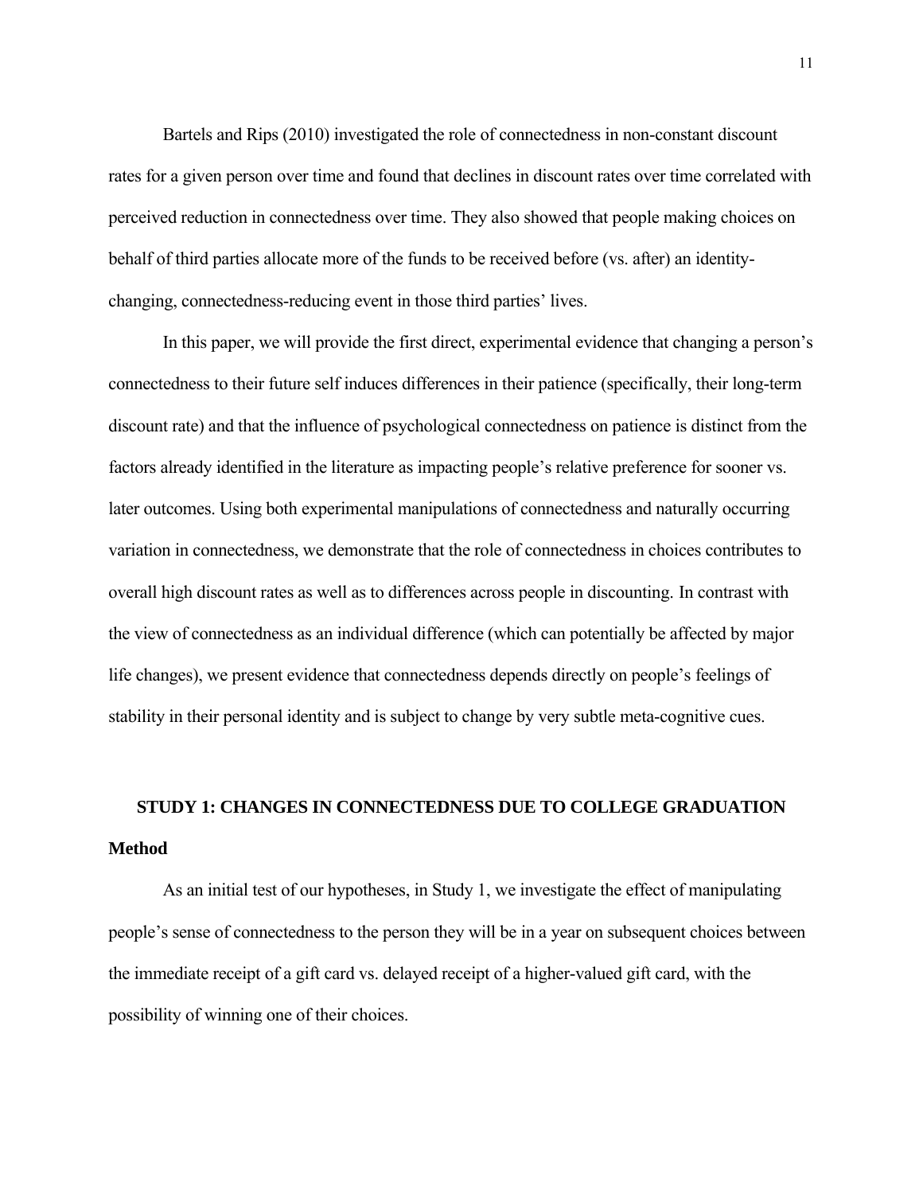Bartels and Rips (2010) investigated the role of connectedness in non-constant discount rates for a given person over time and found that declines in discount rates over time correlated with perceived reduction in connectedness over time. They also showed that people making choices on behalf of third parties allocate more of the funds to be received before (vs. after) an identity-changing, connectedness-reducing event in those third parties' lives.

In this paper, we will provide the first direct, experimental evidence that changing a person's connectedness to their future self induces differences in their patience (specifically, their long-term discount rate) and that the influence of psychological connectedness on patience is distinct from the factors already identified in the literature as impacting people's relative preference for sooner vs. later outcomes. Using both experimental manipulations of connectedness and naturally occurring variation in connectedness, we demonstrate that the role of connectedness in choices contributes to overall high discount rates as well as to differences across people in discounting. In contrast with the view of connectedness as an individual difference (which can potentially be affected by major life changes), we present evidence that connectedness depends directly on people's feelings of stability in their personal identity and is subject to change by very subtle meta-cognitive cues.

## STUDY 1: CHANGES IN CONNECTEDNESS DUE TO COLLEGE GRADUATION

### Method

As an initial test of our hypotheses, in Study 1, we investigate the effect of manipulating people's sense of connectedness to the person they will be in a year on subsequent choices between the immediate receipt of a gift card vs. delayed receipt of a higher-valued gift card, with the possibility of winning one of their choices.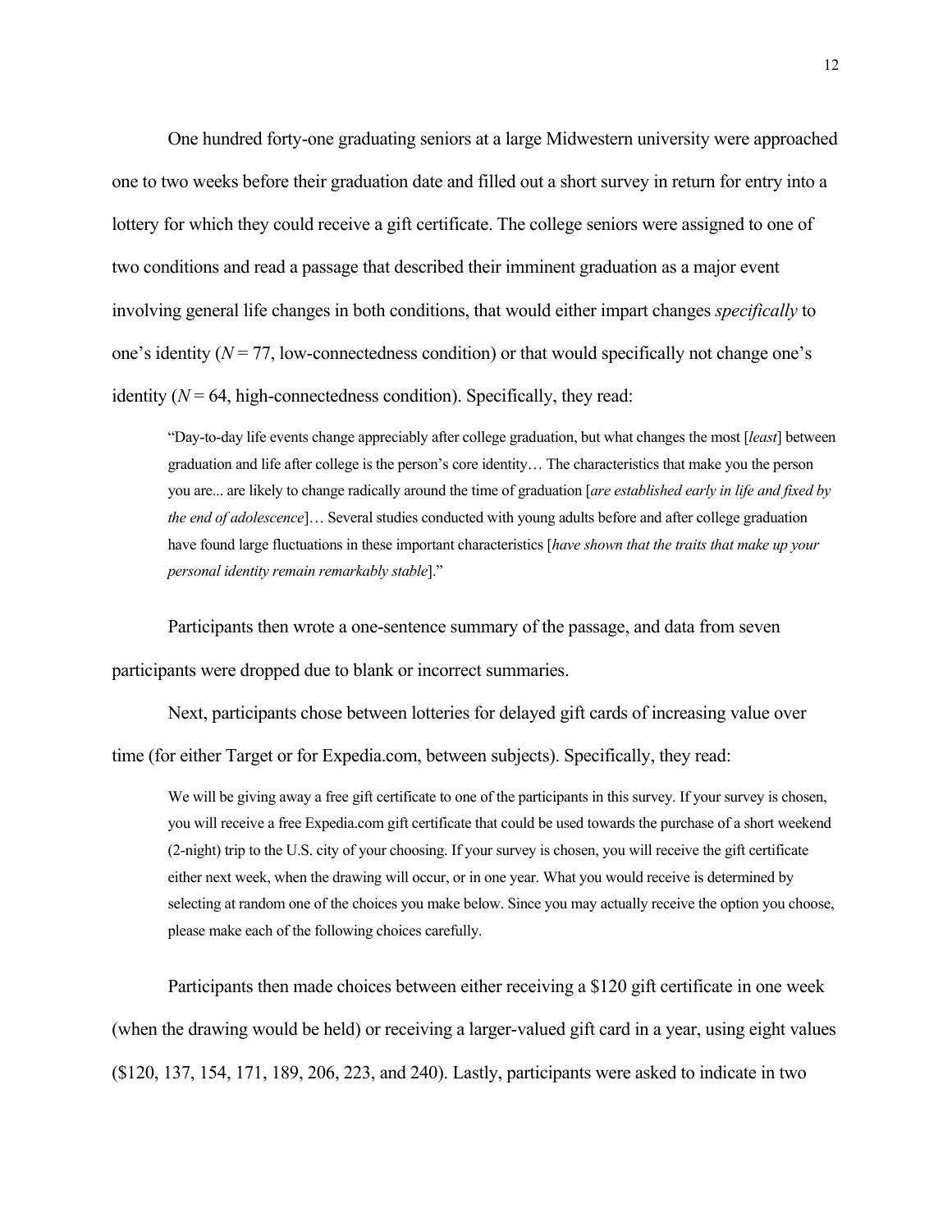One hundred forty-one graduating seniors at a large Midwestern university were approached one to two weeks before their graduation date and filled out a short survey in return for entry into a lottery for which they could receive a gift certificate. The college seniors were assigned to one of two conditions and read a passage that described their imminent graduation as a major event involving general life changes in both conditions, that would either impart changes *specifically* to one's identity (*N* = 77, low-connectedness condition) or that would specifically not change one's identity (*N* = 64, high-connectedness condition). Specifically, they read:

> "Day-to-day life events change appreciably after college graduation, but what changes the most [*least*] between graduation and life after college is the person's core identity… The characteristics that make you the person you are... are likely to change radically around the time of graduation [*are established early in life and fixed by the end of adolescence*]… Several studies conducted with young adults before and after college graduation have found large fluctuations in these important characteristics [*have shown that the traits that make up your personal identity remain remarkably stable*]."

Participants then wrote a one-sentence summary of the passage, and data from seven participants were dropped due to blank or incorrect summaries.

Next, participants chose between lotteries for delayed gift cards of increasing value over time (for either Target or for Expedia.com, between subjects). Specifically, they read:

> We will be giving away a free gift certificate to one of the participants in this survey. If your survey is chosen, you will receive a free Expedia.com gift certificate that could be used towards the purchase of a short weekend (2-night) trip to the U.S. city of your choosing. If your survey is chosen, you will receive the gift certificate either next week, when the drawing will occur, or in one year. What you would receive is determined by selecting at random one of the choices you make below. Since you may actually receive the option you choose, please make each of the following choices carefully.

Participants then made choices between either receiving a $120 gift certificate in one week (when the drawing would be held) or receiving a larger-valued gift card in a year, using eight values ($120, 137, 154, 171, 189, 206, 223, and 240). Lastly, participants were asked to indicate in two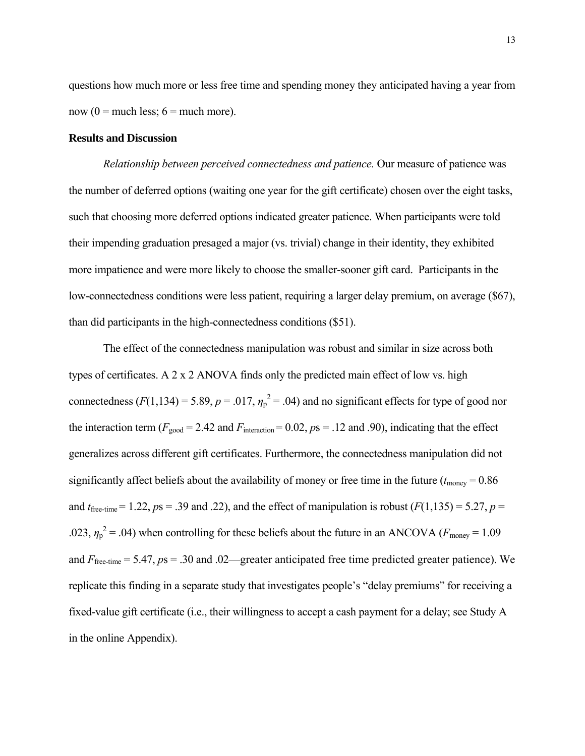questions how much more or less free time and spending money they anticipated having a year from now (0 = much less; 6 = much more).

**Results and Discussion**

*Relationship between perceived connectedness and patience.* Our measure of patience was the number of deferred options (waiting one year for the gift certificate) chosen over the eight tasks, such that choosing more deferred options indicated greater patience. When participants were told their impending graduation presaged a major (vs. trivial) change in their identity, they exhibited more impatience and were more likely to choose the smaller-sooner gift card. Participants in the low-connectedness conditions were less patient, requiring a larger delay premium, on average ($67), than did participants in the high-connectedness conditions ($51).

The effect of the connectedness manipulation was robust and similar in size across both types of certificates. A 2 x 2 ANOVA finds only the predicted main effect of low vs. high connectedness ($F(1,134) = 5.89$, $p = .017$, $\eta_p^2 = .04$) and no significant effects for type of good nor the interaction term ($F_{good} = 2.42$ and $F_{interaction} = 0.02$, $p$s = .12 and .90), indicating that the effect generalizes across different gift certificates. Furthermore, the connectedness manipulation did not significantly affect beliefs about the availability of money or free time in the future ($t_{money} = 0.86$ and $t_{free\text{-}time} = 1.22$, $p$s = .39 and .22), and the effect of manipulation is robust ($F(1,135) = 5.27$, $p = .023$, $\eta_p^2 = .04$) when controlling for these beliefs about the future in an ANCOVA ($F_{money} = 1.09$ and $F_{free\text{-}time} = 5.47$, $p$s = .30 and .02—greater anticipated free time predicted greater patience). We replicate this finding in a separate study that investigates people's "delay premiums" for receiving a fixed-value gift certificate (i.e., their willingness to accept a cash payment for a delay; see Study A in the online Appendix).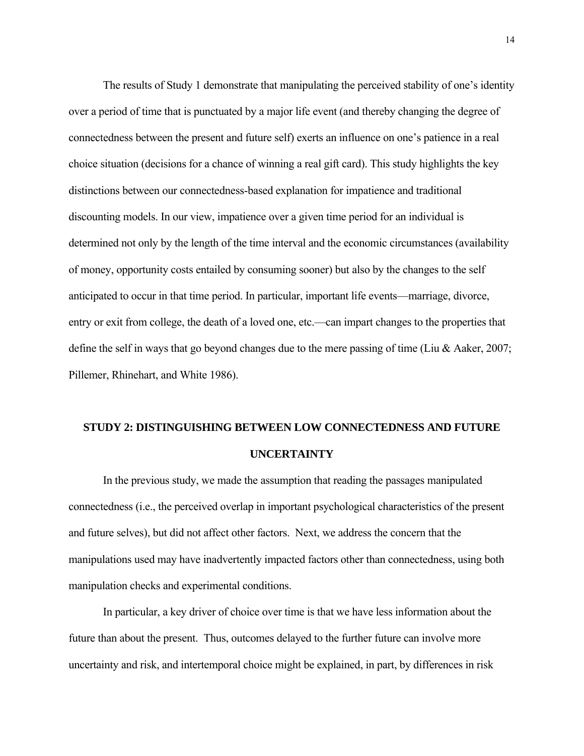The results of Study 1 demonstrate that manipulating the perceived stability of one's identity over a period of time that is punctuated by a major life event (and thereby changing the degree of connectedness between the present and future self) exerts an influence on one's patience in a real choice situation (decisions for a chance of winning a real gift card). This study highlights the key distinctions between our connectedness-based explanation for impatience and traditional discounting models. In our view, impatience over a given time period for an individual is determined not only by the length of the time interval and the economic circumstances (availability of money, opportunity costs entailed by consuming sooner) but also by the changes to the self anticipated to occur in that time period. In particular, important life events—marriage, divorce, entry or exit from college, the death of a loved one, etc.—can impart changes to the properties that define the self in ways that go beyond changes due to the mere passing of time (Liu & Aaker, 2007; Pillemer, Rhinehart, and White 1986).

## STUDY 2: DISTINGUISHING BETWEEN LOW CONNECTEDNESS AND FUTURE UNCERTAINTY

In the previous study, we made the assumption that reading the passages manipulated connectedness (i.e., the perceived overlap in important psychological characteristics of the present and future selves), but did not affect other factors. Next, we address the concern that the manipulations used may have inadvertently impacted factors other than connectedness, using both manipulation checks and experimental conditions.

In particular, a key driver of choice over time is that we have less information about the future than about the present. Thus, outcomes delayed to the further future can involve more uncertainty and risk, and intertemporal choice might be explained, in part, by differences in risk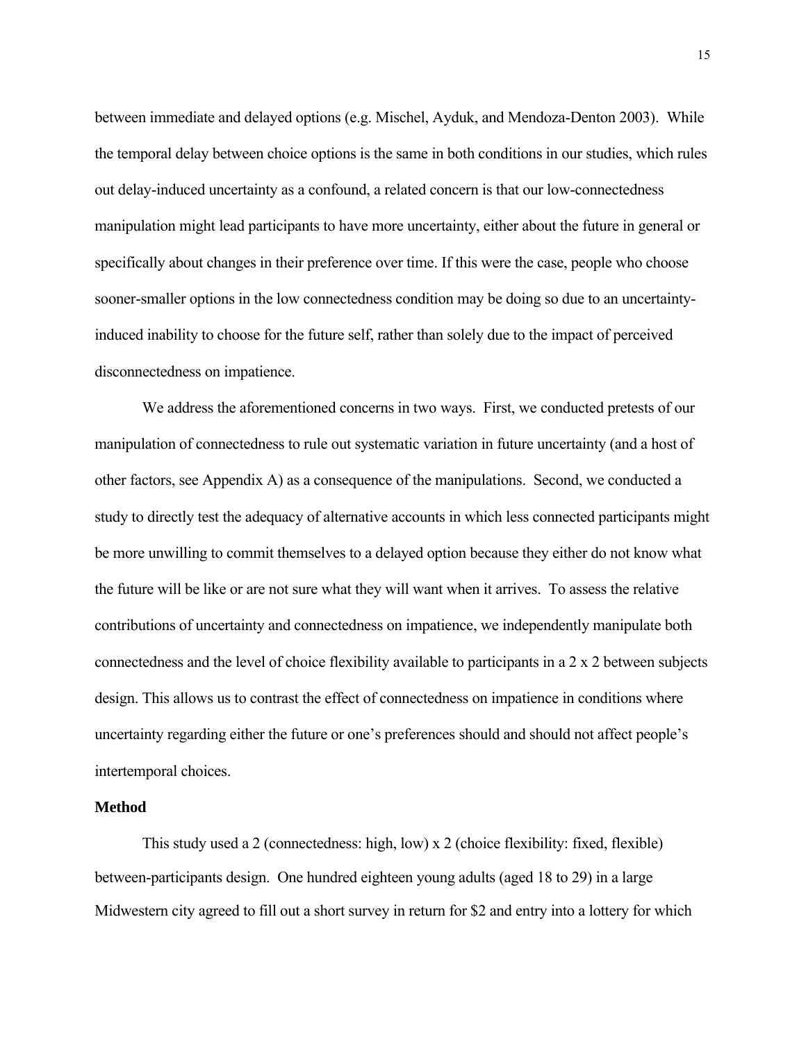between immediate and delayed options (e.g. Mischel, Ayduk, and Mendoza-Denton 2003). While the temporal delay between choice options is the same in both conditions in our studies, which rules out delay-induced uncertainty as a confound, a related concern is that our low-connectedness manipulation might lead participants to have more uncertainty, either about the future in general or specifically about changes in their preference over time. If this were the case, people who choose sooner-smaller options in the low connectedness condition may be doing so due to an uncertainty-induced inability to choose for the future self, rather than solely due to the impact of perceived disconnectedness on impatience.

We address the aforementioned concerns in two ways. First, we conducted pretests of our manipulation of connectedness to rule out systematic variation in future uncertainty (and a host of other factors, see Appendix A) as a consequence of the manipulations. Second, we conducted a study to directly test the adequacy of alternative accounts in which less connected participants might be more unwilling to commit themselves to a delayed option because they either do not know what the future will be like or are not sure what they will want when it arrives. To assess the relative contributions of uncertainty and connectedness on impatience, we independently manipulate both connectedness and the level of choice flexibility available to participants in a 2 x 2 between subjects design. This allows us to contrast the effect of connectedness on impatience in conditions where uncertainty regarding either the future or one's preferences should and should not affect people's intertemporal choices.

**Method**

This study used a 2 (connectedness: high, low) x 2 (choice flexibility: fixed, flexible) between-participants design. One hundred eighteen young adults (aged 18 to 29) in a large Midwestern city agreed to fill out a short survey in return for $2 and entry into a lottery for which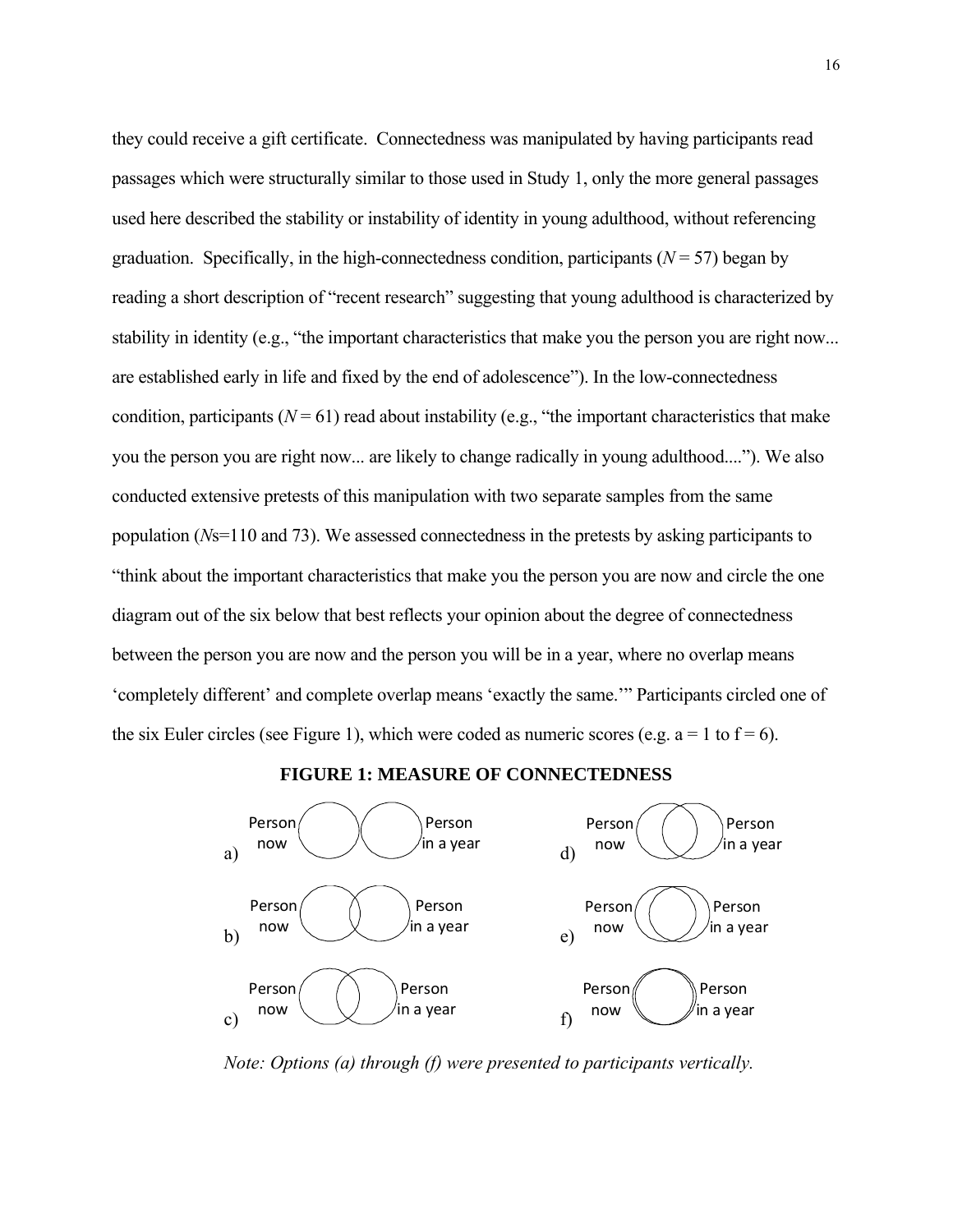they could receive a gift certificate. Connectedness was manipulated by having participants read passages which were structurally similar to those used in Study 1, only the more general passages used here described the stability or instability of identity in young adulthood, without referencing graduation. Specifically, in the high-connectedness condition, participants ($N = 57$) began by reading a short description of "recent research" suggesting that young adulthood is characterized by stability in identity (e.g., "the important characteristics that make you the person you are right now... are established early in life and fixed by the end of adolescence"). In the low-connectedness condition, participants ($N = 61$) read about instability (e.g., "the important characteristics that make you the person you are right now... are likely to change radically in young adulthood...."). We also conducted extensive pretests of this manipulation with two separate samples from the same population (*N*s=110 and 73). We assessed connectedness in the pretests by asking participants to "think about the important characteristics that make you the person you are now and circle the one diagram out of the six below that best reflects your opinion about the degree of connectedness between the person you are now and the person you will be in a year, where no overlap means 'completely different' and complete overlap means 'exactly the same.'" Participants circled one of the six Euler circles (see Figure 1), which were coded as numeric scores (e.g. a = 1 to f = 6).

**FIGURE 1: MEASURE OF CONNECTEDNESS**

a) Person now / Person in a year

b) Person now / Person in a year

c) Person now / Person in a year

d) Person now / Person in a year

e) Person now / Person in a year

f) Person now / Person in a year

*Note: Options (a) through (f) were presented to participants vertically.*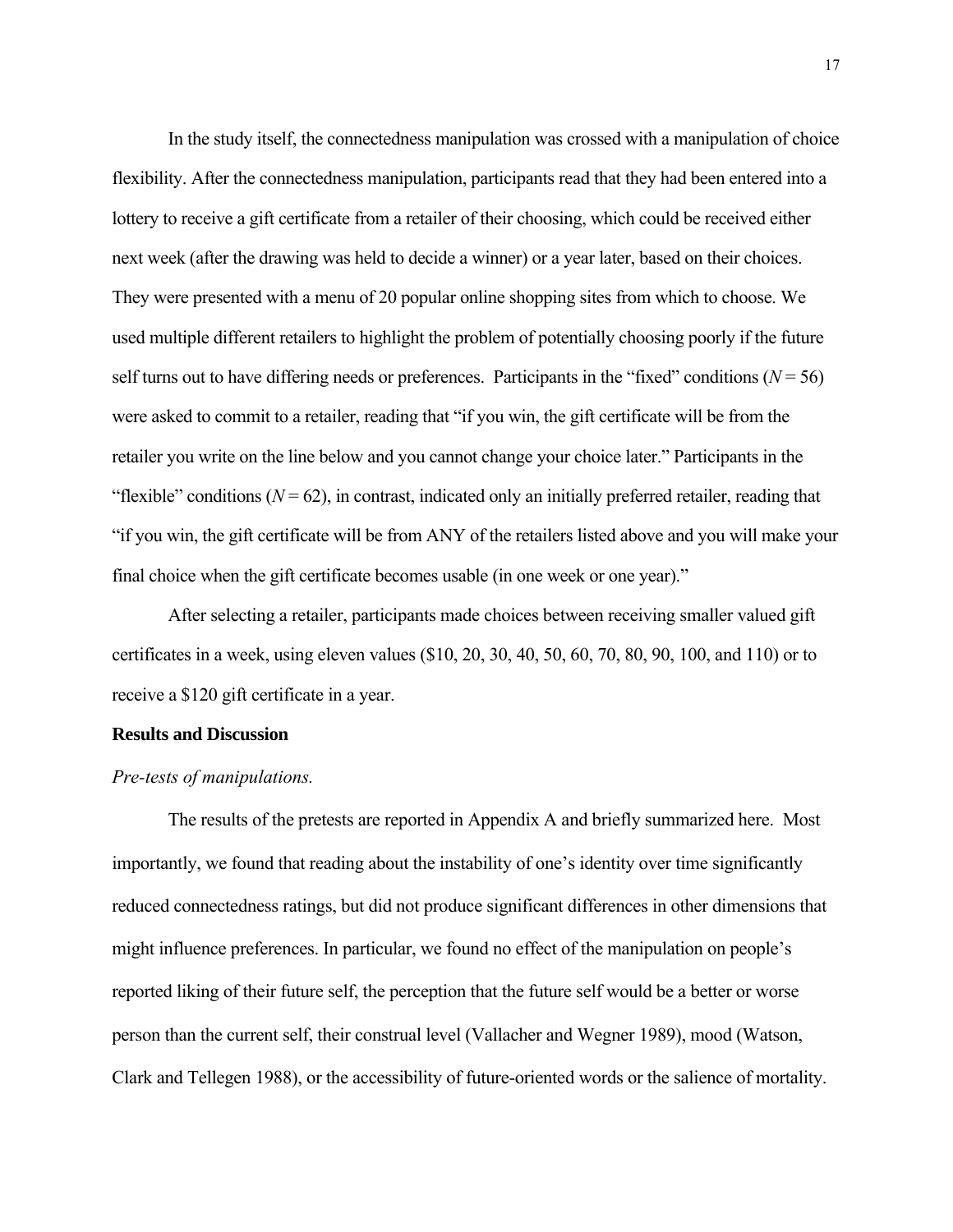In the study itself, the connectedness manipulation was crossed with a manipulation of choice flexibility. After the connectedness manipulation, participants read that they had been entered into a lottery to receive a gift certificate from a retailer of their choosing, which could be received either next week (after the drawing was held to decide a winner) or a year later, based on their choices. They were presented with a menu of 20 popular online shopping sites from which to choose. We used multiple different retailers to highlight the problem of potentially choosing poorly if the future self turns out to have differing needs or preferences. Participants in the "fixed" conditions ($N = 56$) were asked to commit to a retailer, reading that "if you win, the gift certificate will be from the retailer you write on the line below and you cannot change your choice later." Participants in the "flexible" conditions ($N = 62$), in contrast, indicated only an initially preferred retailer, reading that "if you win, the gift certificate will be from ANY of the retailers listed above and you will make your final choice when the gift certificate becomes usable (in one week or one year)."

After selecting a retailer, participants made choices between receiving smaller valued gift certificates in a week, using eleven values ($10, 20, 30, 40, 50, 60, 70, 80, 90, 100, and 110) or to receive a $120 gift certificate in a year.

**Results and Discussion**

*Pre-tests of manipulations.*

The results of the pretests are reported in Appendix A and briefly summarized here. Most importantly, we found that reading about the instability of one's identity over time significantly reduced connectedness ratings, but did not produce significant differences in other dimensions that might influence preferences. In particular, we found no effect of the manipulation on people's reported liking of their future self, the perception that the future self would be a better or worse person than the current self, their construal level (Vallacher and Wegner 1989), mood (Watson, Clark and Tellegen 1988), or the accessibility of future-oriented words or the salience of mortality.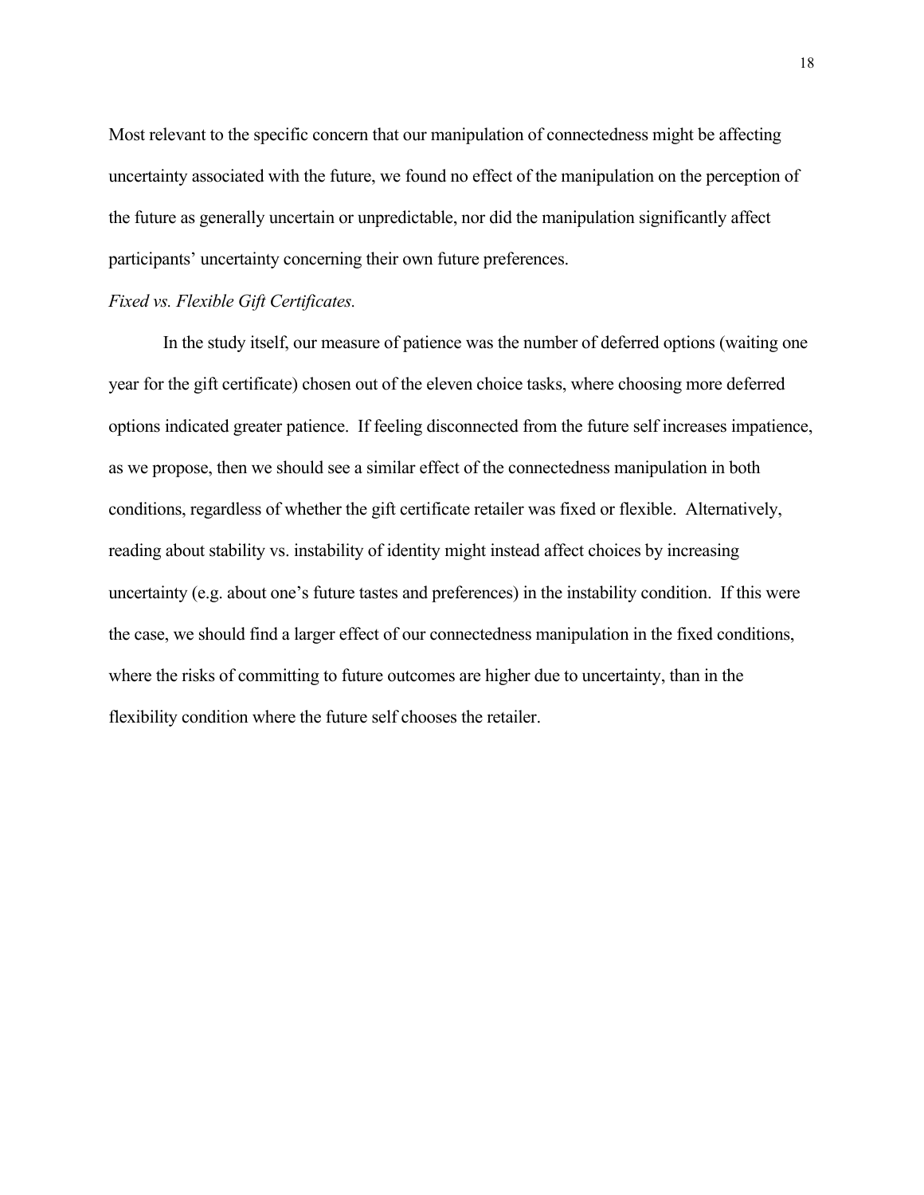Most relevant to the specific concern that our manipulation of connectedness might be affecting uncertainty associated with the future, we found no effect of the manipulation on the perception of the future as generally uncertain or unpredictable, nor did the manipulation significantly affect participants' uncertainty concerning their own future preferences.

*Fixed vs. Flexible Gift Certificates.*

In the study itself, our measure of patience was the number of deferred options (waiting one year for the gift certificate) chosen out of the eleven choice tasks, where choosing more deferred options indicated greater patience. If feeling disconnected from the future self increases impatience, as we propose, then we should see a similar effect of the connectedness manipulation in both conditions, regardless of whether the gift certificate retailer was fixed or flexible. Alternatively, reading about stability vs. instability of identity might instead affect choices by increasing uncertainty (e.g. about one's future tastes and preferences) in the instability condition. If this were the case, we should find a larger effect of our connectedness manipulation in the fixed conditions, where the risks of committing to future outcomes are higher due to uncertainty, than in the flexibility condition where the future self chooses the retailer.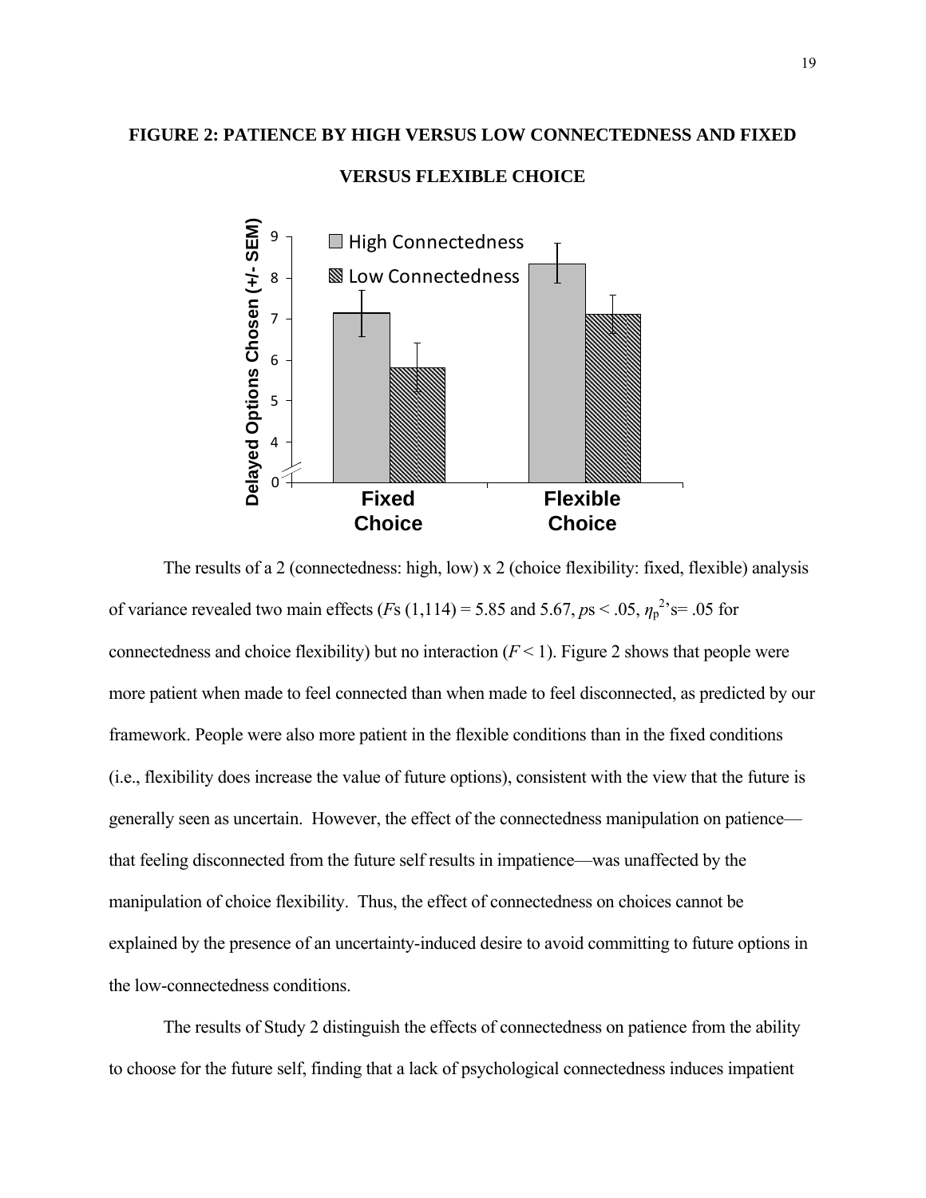**FIGURE 2: PATIENCE BY HIGH VERSUS LOW CONNECTEDNESS AND FIXED VERSUS FLEXIBLE CHOICE**

The results of a 2 (connectedness: high, low) x 2 (choice flexibility: fixed, flexible) analysis of variance revealed two main effects (*F*s (1,114) = 5.85 and 5.67, *p*s < .05, $\eta_p^2$'s= .05 for connectedness and choice flexibility) but no interaction ($F < 1$). Figure 2 shows that people were more patient when made to feel connected than when made to feel disconnected, as predicted by our framework. People were also more patient in the flexible conditions than in the fixed conditions (i.e., flexibility does increase the value of future options), consistent with the view that the future is generally seen as uncertain. However, the effect of the connectedness manipulation on patience—that feeling disconnected from the future self results in impatience—was unaffected by the manipulation of choice flexibility. Thus, the effect of connectedness on choices cannot be explained by the presence of an uncertainty-induced desire to avoid committing to future options in the low-connectedness conditions.

The results of Study 2 distinguish the effects of connectedness on patience from the ability to choose for the future self, finding that a lack of psychological connectedness induces impatient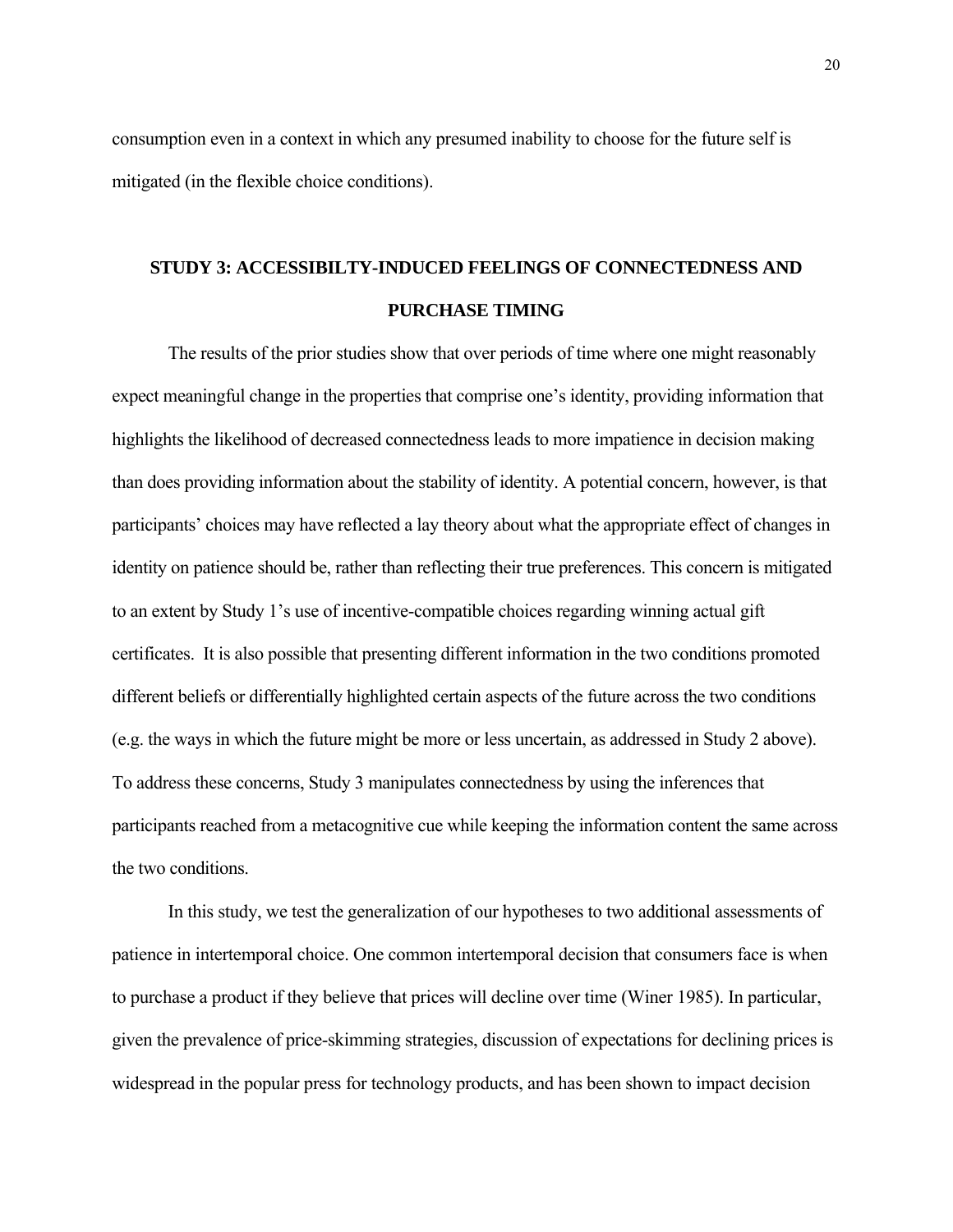consumption even in a context in which any presumed inability to choose for the future self is mitigated (in the flexible choice conditions).

## STUDY 3: ACCESSIBILTY-INDUCED FEELINGS OF CONNECTEDNESS AND PURCHASE TIMING

The results of the prior studies show that over periods of time where one might reasonably expect meaningful change in the properties that comprise one's identity, providing information that highlights the likelihood of decreased connectedness leads to more impatience in decision making than does providing information about the stability of identity. A potential concern, however, is that participants' choices may have reflected a lay theory about what the appropriate effect of changes in identity on patience should be, rather than reflecting their true preferences. This concern is mitigated to an extent by Study 1's use of incentive-compatible choices regarding winning actual gift certificates. It is also possible that presenting different information in the two conditions promoted different beliefs or differentially highlighted certain aspects of the future across the two conditions (e.g. the ways in which the future might be more or less uncertain, as addressed in Study 2 above). To address these concerns, Study 3 manipulates connectedness by using the inferences that participants reached from a metacognitive cue while keeping the information content the same across the two conditions.

In this study, we test the generalization of our hypotheses to two additional assessments of patience in intertemporal choice. One common intertemporal decision that consumers face is when to purchase a product if they believe that prices will decline over time (Winer 1985). In particular, given the prevalence of price-skimming strategies, discussion of expectations for declining prices is widespread in the popular press for technology products, and has been shown to impact decision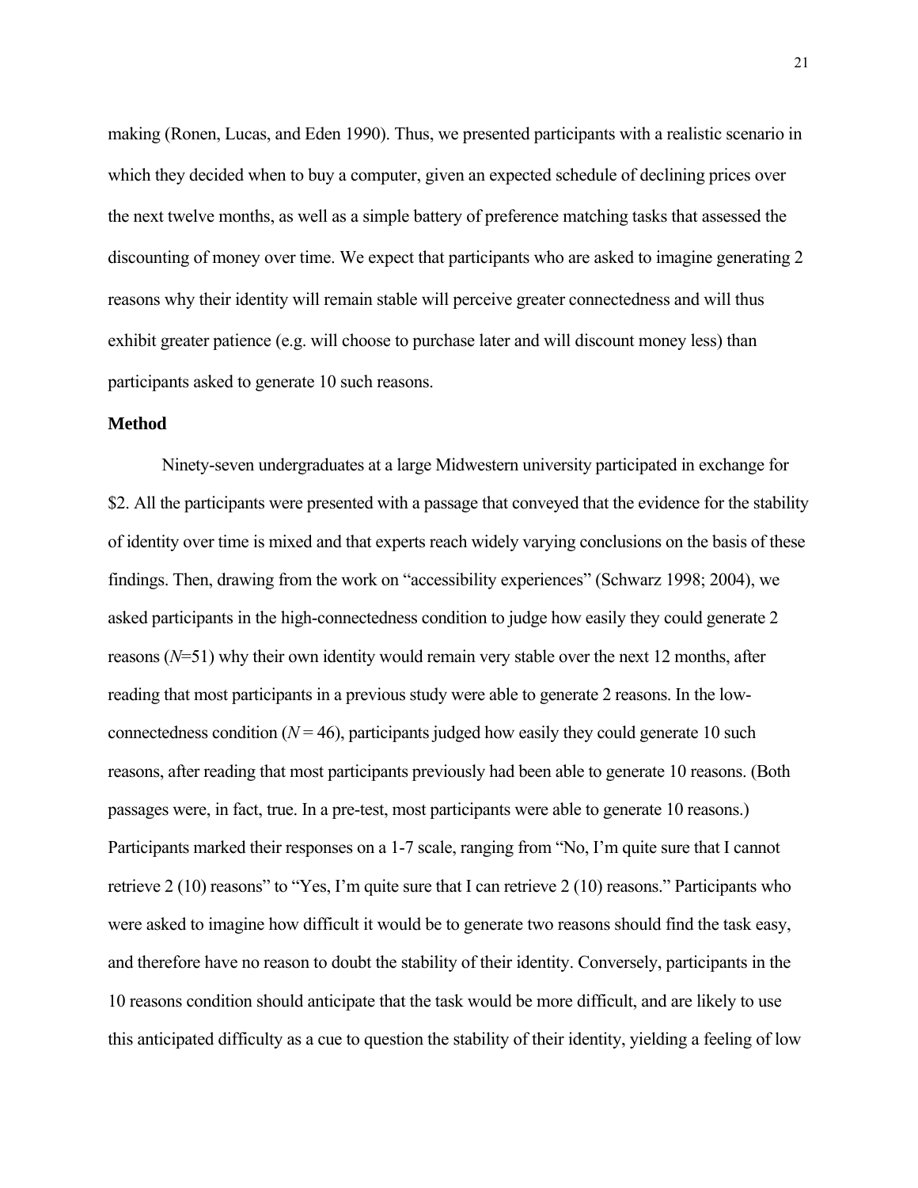making (Ronen, Lucas, and Eden 1990). Thus, we presented participants with a realistic scenario in which they decided when to buy a computer, given an expected schedule of declining prices over the next twelve months, as well as a simple battery of preference matching tasks that assessed the discounting of money over time. We expect that participants who are asked to imagine generating 2 reasons why their identity will remain stable will perceive greater connectedness and will thus exhibit greater patience (e.g. will choose to purchase later and will discount money less) than participants asked to generate 10 such reasons.

**Method**

Ninety-seven undergraduates at a large Midwestern university participated in exchange for $2. All the participants were presented with a passage that conveyed that the evidence for the stability of identity over time is mixed and that experts reach widely varying conclusions on the basis of these findings. Then, drawing from the work on "accessibility experiences" (Schwarz 1998; 2004), we asked participants in the high-connectedness condition to judge how easily they could generate 2 reasons ($N$=51) why their own identity would remain very stable over the next 12 months, after reading that most participants in a previous study were able to generate 2 reasons. In the low-connectedness condition ($N$ = 46), participants judged how easily they could generate 10 such reasons, after reading that most participants previously had been able to generate 10 reasons. (Both passages were, in fact, true. In a pre-test, most participants were able to generate 10 reasons.) Participants marked their responses on a 1-7 scale, ranging from "No, I'm quite sure that I cannot retrieve 2 (10) reasons" to "Yes, I'm quite sure that I can retrieve 2 (10) reasons." Participants who were asked to imagine how difficult it would be to generate two reasons should find the task easy, and therefore have no reason to doubt the stability of their identity. Conversely, participants in the 10 reasons condition should anticipate that the task would be more difficult, and are likely to use this anticipated difficulty as a cue to question the stability of their identity, yielding a feeling of low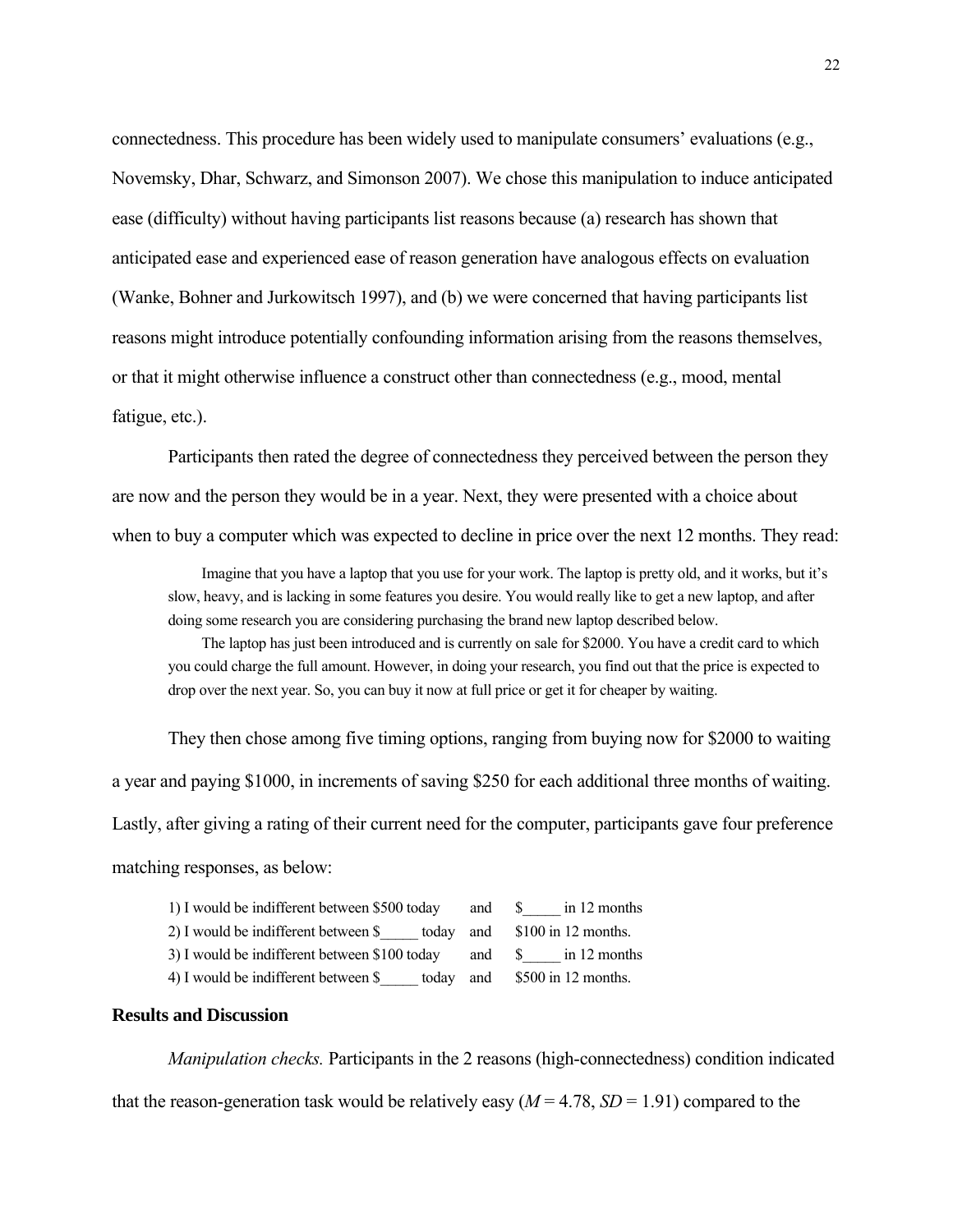connectedness. This procedure has been widely used to manipulate consumers' evaluations (e.g., Novemsky, Dhar, Schwarz, and Simonson 2007). We chose this manipulation to induce anticipated ease (difficulty) without having participants list reasons because (a) research has shown that anticipated ease and experienced ease of reason generation have analogous effects on evaluation (Wanke, Bohner and Jurkowitsch 1997), and (b) we were concerned that having participants list reasons might introduce potentially confounding information arising from the reasons themselves, or that it might otherwise influence a construct other than connectedness (e.g., mood, mental fatigue, etc.).

Participants then rated the degree of connectedness they perceived between the person they are now and the person they would be in a year. Next, they were presented with a choice about when to buy a computer which was expected to decline in price over the next 12 months. They read:

> Imagine that you have a laptop that you use for your work. The laptop is pretty old, and it works, but it's slow, heavy, and is lacking in some features you desire. You would really like to get a new laptop, and after doing some research you are considering purchasing the brand new laptop described below.
>
> The laptop has just been introduced and is currently on sale for $2000. You have a credit card to which you could charge the full amount. However, in doing your research, you find out that the price is expected to drop over the next year. So, you can buy it now at full price or get it for cheaper by waiting.

They then chose among five timing options, ranging from buying now for $2000 to waiting a year and paying $1000, in increments of saving $250 for each additional three months of waiting. Lastly, after giving a rating of their current need for the computer, participants gave four preference matching responses, as below:

| | | |
|---|---|---|
| 1) I would be indifferent between $500 today | and | $_____ in 12 months |
| 2) I would be indifferent between $_____ today | and | $100 in 12 months. |
| 3) I would be indifferent between $100 today | and | $_____ in 12 months |
| 4) I would be indifferent between $_____ today | and | $500 in 12 months. |

## Results and Discussion

*Manipulation checks.* Participants in the 2 reasons (high-connectedness) condition indicated that the reason-generation task would be relatively easy ($M$ = 4.78, $SD$ = 1.91) compared to the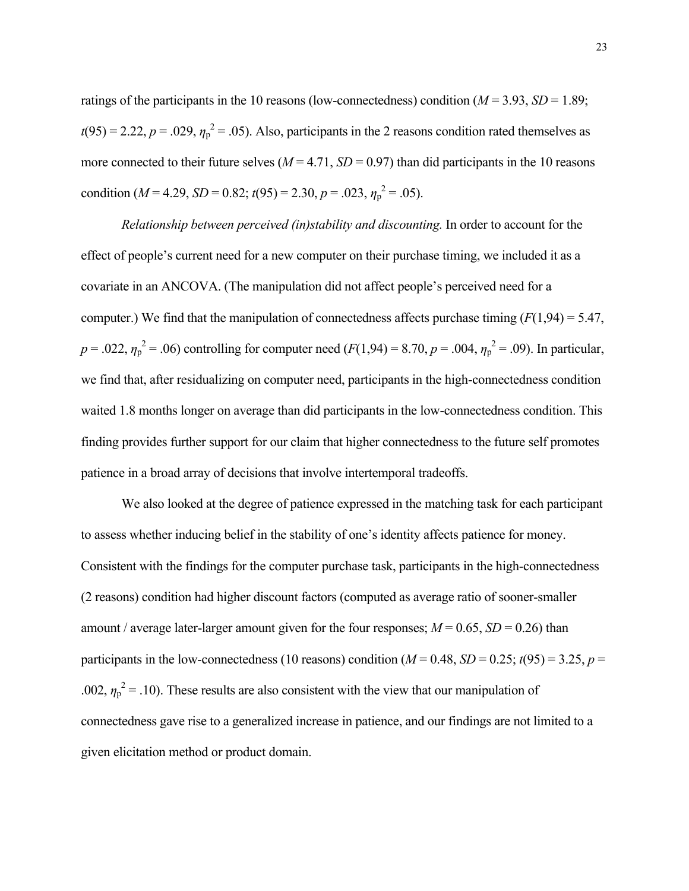ratings of the participants in the 10 reasons (low-connectedness) condition (*M* = 3.93, *SD* = 1.89; $t(95) = 2.22$, $p = .029$, $\eta_p^2 = .05$). Also, participants in the 2 reasons condition rated themselves as more connected to their future selves (*M* = 4.71, *SD* = 0.97) than did participants in the 10 reasons condition (*M* = 4.29, *SD* = 0.82; $t(95) = 2.30$, $p = .023$, $\eta_p^2 = .05$).

*Relationship between perceived (in)stability and discounting.* In order to account for the effect of people's current need for a new computer on their purchase timing, we included it as a covariate in an ANCOVA. (The manipulation did not affect people's perceived need for a computer.) We find that the manipulation of connectedness affects purchase timing ($F(1,94) = 5.47$, $p = .022$, $\eta_p^2 = .06$) controlling for computer need ($F(1,94) = 8.70$, $p = .004$, $\eta_p^2 = .09$). In particular, we find that, after residualizing on computer need, participants in the high-connectedness condition waited 1.8 months longer on average than did participants in the low-connectedness condition. This finding provides further support for our claim that higher connectedness to the future self promotes patience in a broad array of decisions that involve intertemporal tradeoffs.

We also looked at the degree of patience expressed in the matching task for each participant to assess whether inducing belief in the stability of one's identity affects patience for money. Consistent with the findings for the computer purchase task, participants in the high-connectedness (2 reasons) condition had higher discount factors (computed as average ratio of sooner-smaller amount / average later-larger amount given for the four responses; *M* = 0.65, *SD* = 0.26) than participants in the low-connectedness (10 reasons) condition (*M* = 0.48, *SD* = 0.25; $t(95) = 3.25$, $p = .002$, $\eta_p^2 = .10$). These results are also consistent with the view that our manipulation of connectedness gave rise to a generalized increase in patience, and our findings are not limited to a given elicitation method or product domain.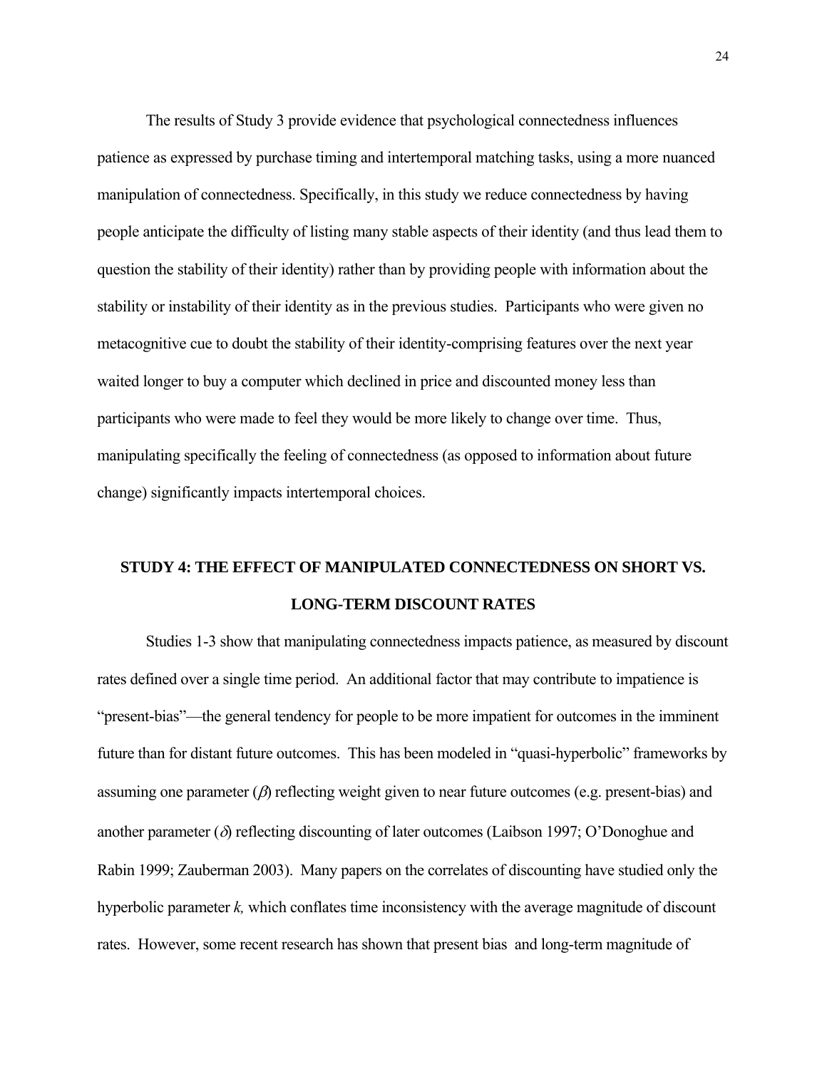The results of Study 3 provide evidence that psychological connectedness influences patience as expressed by purchase timing and intertemporal matching tasks, using a more nuanced manipulation of connectedness. Specifically, in this study we reduce connectedness by having people anticipate the difficulty of listing many stable aspects of their identity (and thus lead them to question the stability of their identity) rather than by providing people with information about the stability or instability of their identity as in the previous studies. Participants who were given no metacognitive cue to doubt the stability of their identity-comprising features over the next year waited longer to buy a computer which declined in price and discounted money less than participants who were made to feel they would be more likely to change over time. Thus, manipulating specifically the feeling of connectedness (as opposed to information about future change) significantly impacts intertemporal choices.

## STUDY 4: THE EFFECT OF MANIPULATED CONNECTEDNESS ON SHORT VS. LONG-TERM DISCOUNT RATES

Studies 1-3 show that manipulating connectedness impacts patience, as measured by discount rates defined over a single time period. An additional factor that may contribute to impatience is "present-bias"—the general tendency for people to be more impatient for outcomes in the imminent future than for distant future outcomes. This has been modeled in "quasi-hyperbolic" frameworks by assuming one parameter ($\beta$) reflecting weight given to near future outcomes (e.g. present-bias) and another parameter ($\delta$) reflecting discounting of later outcomes (Laibson 1997; O'Donoghue and Rabin 1999; Zauberman 2003). Many papers on the correlates of discounting have studied only the hyperbolic parameter $k$, which conflates time inconsistency with the average magnitude of discount rates. However, some recent research has shown that present bias and long-term magnitude of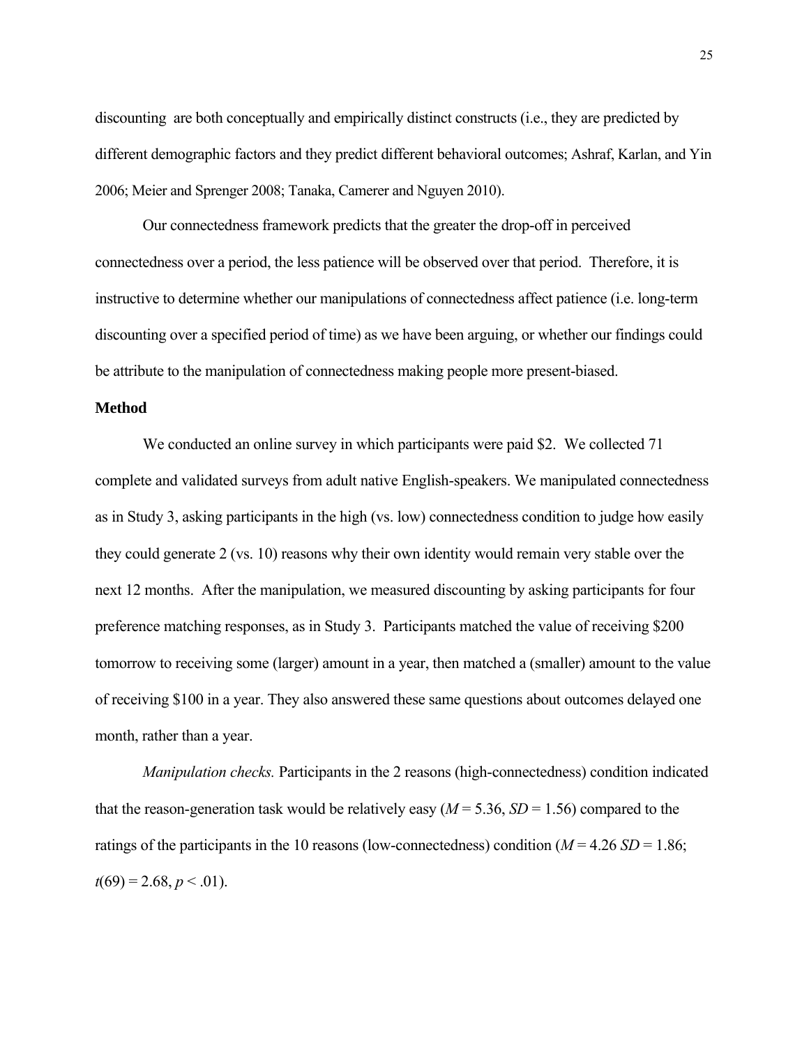discounting  are both conceptually and empirically distinct constructs (i.e., they are predicted by different demographic factors and they predict different behavioral outcomes; Ashraf, Karlan, and Yin 2006; Meier and Sprenger 2008; Tanaka, Camerer and Nguyen 2010).

Our connectedness framework predicts that the greater the drop-off in perceived connectedness over a period, the less patience will be observed over that period.  Therefore, it is instructive to determine whether our manipulations of connectedness affect patience (i.e. long-term discounting over a specified period of time) as we have been arguing, or whether our findings could be attribute to the manipulation of connectedness making people more present-biased.

**Method**

We conducted an online survey in which participants were paid $2.  We collected 71 complete and validated surveys from adult native English-speakers. We manipulated connectedness as in Study 3, asking participants in the high (vs. low) connectedness condition to judge how easily they could generate 2 (vs. 10) reasons why their own identity would remain very stable over the next 12 months.  After the manipulation, we measured discounting by asking participants for four preference matching responses, as in Study 3.  Participants matched the value of receiving $200 tomorrow to receiving some (larger) amount in a year, then matched a (smaller) amount to the value of receiving $100 in a year. They also answered these same questions about outcomes delayed one month, rather than a year.

*Manipulation checks.* Participants in the 2 reasons (high-connectedness) condition indicated that the reason-generation task would be relatively easy ($M = 5.36$, $SD = 1.56$) compared to the ratings of the participants in the 10 reasons (low-connectedness) condition ($M = 4.26$ $SD = 1.86$; $t(69) = 2.68$, $p < .01$).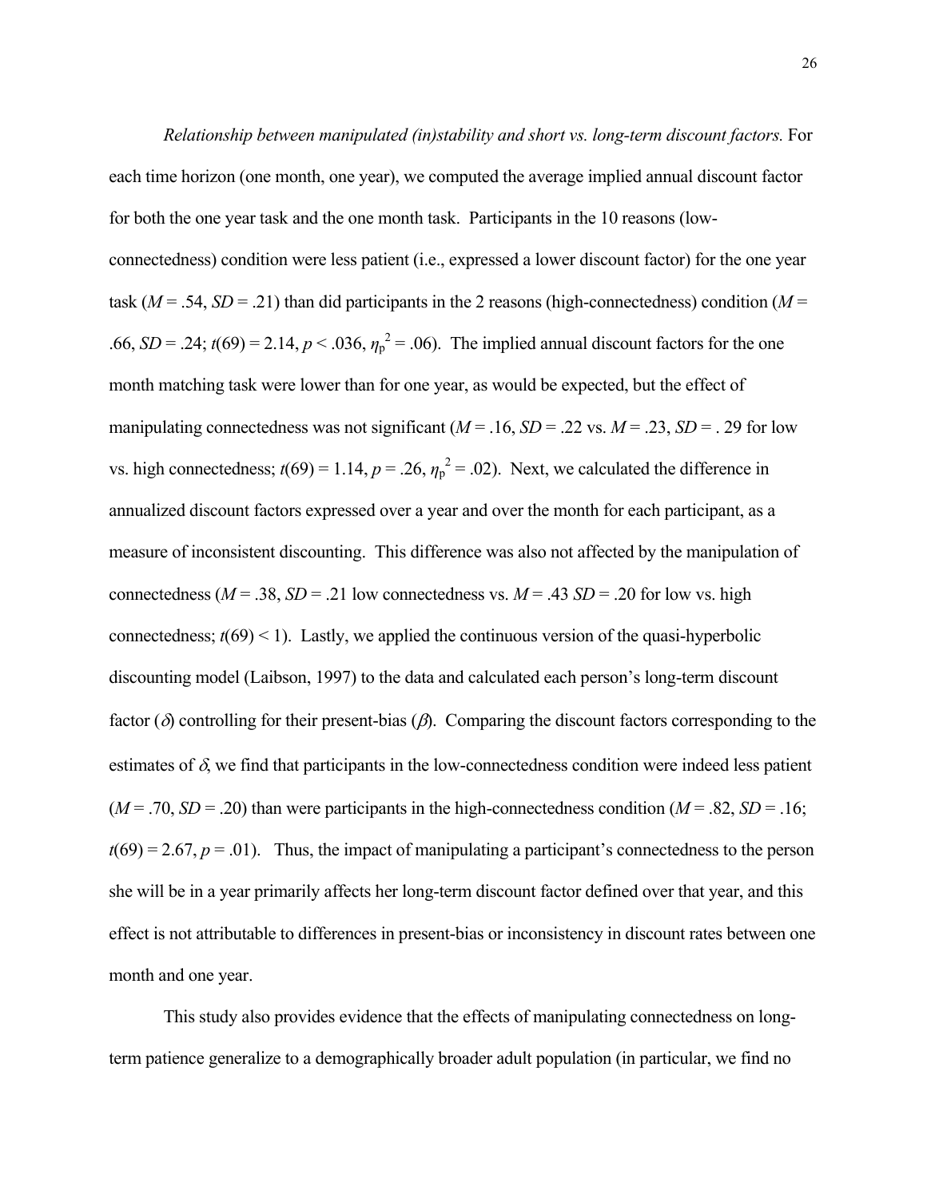*Relationship between manipulated (in)stability and short vs. long-term discount factors.* For each time horizon (one month, one year), we computed the average implied annual discount factor for both the one year task and the one month task. Participants in the 10 reasons (low-connectedness) condition were less patient (i.e., expressed a lower discount factor) for the one year task ($M$ = .54, $SD$ = .21) than did participants in the 2 reasons (high-connectedness) condition ($M$ = .66, $SD$ = .24; $t(69) = 2.14$, $p < .036$, $\eta_p^2 = .06$). The implied annual discount factors for the one month matching task were lower than for one year, as would be expected, but the effect of manipulating connectedness was not significant ($M$ = .16, $SD$ = .22 vs. $M$ = .23, $SD$ = . 29 for low vs. high connectedness; $t(69) = 1.14$, $p = .26$, $\eta_p^2 = .02$). Next, we calculated the difference in annualized discount factors expressed over a year and over the month for each participant, as a measure of inconsistent discounting. This difference was also not affected by the manipulation of connectedness ($M$ = .38, $SD$ = .21 low connectedness vs. $M$ = .43 $SD$ = .20 for low vs. high connectedness; $t(69) < 1$). Lastly, we applied the continuous version of the quasi-hyperbolic discounting model (Laibson, 1997) to the data and calculated each person's long-term discount factor ($\delta$) controlling for their present-bias ($\beta$). Comparing the discount factors corresponding to the estimates of $\delta$, we find that participants in the low-connectedness condition were indeed less patient ($M$ = .70, $SD$ = .20) than were participants in the high-connectedness condition ($M$ = .82, $SD$ = .16; $t(69) = 2.67$, $p = .01$). Thus, the impact of manipulating a participant's connectedness to the person she will be in a year primarily affects her long-term discount factor defined over that year, and this effect is not attributable to differences in present-bias or inconsistency in discount rates between one month and one year.

This study also provides evidence that the effects of manipulating connectedness on long-term patience generalize to a demographically broader adult population (in particular, we find no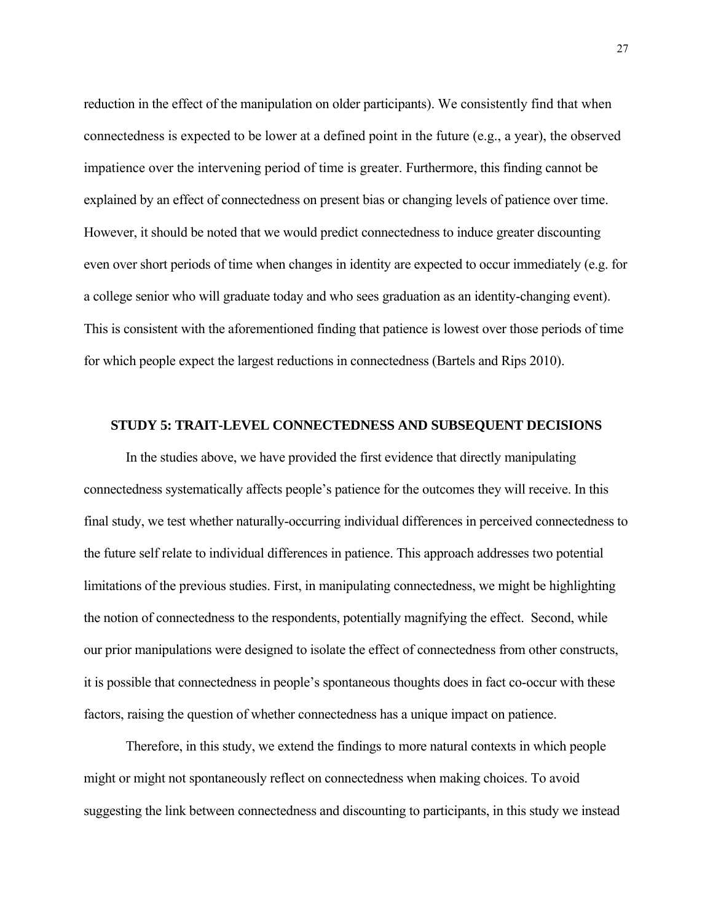reduction in the effect of the manipulation on older participants). We consistently find that when connectedness is expected to be lower at a defined point in the future (e.g., a year), the observed impatience over the intervening period of time is greater. Furthermore, this finding cannot be explained by an effect of connectedness on present bias or changing levels of patience over time. However, it should be noted that we would predict connectedness to induce greater discounting even over short periods of time when changes in identity are expected to occur immediately (e.g. for a college senior who will graduate today and who sees graduation as an identity-changing event). This is consistent with the aforementioned finding that patience is lowest over those periods of time for which people expect the largest reductions in connectedness (Bartels and Rips 2010).

## STUDY 5: TRAIT-LEVEL CONNECTEDNESS AND SUBSEQUENT DECISIONS

In the studies above, we have provided the first evidence that directly manipulating connectedness systematically affects people's patience for the outcomes they will receive. In this final study, we test whether naturally-occurring individual differences in perceived connectedness to the future self relate to individual differences in patience. This approach addresses two potential limitations of the previous studies. First, in manipulating connectedness, we might be highlighting the notion of connectedness to the respondents, potentially magnifying the effect. Second, while our prior manipulations were designed to isolate the effect of connectedness from other constructs, it is possible that connectedness in people's spontaneous thoughts does in fact co-occur with these factors, raising the question of whether connectedness has a unique impact on patience.

Therefore, in this study, we extend the findings to more natural contexts in which people might or might not spontaneously reflect on connectedness when making choices. To avoid suggesting the link between connectedness and discounting to participants, in this study we instead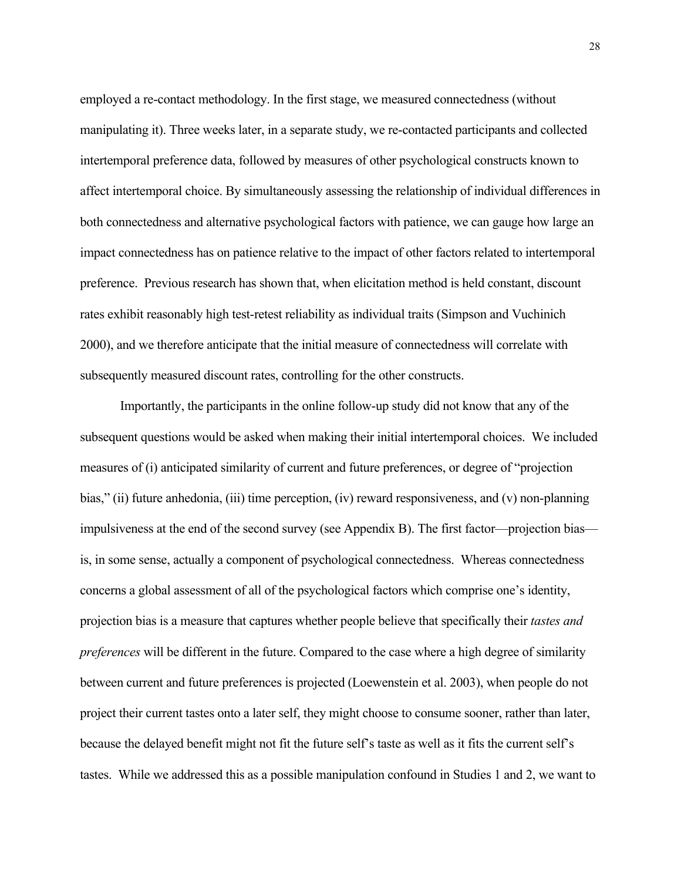employed a re-contact methodology. In the first stage, we measured connectedness (without manipulating it). Three weeks later, in a separate study, we re-contacted participants and collected intertemporal preference data, followed by measures of other psychological constructs known to affect intertemporal choice. By simultaneously assessing the relationship of individual differences in both connectedness and alternative psychological factors with patience, we can gauge how large an impact connectedness has on patience relative to the impact of other factors related to intertemporal preference. Previous research has shown that, when elicitation method is held constant, discount rates exhibit reasonably high test-retest reliability as individual traits (Simpson and Vuchinich 2000), and we therefore anticipate that the initial measure of connectedness will correlate with subsequently measured discount rates, controlling for the other constructs.

Importantly, the participants in the online follow-up study did not know that any of the subsequent questions would be asked when making their initial intertemporal choices. We included measures of (i) anticipated similarity of current and future preferences, or degree of "projection bias," (ii) future anhedonia, (iii) time perception, (iv) reward responsiveness, and (v) non-planning impulsiveness at the end of the second survey (see Appendix B). The first factor—projection bias—is, in some sense, actually a component of psychological connectedness. Whereas connectedness concerns a global assessment of all of the psychological factors which comprise one's identity, projection bias is a measure that captures whether people believe that specifically their *tastes and preferences* will be different in the future. Compared to the case where a high degree of similarity between current and future preferences is projected (Loewenstein et al. 2003), when people do not project their current tastes onto a later self, they might choose to consume sooner, rather than later, because the delayed benefit might not fit the future self's taste as well as it fits the current self's tastes. While we addressed this as a possible manipulation confound in Studies 1 and 2, we want to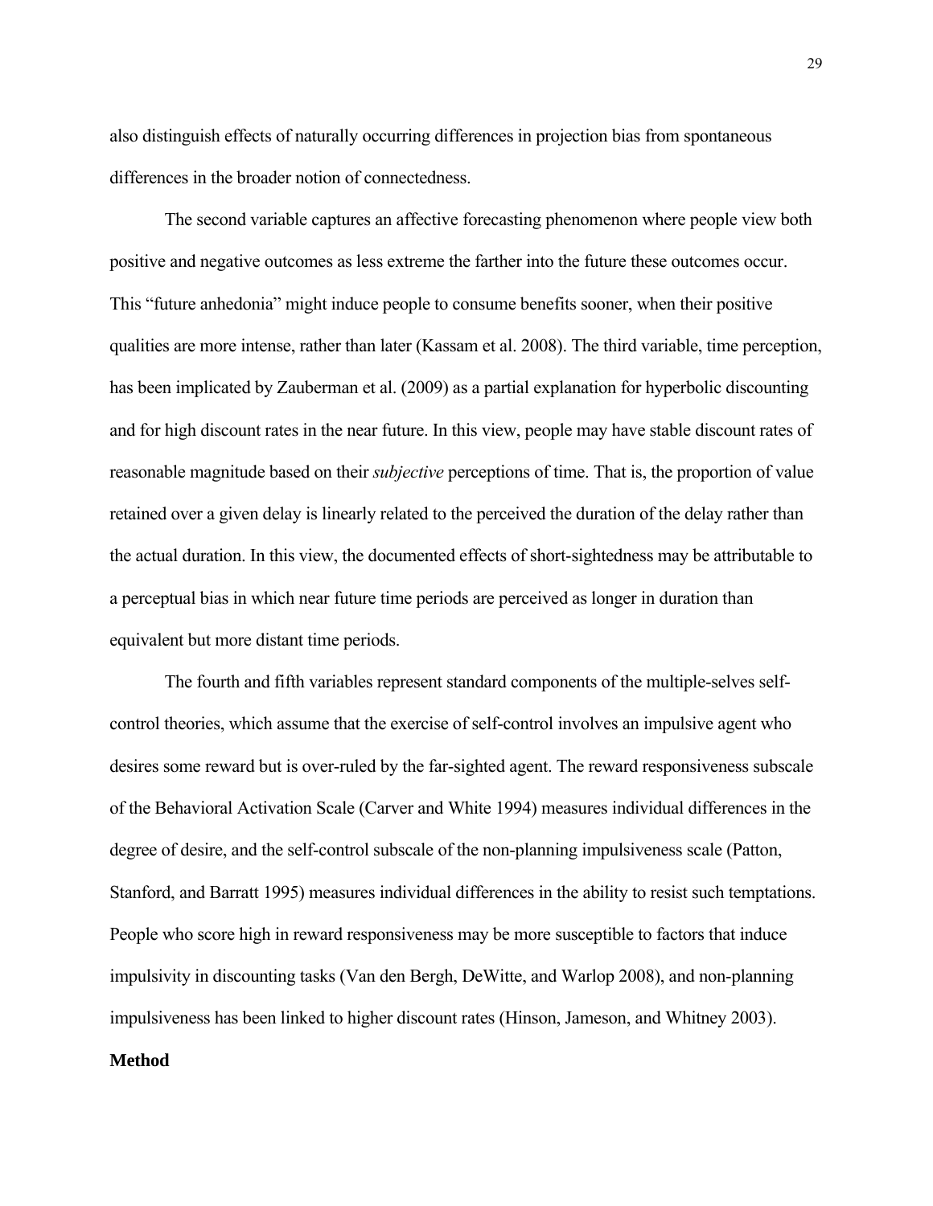also distinguish effects of naturally occurring differences in projection bias from spontaneous differences in the broader notion of connectedness.

The second variable captures an affective forecasting phenomenon where people view both positive and negative outcomes as less extreme the farther into the future these outcomes occur. This "future anhedonia" might induce people to consume benefits sooner, when their positive qualities are more intense, rather than later (Kassam et al. 2008). The third variable, time perception, has been implicated by Zauberman et al. (2009) as a partial explanation for hyperbolic discounting and for high discount rates in the near future. In this view, people may have stable discount rates of reasonable magnitude based on their *subjective* perceptions of time. That is, the proportion of value retained over a given delay is linearly related to the perceived the duration of the delay rather than the actual duration. In this view, the documented effects of short-sightedness may be attributable to a perceptual bias in which near future time periods are perceived as longer in duration than equivalent but more distant time periods.

The fourth and fifth variables represent standard components of the multiple-selves self-control theories, which assume that the exercise of self-control involves an impulsive agent who desires some reward but is over-ruled by the far-sighted agent. The reward responsiveness subscale of the Behavioral Activation Scale (Carver and White 1994) measures individual differences in the degree of desire, and the self-control subscale of the non-planning impulsiveness scale (Patton, Stanford, and Barratt 1995) measures individual differences in the ability to resist such temptations. People who score high in reward responsiveness may be more susceptible to factors that induce impulsivity in discounting tasks (Van den Bergh, DeWitte, and Warlop 2008), and non-planning impulsiveness has been linked to higher discount rates (Hinson, Jameson, and Whitney 2003).

**Method**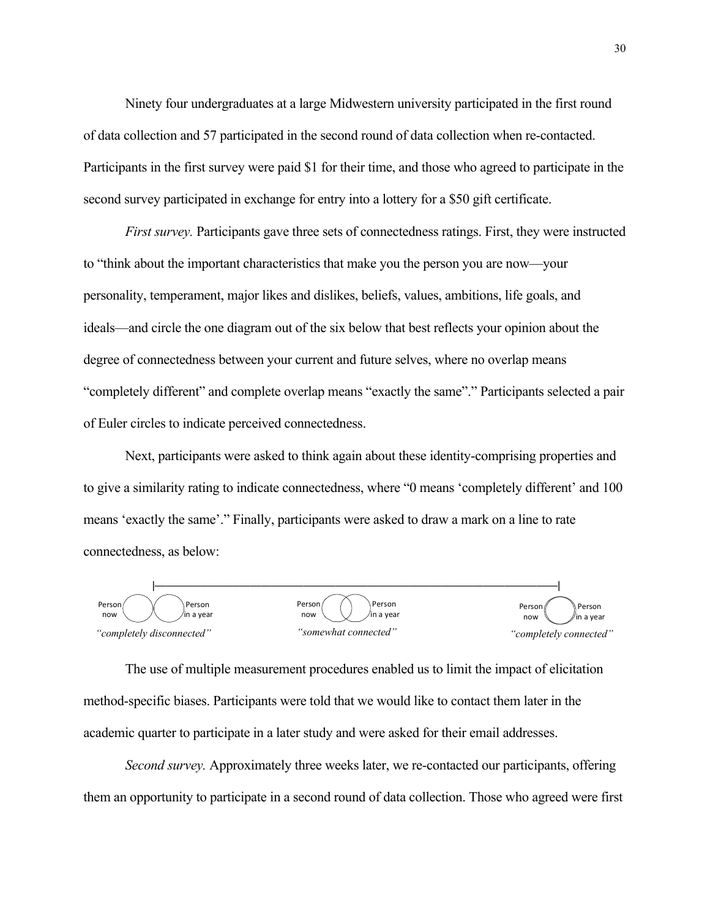Ninety four undergraduates at a large Midwestern university participated in the first round of data collection and 57 participated in the second round of data collection when re-contacted. Participants in the first survey were paid $1 for their time, and those who agreed to participate in the second survey participated in exchange for entry into a lottery for a $50 gift certificate.

*First survey.* Participants gave three sets of connectedness ratings. First, they were instructed to "think about the important characteristics that make you the person you are now—your personality, temperament, major likes and dislikes, beliefs, values, ambitions, life goals, and ideals—and circle the one diagram out of the six below that best reflects your opinion about the degree of connectedness between your current and future selves, where no overlap means "completely different" and complete overlap means "exactly the same"." Participants selected a pair of Euler circles to indicate perceived connectedness.

Next, participants were asked to think again about these identity-comprising properties and to give a similarity rating to indicate connectedness, where "0 means 'completely different' and 100 means 'exactly the same'." Finally, participants were asked to draw a mark on a line to rate connectedness, as below:

Person now | Person in a year — *"completely disconnected"*

Person now | Person in a year — *"somewhat connected"*

Person now | Person in a year — *"completely connected"*

The use of multiple measurement procedures enabled us to limit the impact of elicitation method-specific biases. Participants were told that we would like to contact them later in the academic quarter to participate in a later study and were asked for their email addresses.

*Second survey.* Approximately three weeks later, we re-contacted our participants, offering them an opportunity to participate in a second round of data collection. Those who agreed were first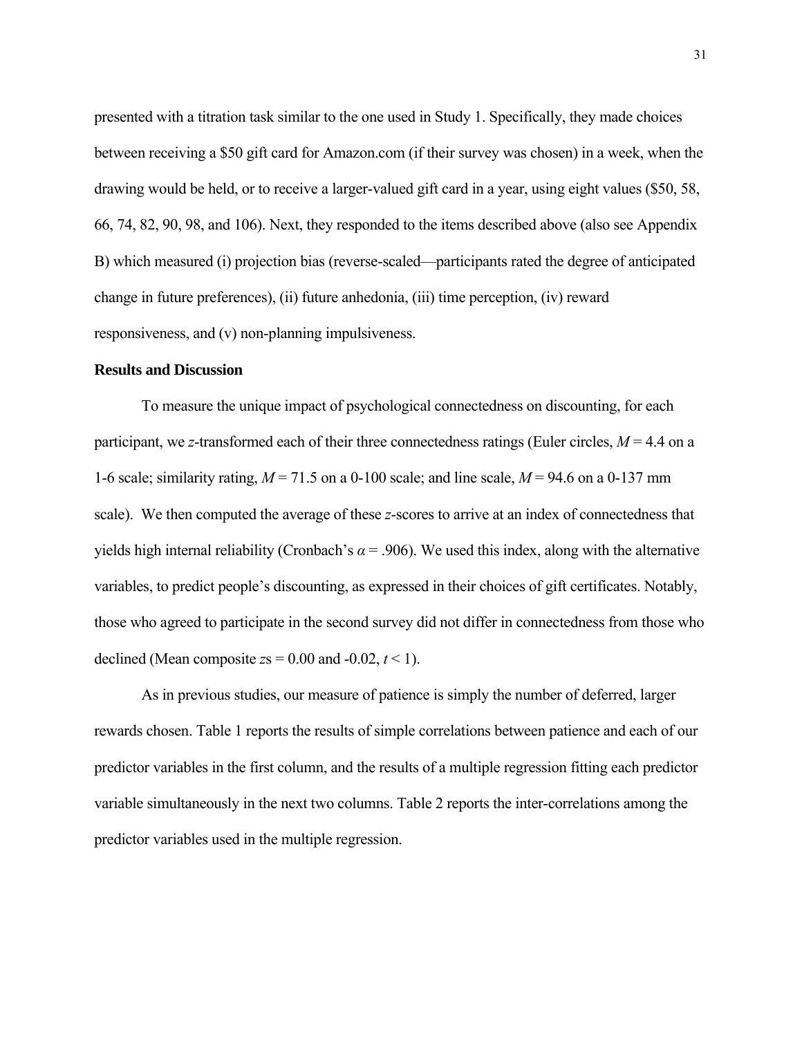presented with a titration task similar to the one used in Study 1. Specifically, they made choices between receiving a $50 gift card for Amazon.com (if their survey was chosen) in a week, when the drawing would be held, or to receive a larger-valued gift card in a year, using eight values ($50, 58, 66, 74, 82, 90, 98, and 106). Next, they responded to the items described above (also see Appendix B) which measured (i) projection bias (reverse-scaled—participants rated the degree of anticipated change in future preferences), (ii) future anhedonia, (iii) time perception, (iv) reward responsiveness, and (v) non-planning impulsiveness.

**Results and Discussion**

To measure the unique impact of psychological connectedness on discounting, for each participant, we $z$-transformed each of their three connectedness ratings (Euler circles, $M = 4.4$ on a 1-6 scale; similarity rating, $M = 71.5$ on a 0-100 scale; and line scale, $M = 94.6$ on a 0-137 mm scale). We then computed the average of these $z$-scores to arrive at an index of connectedness that yields high internal reliability (Cronbach's $\alpha = .906$). We used this index, along with the alternative variables, to predict people's discounting, as expressed in their choices of gift certificates. Notably, those who agreed to participate in the second survey did not differ in connectedness from those who declined (Mean composite $z$s = 0.00 and -0.02, $t < 1$).

As in previous studies, our measure of patience is simply the number of deferred, larger rewards chosen. Table 1 reports the results of simple correlations between patience and each of our predictor variables in the first column, and the results of a multiple regression fitting each predictor variable simultaneously in the next two columns. Table 2 reports the inter-correlations among the predictor variables used in the multiple regression.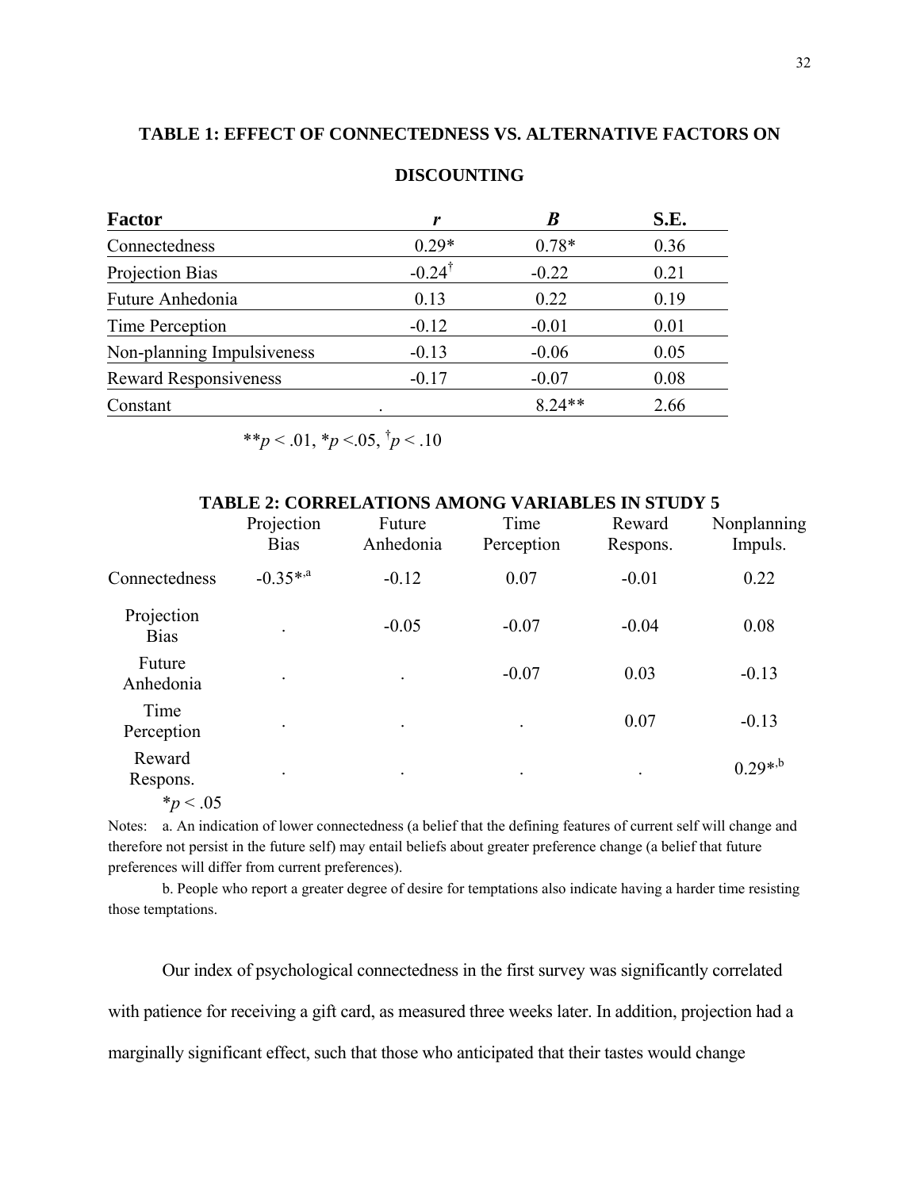**TABLE 1: EFFECT OF CONNECTEDNESS VS. ALTERNATIVE FACTORS ON DISCOUNTING**

| Factor | *r* | *B* | S.E. |
|---|---|---|---|
| Connectedness | 0.29* | 0.78* | 0.36 |
| Projection Bias | -0.24[†] | -0.22 | 0.21 |
| Future Anhedonia | 0.13 | 0.22 | 0.19 |
| Time Perception | -0.12 | -0.01 | 0.01 |
| Non-planning Impulsiveness | -0.13 | -0.06 | 0.05 |
| Reward Responsiveness | -0.17 | -0.07 | 0.08 |
| Constant | . | 8.24** | 2.66 |

** $p < .01$, * $p < .05$, [†] $p < .10$

**TABLE 2: CORRELATIONS AMONG VARIABLES IN STUDY 5**

| | Projection Bias | Future Anhedonia | Time Perception | Reward Respons. | Nonplanning Impuls. |
|---|---|---|---|---|---|
| Connectedness | -0.35*,[a] | -0.12 | 0.07 | -0.01 | 0.22 |
| Projection Bias | . | -0.05 | -0.07 | -0.04 | 0.08 |
| Future Anhedonia | . | . | -0.07 | 0.03 | -0.13 |
| Time Perception | . | . | . | 0.07 | -0.13 |
| Reward Respons. | . | . | . | . | 0.29*,[b] |

* $p < .05$

Notes: a. An indication of lower connectedness (a belief that the defining features of current self will change and therefore not persist in the future self) may entail beliefs about greater preference change (a belief that future preferences will differ from current preferences).

b. People who report a greater degree of desire for temptations also indicate having a harder time resisting those temptations.

Our index of psychological connectedness in the first survey was significantly correlated with patience for receiving a gift card, as measured three weeks later. In addition, projection had a marginally significant effect, such that those who anticipated that their tastes would change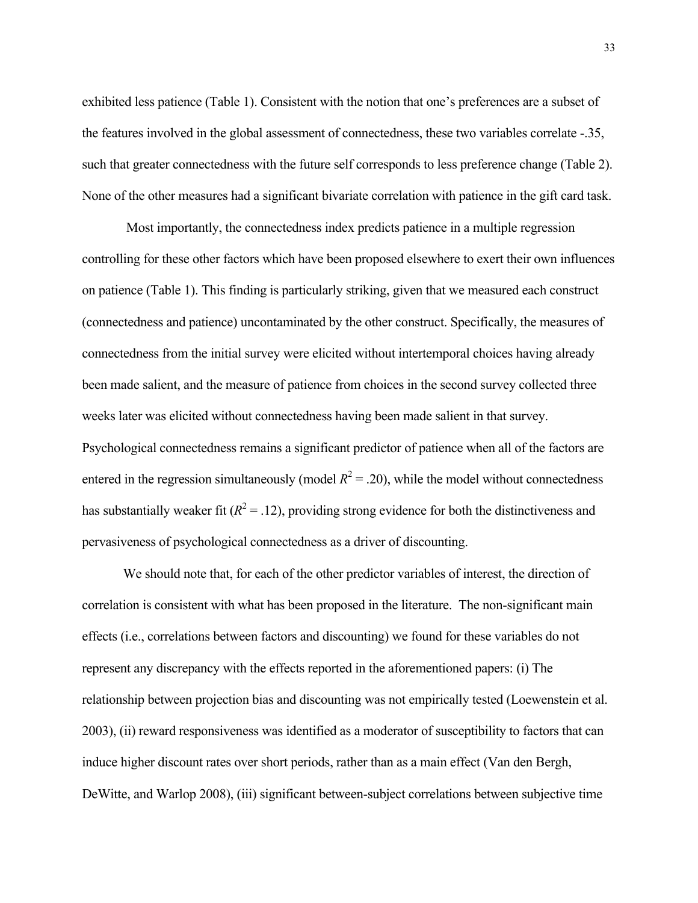exhibited less patience (Table 1). Consistent with the notion that one's preferences are a subset of the features involved in the global assessment of connectedness, these two variables correlate -.35, such that greater connectedness with the future self corresponds to less preference change (Table 2). None of the other measures had a significant bivariate correlation with patience in the gift card task.

Most importantly, the connectedness index predicts patience in a multiple regression controlling for these other factors which have been proposed elsewhere to exert their own influences on patience (Table 1). This finding is particularly striking, given that we measured each construct (connectedness and patience) uncontaminated by the other construct. Specifically, the measures of connectedness from the initial survey were elicited without intertemporal choices having already been made salient, and the measure of patience from choices in the second survey collected three weeks later was elicited without connectedness having been made salient in that survey. Psychological connectedness remains a significant predictor of patience when all of the factors are entered in the regression simultaneously (model $R^2 = .20$), while the model without connectedness has substantially weaker fit ($R^2 = .12$), providing strong evidence for both the distinctiveness and pervasiveness of psychological connectedness as a driver of discounting.

We should note that, for each of the other predictor variables of interest, the direction of correlation is consistent with what has been proposed in the literature. The non-significant main effects (i.e., correlations between factors and discounting) we found for these variables do not represent any discrepancy with the effects reported in the aforementioned papers: (i) The relationship between projection bias and discounting was not empirically tested (Loewenstein et al. 2003), (ii) reward responsiveness was identified as a moderator of susceptibility to factors that can induce higher discount rates over short periods, rather than as a main effect (Van den Bergh, DeWitte, and Warlop 2008), (iii) significant between-subject correlations between subjective time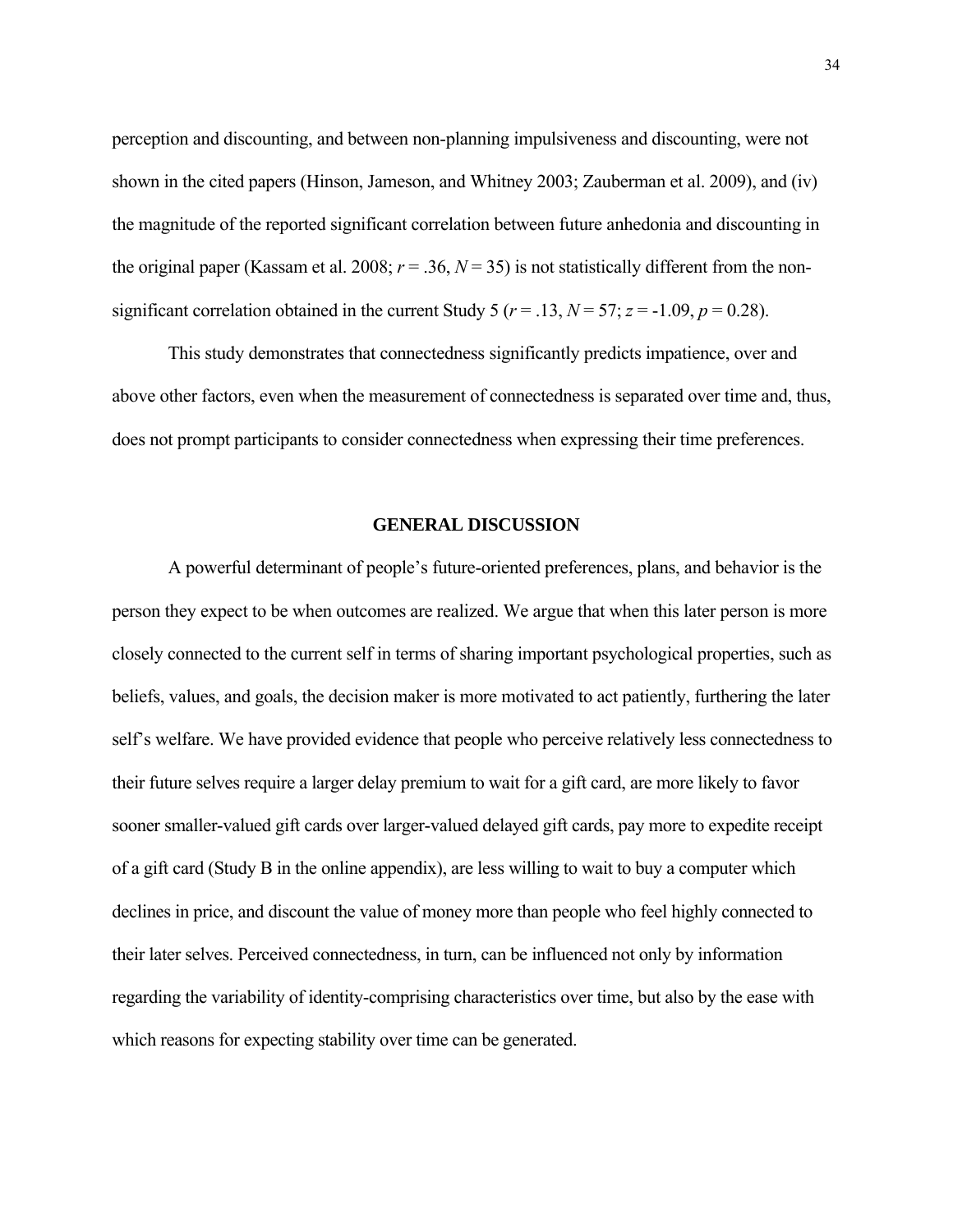perception and discounting, and between non-planning impulsiveness and discounting, were not shown in the cited papers (Hinson, Jameson, and Whitney 2003; Zauberman et al. 2009), and (iv) the magnitude of the reported significant correlation between future anhedonia and discounting in the original paper (Kassam et al. 2008; $r = .36$, $N = 35$) is not statistically different from the non-significant correlation obtained in the current Study 5 ($r = .13$, $N = 57$; $z = -1.09$, $p = 0.28$).

This study demonstrates that connectedness significantly predicts impatience, over and above other factors, even when the measurement of connectedness is separated over time and, thus, does not prompt participants to consider connectedness when expressing their time preferences.

## GENERAL DISCUSSION

A powerful determinant of people's future-oriented preferences, plans, and behavior is the person they expect to be when outcomes are realized. We argue that when this later person is more closely connected to the current self in terms of sharing important psychological properties, such as beliefs, values, and goals, the decision maker is more motivated to act patiently, furthering the later self's welfare. We have provided evidence that people who perceive relatively less connectedness to their future selves require a larger delay premium to wait for a gift card, are more likely to favor sooner smaller-valued gift cards over larger-valued delayed gift cards, pay more to expedite receipt of a gift card (Study B in the online appendix), are less willing to wait to buy a computer which declines in price, and discount the value of money more than people who feel highly connected to their later selves. Perceived connectedness, in turn, can be influenced not only by information regarding the variability of identity-comprising characteristics over time, but also by the ease with which reasons for expecting stability over time can be generated.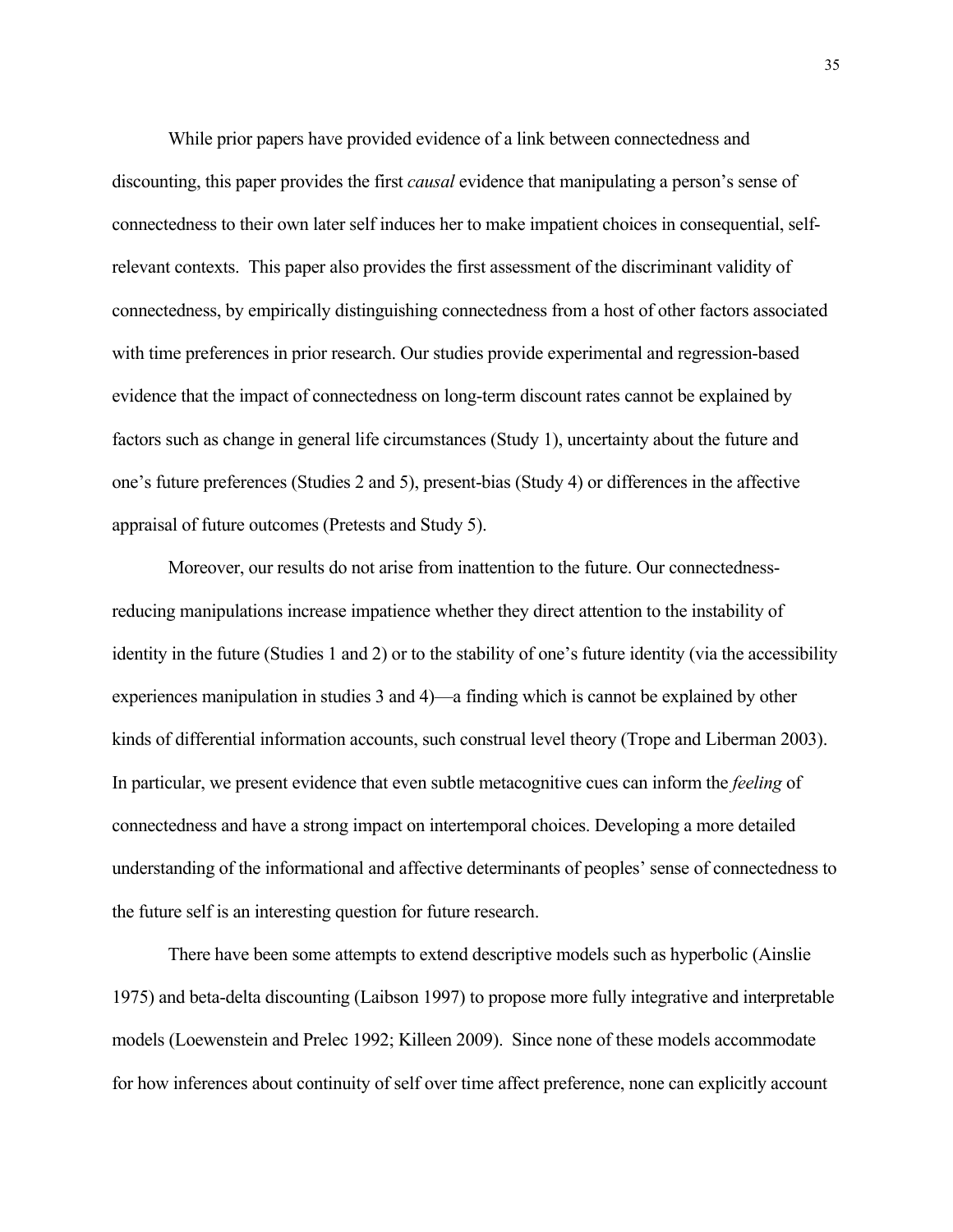While prior papers have provided evidence of a link between connectedness and discounting, this paper provides the first *causal* evidence that manipulating a person's sense of connectedness to their own later self induces her to make impatient choices in consequential, self-relevant contexts. This paper also provides the first assessment of the discriminant validity of connectedness, by empirically distinguishing connectedness from a host of other factors associated with time preferences in prior research. Our studies provide experimental and regression-based evidence that the impact of connectedness on long-term discount rates cannot be explained by factors such as change in general life circumstances (Study 1), uncertainty about the future and one's future preferences (Studies 2 and 5), present-bias (Study 4) or differences in the affective appraisal of future outcomes (Pretests and Study 5).

Moreover, our results do not arise from inattention to the future. Our connectedness-reducing manipulations increase impatience whether they direct attention to the instability of identity in the future (Studies 1 and 2) or to the stability of one's future identity (via the accessibility experiences manipulation in studies 3 and 4)—a finding which is cannot be explained by other kinds of differential information accounts, such construal level theory (Trope and Liberman 2003). In particular, we present evidence that even subtle metacognitive cues can inform the *feeling* of connectedness and have a strong impact on intertemporal choices. Developing a more detailed understanding of the informational and affective determinants of peoples' sense of connectedness to the future self is an interesting question for future research.

There have been some attempts to extend descriptive models such as hyperbolic (Ainslie 1975) and beta-delta discounting (Laibson 1997) to propose more fully integrative and interpretable models (Loewenstein and Prelec 1992; Killeen 2009). Since none of these models accommodate for how inferences about continuity of self over time affect preference, none can explicitly account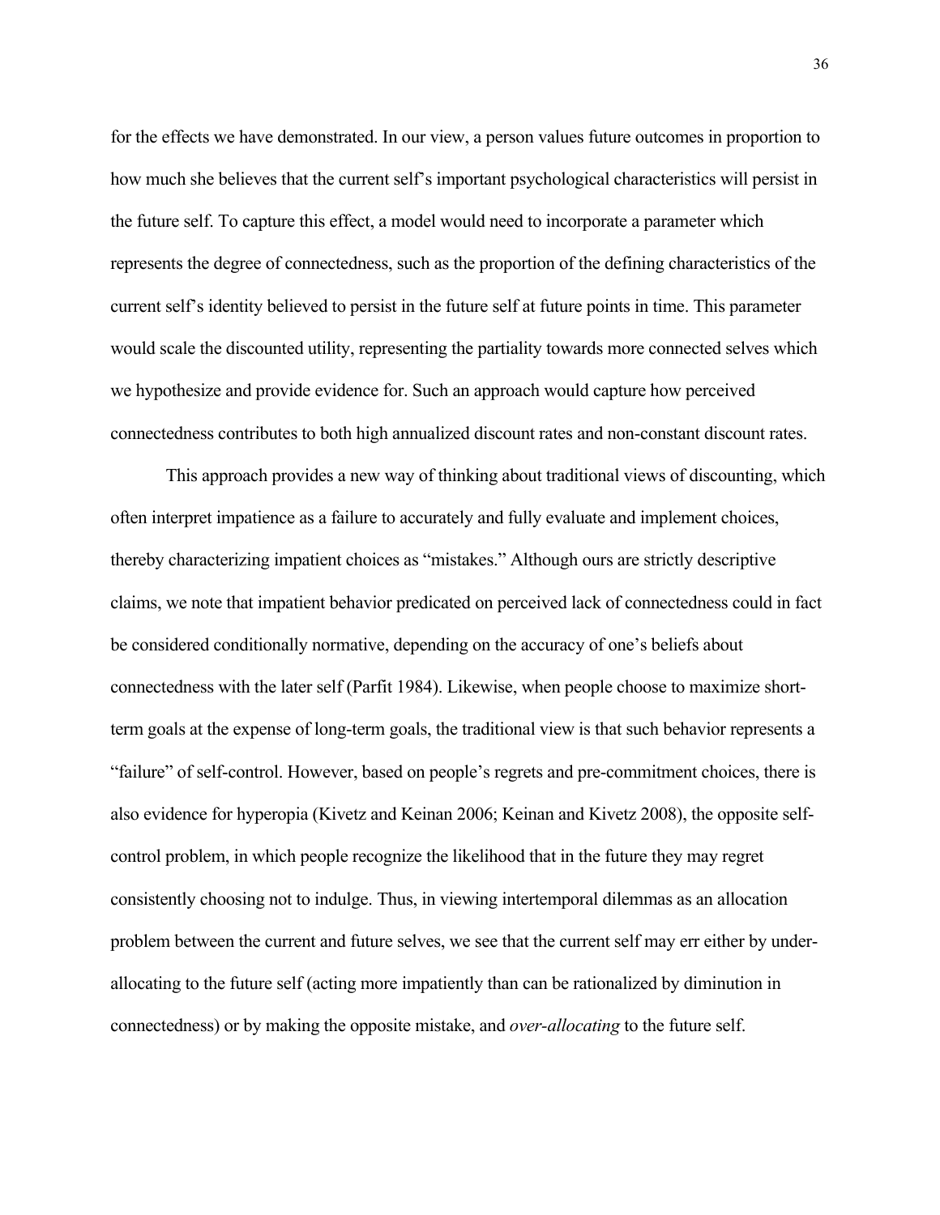for the effects we have demonstrated. In our view, a person values future outcomes in proportion to how much she believes that the current self's important psychological characteristics will persist in the future self. To capture this effect, a model would need to incorporate a parameter which represents the degree of connectedness, such as the proportion of the defining characteristics of the current self's identity believed to persist in the future self at future points in time. This parameter would scale the discounted utility, representing the partiality towards more connected selves which we hypothesize and provide evidence for. Such an approach would capture how perceived connectedness contributes to both high annualized discount rates and non-constant discount rates.

This approach provides a new way of thinking about traditional views of discounting, which often interpret impatience as a failure to accurately and fully evaluate and implement choices, thereby characterizing impatient choices as "mistakes." Although ours are strictly descriptive claims, we note that impatient behavior predicated on perceived lack of connectedness could in fact be considered conditionally normative, depending on the accuracy of one's beliefs about connectedness with the later self (Parfit 1984). Likewise, when people choose to maximize short-term goals at the expense of long-term goals, the traditional view is that such behavior represents a "failure" of self-control. However, based on people's regrets and pre-commitment choices, there is also evidence for hyperopia (Kivetz and Keinan 2006; Keinan and Kivetz 2008), the opposite self-control problem, in which people recognize the likelihood that in the future they may regret consistently choosing not to indulge. Thus, in viewing intertemporal dilemmas as an allocation problem between the current and future selves, we see that the current self may err either by under-allocating to the future self (acting more impatiently than can be rationalized by diminution in connectedness) or by making the opposite mistake, and *over-allocating* to the future self.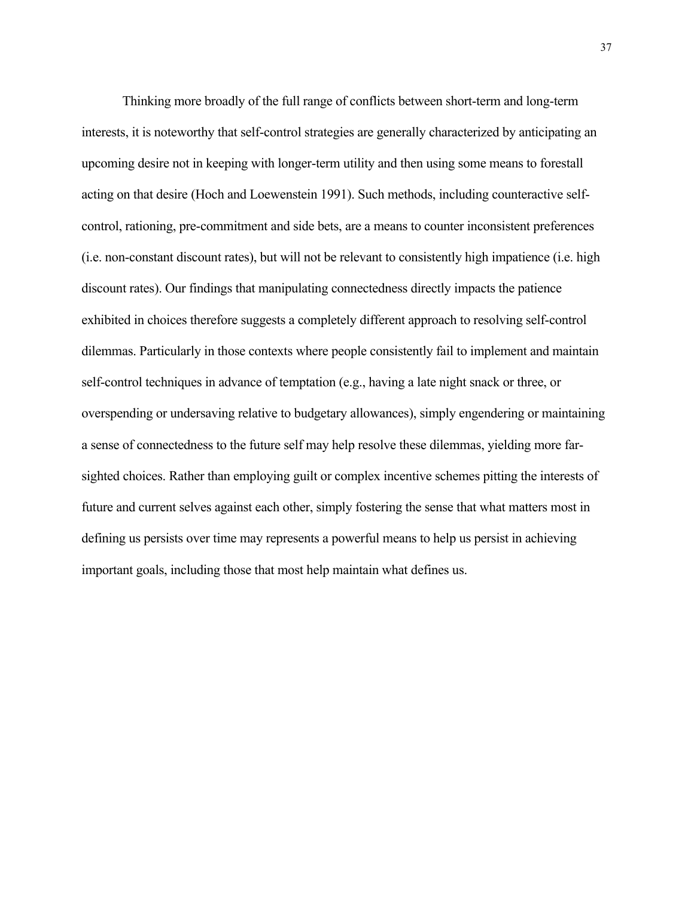Thinking more broadly of the full range of conflicts between short-term and long-term interests, it is noteworthy that self-control strategies are generally characterized by anticipating an upcoming desire not in keeping with longer-term utility and then using some means to forestall acting on that desire (Hoch and Loewenstein 1991). Such methods, including counteractive self-control, rationing, pre-commitment and side bets, are a means to counter inconsistent preferences (i.e. non-constant discount rates), but will not be relevant to consistently high impatience (i.e. high discount rates). Our findings that manipulating connectedness directly impacts the patience exhibited in choices therefore suggests a completely different approach to resolving self-control dilemmas. Particularly in those contexts where people consistently fail to implement and maintain self-control techniques in advance of temptation (e.g., having a late night snack or three, or overspending or undersaving relative to budgetary allowances), simply engendering or maintaining a sense of connectedness to the future self may help resolve these dilemmas, yielding more far-sighted choices. Rather than employing guilt or complex incentive schemes pitting the interests of future and current selves against each other, simply fostering the sense that what matters most in defining us persists over time may represents a powerful means to help us persist in achieving important goals, including those that most help maintain what defines us.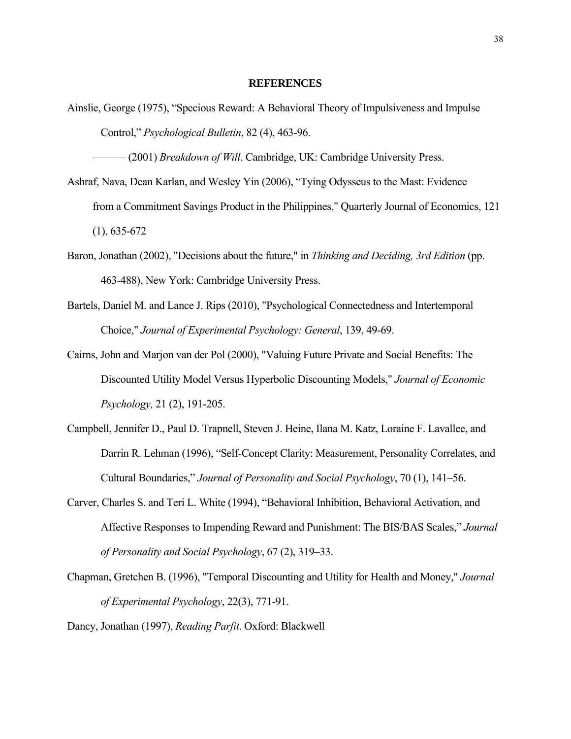## REFERENCES

Ainslie, George (1975), "Specious Reward: A Behavioral Theory of Impulsiveness and Impulse Control," *Psychological Bulletin*, 82 (4), 463-96.

——— (2001) *Breakdown of Will*. Cambridge, UK: Cambridge University Press.

Ashraf, Nava, Dean Karlan, and Wesley Yin (2006), "Tying Odysseus to the Mast: Evidence from a Commitment Savings Product in the Philippines," Quarterly Journal of Economics, 121 (1), 635-672

Baron, Jonathan (2002), "Decisions about the future," in *Thinking and Deciding, 3rd Edition* (pp. 463-488), New York: Cambridge University Press.

Bartels, Daniel M. and Lance J. Rips (2010), "Psychological Connectedness and Intertemporal Choice," *Journal of Experimental Psychology: General*, 139, 49-69.

Cairns, John and Marjon van der Pol (2000), "Valuing Future Private and Social Benefits: The Discounted Utility Model Versus Hyperbolic Discounting Models," *Journal of Economic Psychology,* 21 (2), 191-205.

Campbell, Jennifer D., Paul D. Trapnell, Steven J. Heine, Ilana M. Katz, Loraine F. Lavallee, and Darrin R. Lehman (1996), "Self-Concept Clarity: Measurement, Personality Correlates, and Cultural Boundaries," *Journal of Personality and Social Psychology*, 70 (1), 141–56.

Carver, Charles S. and Teri L. White (1994), "Behavioral Inhibition, Behavioral Activation, and Affective Responses to Impending Reward and Punishment: The BIS/BAS Scales," *Journal of Personality and Social Psychology*, 67 (2), 319–33.

Chapman, Gretchen B. (1996), "Temporal Discounting and Utility for Health and Money," *Journal of Experimental Psychology*, 22(3), 771-91.

Dancy, Jonathan (1997), *Reading Parfit*. Oxford: Blackwell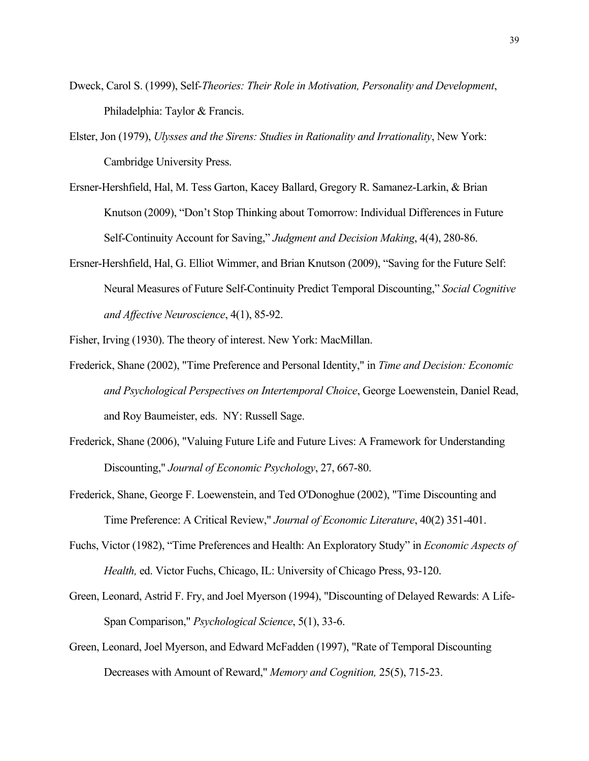Dweck, Carol S. (1999), Self-*Theories: Their Role in Motivation, Personality and Development*, Philadelphia: Taylor & Francis.

Elster, Jon (1979), *Ulysses and the Sirens: Studies in Rationality and Irrationality*, New York: Cambridge University Press.

Ersner-Hershfield, Hal, M. Tess Garton, Kacey Ballard, Gregory R. Samanez-Larkin, & Brian Knutson (2009), "Don't Stop Thinking about Tomorrow: Individual Differences in Future Self-Continuity Account for Saving," *Judgment and Decision Making*, 4(4), 280-86.

Ersner-Hershfield, Hal, G. Elliot Wimmer, and Brian Knutson (2009), "Saving for the Future Self: Neural Measures of Future Self-Continuity Predict Temporal Discounting," *Social Cognitive and Affective Neuroscience*, 4(1), 85-92.

Fisher, Irving (1930). The theory of interest. New York: MacMillan.

Frederick, Shane (2002), "Time Preference and Personal Identity," in *Time and Decision: Economic and Psychological Perspectives on Intertemporal Choice*, George Loewenstein, Daniel Read, and Roy Baumeister, eds. NY: Russell Sage.

Frederick, Shane (2006), "Valuing Future Life and Future Lives: A Framework for Understanding Discounting," *Journal of Economic Psychology*, 27, 667-80.

Frederick, Shane, George F. Loewenstein, and Ted O'Donoghue (2002), "Time Discounting and Time Preference: A Critical Review," *Journal of Economic Literature*, 40(2) 351-401.

Fuchs, Victor (1982), "Time Preferences and Health: An Exploratory Study" in *Economic Aspects of Health,* ed. Victor Fuchs, Chicago, IL: University of Chicago Press, 93-120.

Green, Leonard, Astrid F. Fry, and Joel Myerson (1994), "Discounting of Delayed Rewards: A Life-Span Comparison," *Psychological Science*, 5(1), 33-6.

Green, Leonard, Joel Myerson, and Edward McFadden (1997), "Rate of Temporal Discounting Decreases with Amount of Reward," *Memory and Cognition,* 25(5), 715-23.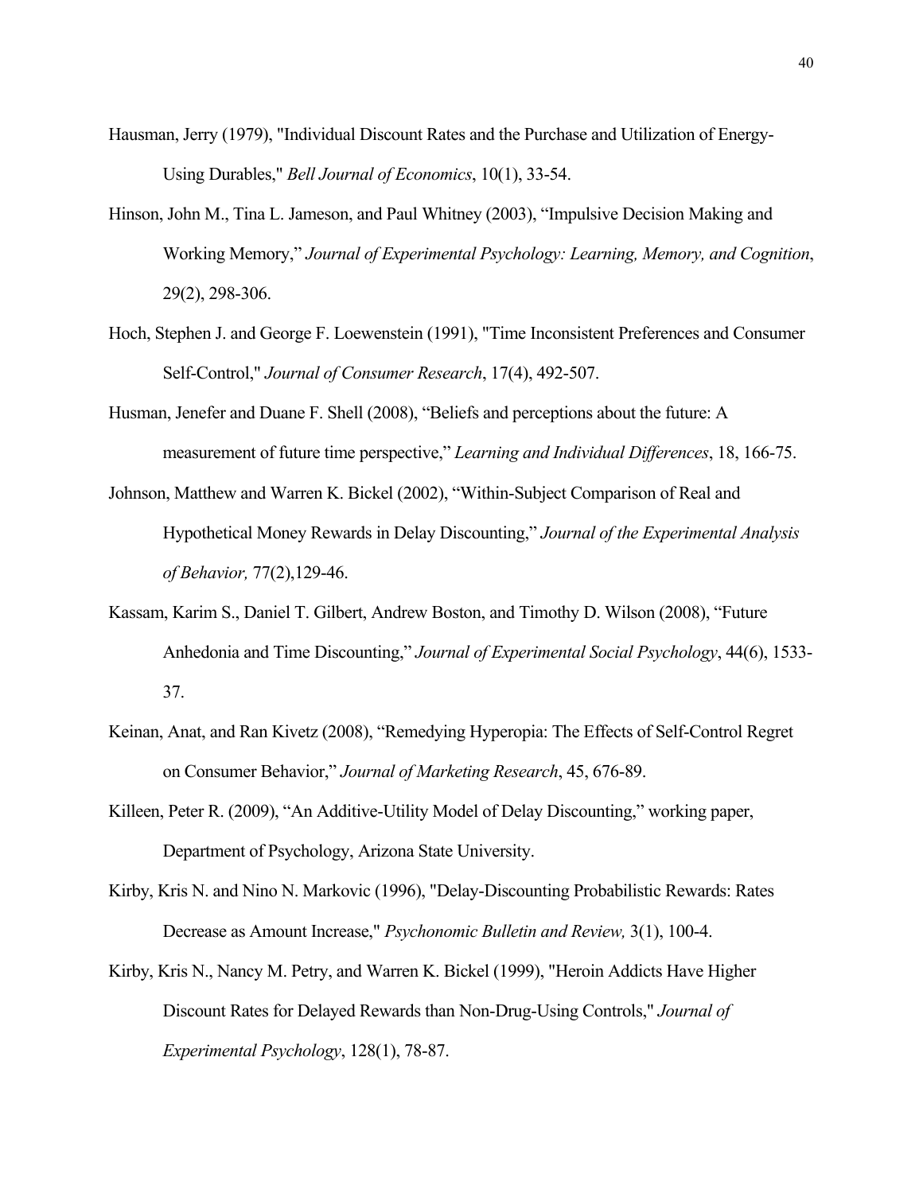Hausman, Jerry (1979), "Individual Discount Rates and the Purchase and Utilization of Energy-Using Durables," *Bell Journal of Economics*, 10(1), 33-54.

Hinson, John M., Tina L. Jameson, and Paul Whitney (2003), "Impulsive Decision Making and Working Memory," *Journal of Experimental Psychology: Learning, Memory, and Cognition*, 29(2), 298-306.

Hoch, Stephen J. and George F. Loewenstein (1991), "Time Inconsistent Preferences and Consumer Self-Control," *Journal of Consumer Research*, 17(4), 492-507.

Husman, Jenefer and Duane F. Shell (2008), "Beliefs and perceptions about the future: A measurement of future time perspective," *Learning and Individual Differences*, 18, 166-75.

Johnson, Matthew and Warren K. Bickel (2002), "Within-Subject Comparison of Real and Hypothetical Money Rewards in Delay Discounting," *Journal of the Experimental Analysis of Behavior,* 77(2),129-46.

Kassam, Karim S., Daniel T. Gilbert, Andrew Boston, and Timothy D. Wilson (2008), "Future Anhedonia and Time Discounting," *Journal of Experimental Social Psychology*, 44(6), 1533-37.

Keinan, Anat, and Ran Kivetz (2008), "Remedying Hyperopia: The Effects of Self-Control Regret on Consumer Behavior," *Journal of Marketing Research*, 45, 676-89.

Killeen, Peter R. (2009), "An Additive-Utility Model of Delay Discounting," working paper, Department of Psychology, Arizona State University.

Kirby, Kris N. and Nino N. Markovic (1996), "Delay-Discounting Probabilistic Rewards: Rates Decrease as Amount Increase," *Psychonomic Bulletin and Review,* 3(1), 100-4.

Kirby, Kris N., Nancy M. Petry, and Warren K. Bickel (1999), "Heroin Addicts Have Higher Discount Rates for Delayed Rewards than Non-Drug-Using Controls," *Journal of Experimental Psychology*, 128(1), 78-87.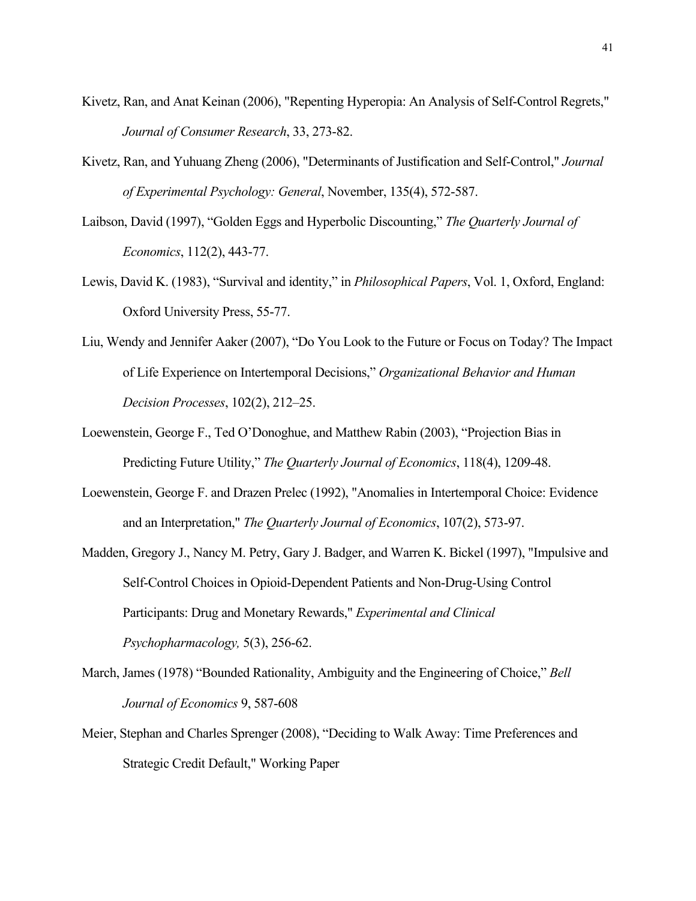Kivetz, Ran, and Anat Keinan (2006), "Repenting Hyperopia: An Analysis of Self-Control Regrets," *Journal of Consumer Research*, 33, 273-82.

Kivetz, Ran, and Yuhuang Zheng (2006), "Determinants of Justification and Self-Control," *Journal of Experimental Psychology: General*, November, 135(4), 572-587.

Laibson, David (1997), "Golden Eggs and Hyperbolic Discounting," *The Quarterly Journal of Economics*, 112(2), 443-77.

Lewis, David K. (1983), "Survival and identity," in *Philosophical Papers*, Vol. 1, Oxford, England: Oxford University Press, 55-77.

Liu, Wendy and Jennifer Aaker (2007), "Do You Look to the Future or Focus on Today? The Impact of Life Experience on Intertemporal Decisions," *Organizational Behavior and Human Decision Processes*, 102(2), 212–25.

Loewenstein, George F., Ted O'Donoghue, and Matthew Rabin (2003), "Projection Bias in Predicting Future Utility," *The Quarterly Journal of Economics*, 118(4), 1209-48.

Loewenstein, George F. and Drazen Prelec (1992), "Anomalies in Intertemporal Choice: Evidence and an Interpretation," *The Quarterly Journal of Economics*, 107(2), 573-97.

Madden, Gregory J., Nancy M. Petry, Gary J. Badger, and Warren K. Bickel (1997), "Impulsive and Self-Control Choices in Opioid-Dependent Patients and Non-Drug-Using Control Participants: Drug and Monetary Rewards," *Experimental and Clinical Psychopharmacology,* 5(3), 256-62.

March, James (1978) "Bounded Rationality, Ambiguity and the Engineering of Choice," *Bell Journal of Economics* 9, 587-608

Meier, Stephan and Charles Sprenger (2008), "Deciding to Walk Away: Time Preferences and Strategic Credit Default," Working Paper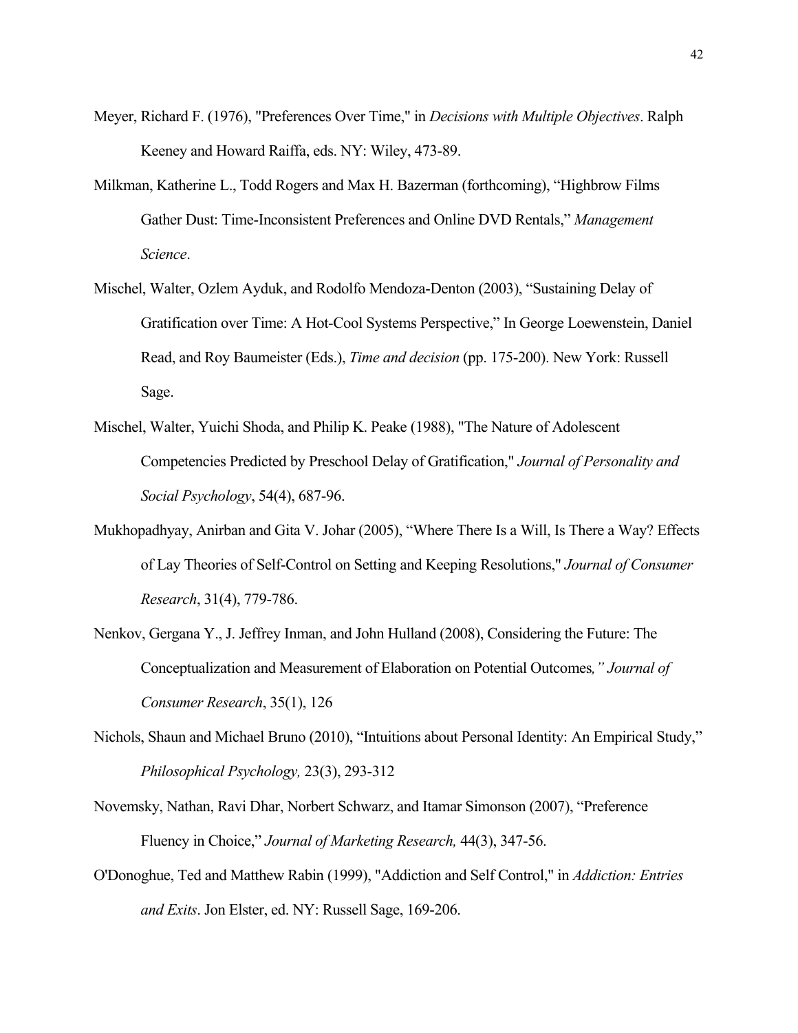Meyer, Richard F. (1976), "Preferences Over Time," in *Decisions with Multiple Objectives*. Ralph Keeney and Howard Raiffa, eds. NY: Wiley, 473-89.

Milkman, Katherine L., Todd Rogers and Max H. Bazerman (forthcoming), "Highbrow Films Gather Dust: Time-Inconsistent Preferences and Online DVD Rentals," *Management Science*.

Mischel, Walter, Ozlem Ayduk, and Rodolfo Mendoza-Denton (2003), "Sustaining Delay of Gratification over Time: A Hot-Cool Systems Perspective," In George Loewenstein, Daniel Read, and Roy Baumeister (Eds.), *Time and decision* (pp. 175-200). New York: Russell Sage.

Mischel, Walter, Yuichi Shoda, and Philip K. Peake (1988), "The Nature of Adolescent Competencies Predicted by Preschool Delay of Gratification," *Journal of Personality and Social Psychology*, 54(4), 687-96.

Mukhopadhyay, Anirban and Gita V. Johar (2005), "Where There Is a Will, Is There a Way? Effects of Lay Theories of Self-Control on Setting and Keeping Resolutions," *Journal of Consumer Research*, 31(4), 779-786.

Nenkov, Gergana Y., J. Jeffrey Inman, and John Hulland (2008), Considering the Future: The Conceptualization and Measurement of Elaboration on Potential Outcomes*," Journal of Consumer Research*, 35(1), 126

Nichols, Shaun and Michael Bruno (2010), "Intuitions about Personal Identity: An Empirical Study," *Philosophical Psychology,* 23(3), 293-312

Novemsky, Nathan, Ravi Dhar, Norbert Schwarz, and Itamar Simonson (2007), "Preference Fluency in Choice," *Journal of Marketing Research,* 44(3), 347-56.

O'Donoghue, Ted and Matthew Rabin (1999), "Addiction and Self Control," in *Addiction: Entries and Exits*. Jon Elster, ed. NY: Russell Sage, 169-206.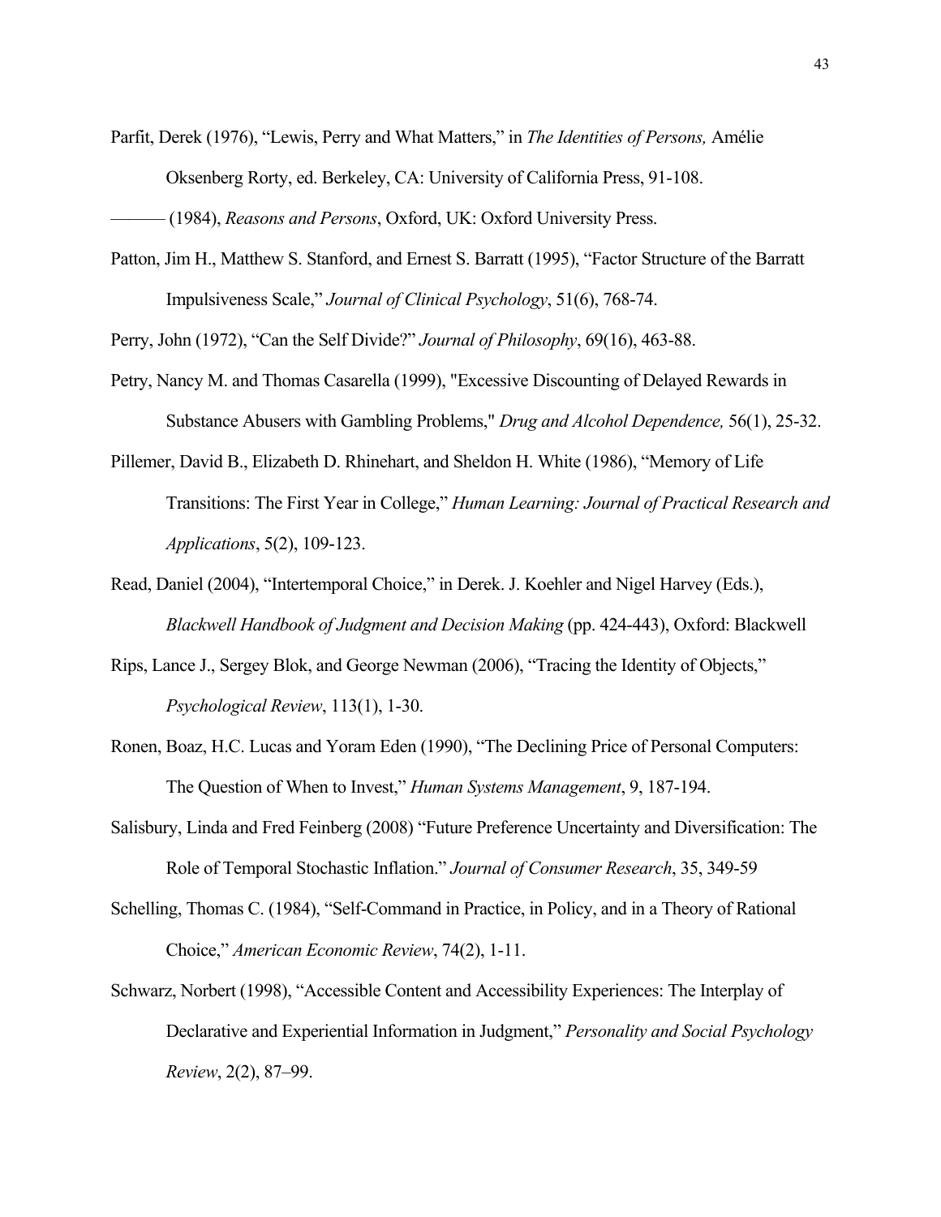Parfit, Derek (1976), “Lewis, Perry and What Matters,” in *The Identities of Persons,* Amélie Oksenberg Rorty, ed. Berkeley, CA: University of California Press, 91-108.

——— (1984), *Reasons and Persons*, Oxford, UK: Oxford University Press.

Patton, Jim H., Matthew S. Stanford, and Ernest S. Barratt (1995), “Factor Structure of the Barratt Impulsiveness Scale,” *Journal of Clinical Psychology*, 51(6), 768-74.

Perry, John (1972), “Can the Self Divide?” *Journal of Philosophy*, 69(16), 463-88.

Petry, Nancy M. and Thomas Casarella (1999), "Excessive Discounting of Delayed Rewards in Substance Abusers with Gambling Problems," *Drug and Alcohol Dependence,* 56(1), 25-32.

Pillemer, David B., Elizabeth D. Rhinehart, and Sheldon H. White (1986), “Memory of Life Transitions: The First Year in College,” *Human Learning: Journal of Practical Research and Applications*, 5(2), 109-123.

Read, Daniel (2004), “Intertemporal Choice,” in Derek. J. Koehler and Nigel Harvey (Eds.), *Blackwell Handbook of Judgment and Decision Making* (pp. 424-443), Oxford: Blackwell

Rips, Lance J., Sergey Blok, and George Newman (2006), “Tracing the Identity of Objects,” *Psychological Review*, 113(1), 1-30.

Ronen, Boaz, H.C. Lucas and Yoram Eden (1990), “The Declining Price of Personal Computers: The Question of When to Invest,” *Human Systems Management*, 9, 187-194.

Salisbury, Linda and Fred Feinberg (2008) “Future Preference Uncertainty and Diversification: The Role of Temporal Stochastic Inflation.” *Journal of Consumer Research*, 35, 349-59

Schelling, Thomas C. (1984), “Self-Command in Practice, in Policy, and in a Theory of Rational Choice,” *American Economic Review*, 74(2), 1-11.

Schwarz, Norbert (1998), “Accessible Content and Accessibility Experiences: The Interplay of Declarative and Experiential Information in Judgment,” *Personality and Social Psychology Review*, 2(2), 87–99.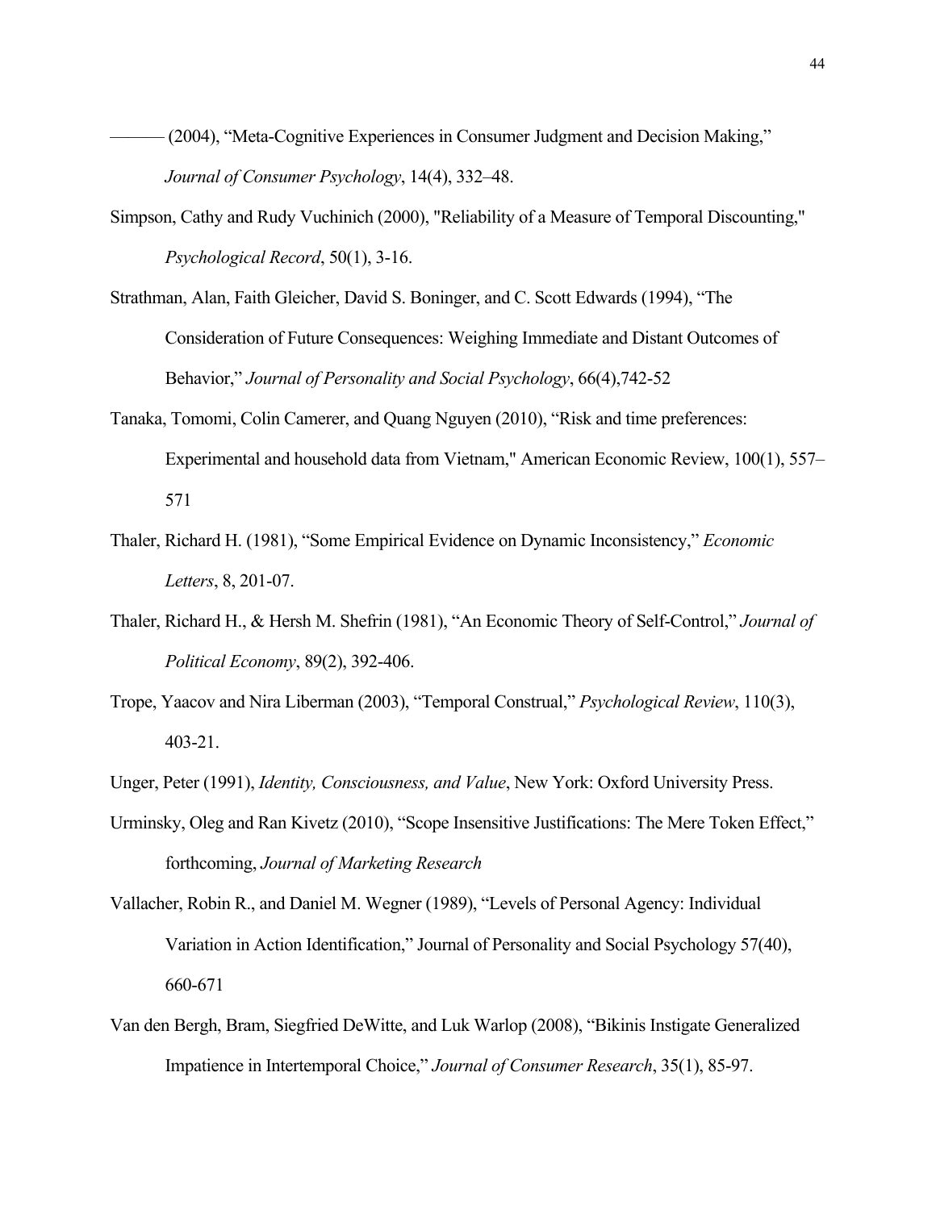——— (2004), “Meta-Cognitive Experiences in Consumer Judgment and Decision Making,” *Journal of Consumer Psychology*, 14(4), 332–48.

Simpson, Cathy and Rudy Vuchinich (2000), "Reliability of a Measure of Temporal Discounting," *Psychological Record*, 50(1), 3-16.

Strathman, Alan, Faith Gleicher, David S. Boninger, and C. Scott Edwards (1994), “The Consideration of Future Consequences: Weighing Immediate and Distant Outcomes of Behavior,” *Journal of Personality and Social Psychology*, 66(4),742-52

Tanaka, Tomomi, Colin Camerer, and Quang Nguyen (2010), “Risk and time preferences: Experimental and household data from Vietnam," American Economic Review, 100(1), 557–571

Thaler, Richard H. (1981), “Some Empirical Evidence on Dynamic Inconsistency,” *Economic Letters*, 8, 201-07.

Thaler, Richard H., & Hersh M. Shefrin (1981), “An Economic Theory of Self-Control,” *Journal of Political Economy*, 89(2), 392-406.

Trope, Yaacov and Nira Liberman (2003), “Temporal Construal,” *Psychological Review*, 110(3), 403-21.

Unger, Peter (1991), *Identity, Consciousness, and Value*, New York: Oxford University Press.

Urminsky, Oleg and Ran Kivetz (2010), “Scope Insensitive Justifications: The Mere Token Effect,” forthcoming, *Journal of Marketing Research*

Vallacher, Robin R., and Daniel M. Wegner (1989), “Levels of Personal Agency: Individual Variation in Action Identification,” Journal of Personality and Social Psychology 57(40), 660-671

Van den Bergh, Bram, Siegfried DeWitte, and Luk Warlop (2008), “Bikinis Instigate Generalized Impatience in Intertemporal Choice,” *Journal of Consumer Research*, 35(1), 85-97.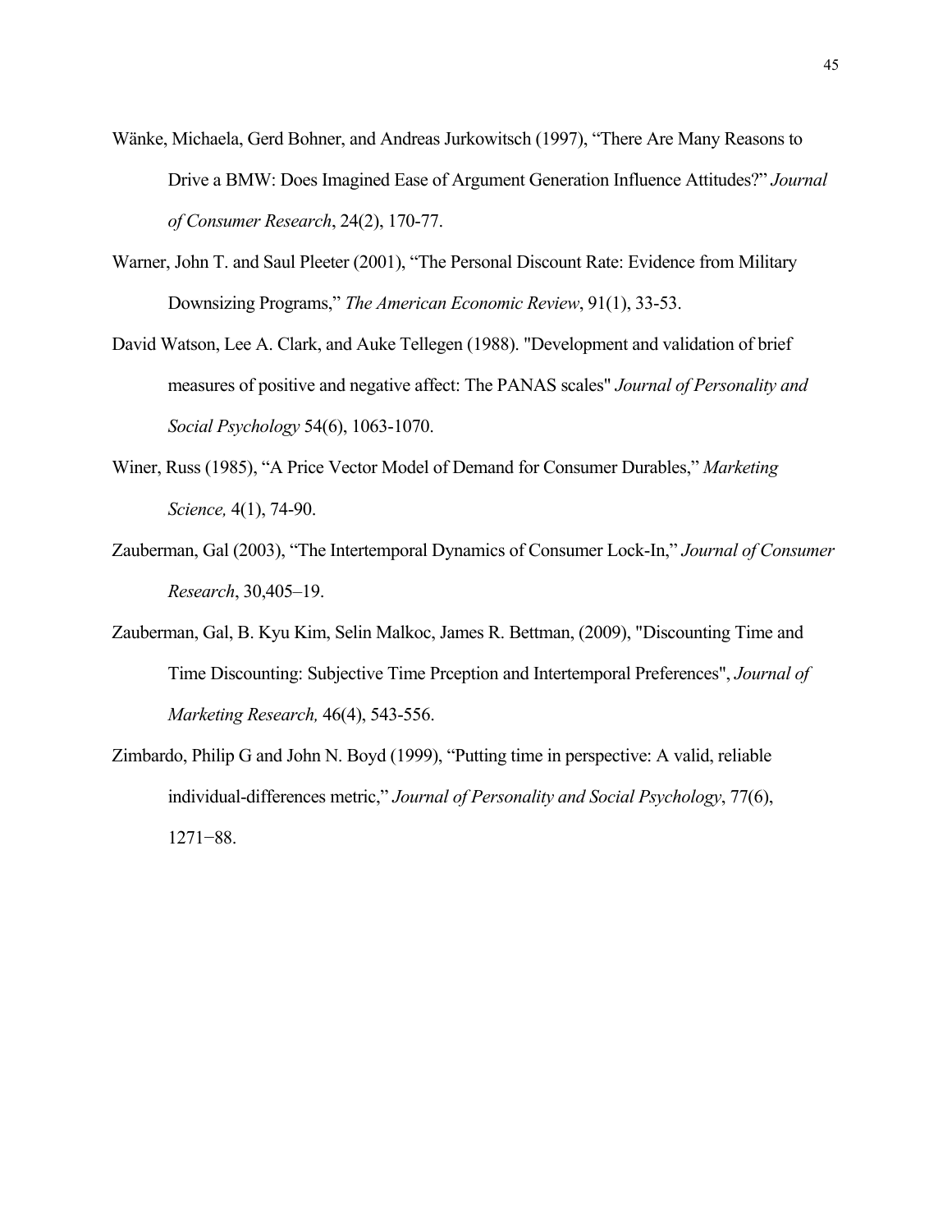Wänke, Michaela, Gerd Bohner, and Andreas Jurkowitsch (1997), "There Are Many Reasons to Drive a BMW: Does Imagined Ease of Argument Generation Influence Attitudes?" *Journal of Consumer Research*, 24(2), 170-77.

Warner, John T. and Saul Pleeter (2001), "The Personal Discount Rate: Evidence from Military Downsizing Programs," *The American Economic Review*, 91(1), 33-53.

David Watson, Lee A. Clark, and Auke Tellegen (1988). "Development and validation of brief measures of positive and negative affect: The PANAS scales" *Journal of Personality and Social Psychology* 54(6), 1063-1070.

Winer, Russ (1985), "A Price Vector Model of Demand for Consumer Durables," *Marketing Science,* 4(1), 74-90.

Zauberman, Gal (2003), "The Intertemporal Dynamics of Consumer Lock-In," *Journal of Consumer Research*, 30,405–19.

Zauberman, Gal, B. Kyu Kim, Selin Malkoc, James R. Bettman, (2009), "Discounting Time and Time Discounting: Subjective Time Prception and Intertemporal Preferences", *Journal of Marketing Research,* 46(4), 543-556.

Zimbardo, Philip G and John N. Boyd (1999), "Putting time in perspective: A valid, reliable individual-differences metric," *Journal of Personality and Social Psychology*, 77(6), 1271−88.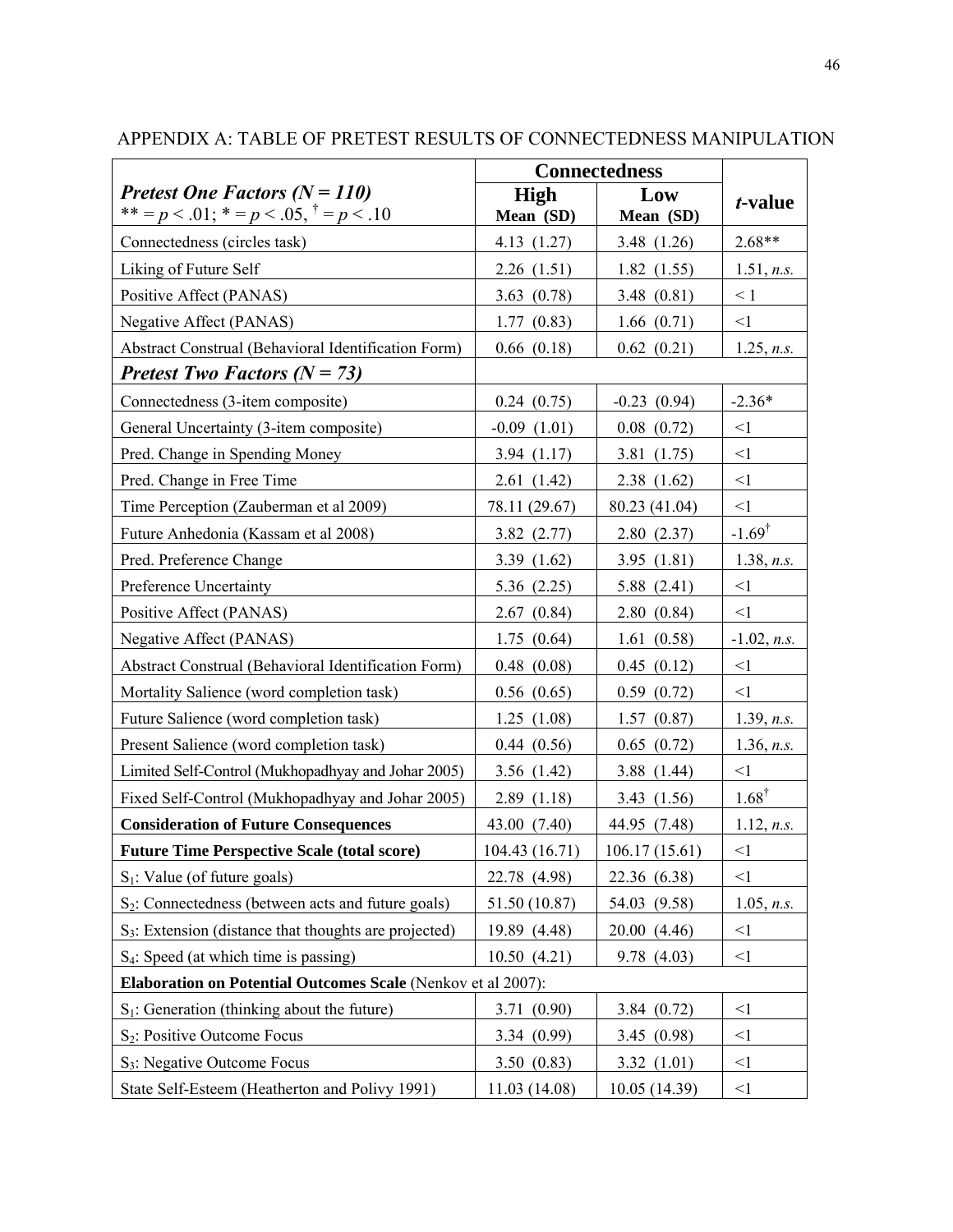# APPENDIX A: TABLE OF PRETEST RESULTS OF CONNECTEDNESS MANIPULATION

| ***Pretest One Factors ($N = 110$)*** ** = $p < .01$; * = $p < .05$, † = $p < .10$ | Connectedness High Mean (SD) | Connectedness Low Mean (SD) | *t*-value |
|---|---|---|---|
| Connectedness (circles task) | 4.13 (1.27) | 3.48 (1.26) | 2.68** |
| Liking of Future Self | 2.26 (1.51) | 1.82 (1.55) | 1.51, *n.s.* |
| Positive Affect (PANAS) | 3.63 (0.78) | 3.48 (0.81) | < 1 |
| Negative Affect (PANAS) | 1.77 (0.83) | 1.66 (0.71) | <1 |
| Abstract Construal (Behavioral Identification Form) | 0.66 (0.18) | 0.62 (0.21) | 1.25, *n.s.* |
| ***Pretest Two Factors ($N = 73$)*** | | | |
| Connectedness (3-item composite) | 0.24 (0.75) | -0.23 (0.94) | -2.36* |
| General Uncertainty (3-item composite) | -0.09 (1.01) | 0.08 (0.72) | <1 |
| Pred. Change in Spending Money | 3.94 (1.17) | 3.81 (1.75) | <1 |
| Pred. Change in Free Time | 2.61 (1.42) | 2.38 (1.62) | <1 |
| Time Perception (Zauberman et al 2009) | 78.11 (29.67) | 80.23 (41.04) | <1 |
| Future Anhedonia (Kassam et al 2008) | 3.82 (2.77) | 2.80 (2.37) | -1.69† |
| Pred. Preference Change | 3.39 (1.62) | 3.95 (1.81) | 1.38, *n.s.* |
| Preference Uncertainty | 5.36 (2.25) | 5.88 (2.41) | <1 |
| Positive Affect (PANAS) | 2.67 (0.84) | 2.80 (0.84) | <1 |
| Negative Affect (PANAS) | 1.75 (0.64) | 1.61 (0.58) | -1.02, *n.s.* |
| Abstract Construal (Behavioral Identification Form) | 0.48 (0.08) | 0.45 (0.12) | <1 |
| Mortality Salience (word completion task) | 0.56 (0.65) | 0.59 (0.72) | <1 |
| Future Salience (word completion task) | 1.25 (1.08) | 1.57 (0.87) | 1.39, *n.s.* |
| Present Salience (word completion task) | 0.44 (0.56) | 0.65 (0.72) | 1.36, *n.s.* |
| Limited Self-Control (Mukhopadhyay and Johar 2005) | 3.56 (1.42) | 3.88 (1.44) | <1 |
| Fixed Self-Control (Mukhopadhyay and Johar 2005) | 2.89 (1.18) | 3.43 (1.56) | 1.68† |
| **Consideration of Future Consequences** | 43.00 (7.40) | 44.95 (7.48) | 1.12, *n.s.* |
| **Future Time Perspective Scale (total score)** | 104.43 (16.71) | 106.17 (15.61) | <1 |
| $S_1$: Value (of future goals) | 22.78 (4.98) | 22.36 (6.38) | <1 |
| $S_2$: Connectedness (between acts and future goals) | 51.50 (10.87) | 54.03 (9.58) | 1.05, *n.s.* |
| $S_3$: Extension (distance that thoughts are projected) | 19.89 (4.48) | 20.00 (4.46) | <1 |
| $S_4$: Speed (at which time is passing) | 10.50 (4.21) | 9.78 (4.03) | <1 |
| **Elaboration on Potential Outcomes Scale** (Nenkov et al 2007): | | | |
| $S_1$: Generation (thinking about the future) | 3.71 (0.90) | 3.84 (0.72) | <1 |
| $S_2$: Positive Outcome Focus | 3.34 (0.99) | 3.45 (0.98) | <1 |
| $S_3$: Negative Outcome Focus | 3.50 (0.83) | 3.32 (1.01) | <1 |
| State Self-Esteem (Heatherton and Polivy 1991) | 11.03 (14.08) | 10.05 (14.39) | <1 |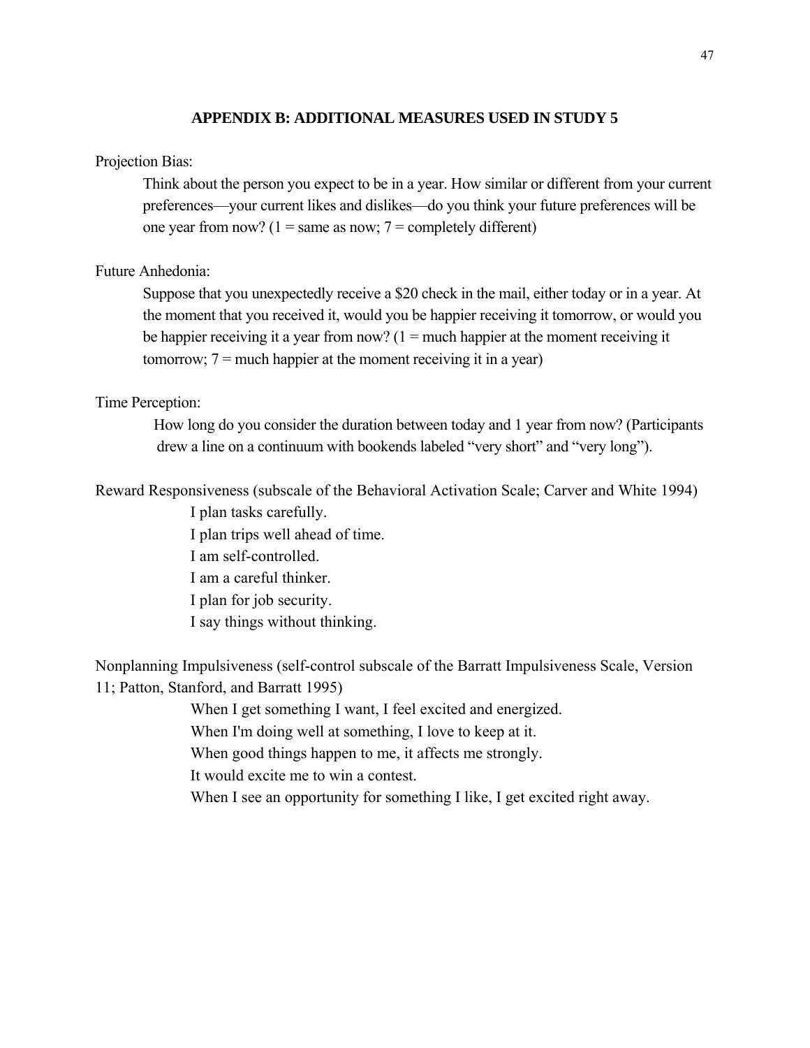## APPENDIX B: ADDITIONAL MEASURES USED IN STUDY 5

Projection Bias:

> Think about the person you expect to be in a year. How similar or different from your current preferences—your current likes and dislikes—do you think your future preferences will be one year from now? (1 = same as now; 7 = completely different)

Future Anhedonia:

> Suppose that you unexpectedly receive a $20 check in the mail, either today or in a year. At the moment that you received it, would you be happier receiving it tomorrow, or would you be happier receiving it a year from now? (1 = much happier at the moment receiving it tomorrow; 7 = much happier at the moment receiving it in a year)

Time Perception:

> How long do you consider the duration between today and 1 year from now? (Participants drew a line on a continuum with bookends labeled "very short" and "very long").

Reward Responsiveness (subscale of the Behavioral Activation Scale; Carver and White 1994)

> I plan tasks carefully.
> I plan trips well ahead of time.
> I am self-controlled.
> I am a careful thinker.
> I plan for job security.
> I say things without thinking.

Nonplanning Impulsiveness (self-control subscale of the Barratt Impulsiveness Scale, Version 11; Patton, Stanford, and Barratt 1995)

> When I get something I want, I feel excited and energized.
> When I'm doing well at something, I love to keep at it.
> When good things happen to me, it affects me strongly.
> It would excite me to win a contest.
> When I see an opportunity for something I like, I get excited right away.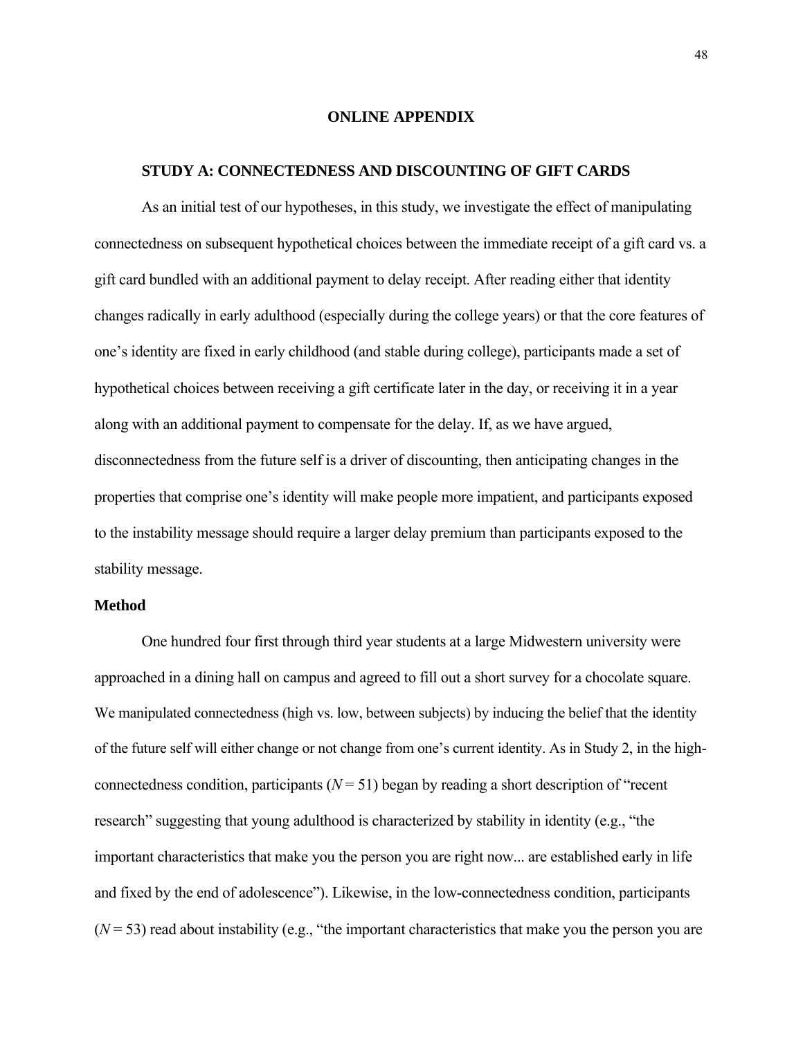# ONLINE APPENDIX

## STUDY A: CONNECTEDNESS AND DISCOUNTING OF GIFT CARDS

As an initial test of our hypotheses, in this study, we investigate the effect of manipulating connectedness on subsequent hypothetical choices between the immediate receipt of a gift card vs. a gift card bundled with an additional payment to delay receipt. After reading either that identity changes radically in early adulthood (especially during the college years) or that the core features of one's identity are fixed in early childhood (and stable during college), participants made a set of hypothetical choices between receiving a gift certificate later in the day, or receiving it in a year along with an additional payment to compensate for the delay. If, as we have argued, disconnectedness from the future self is a driver of discounting, then anticipating changes in the properties that comprise one's identity will make people more impatient, and participants exposed to the instability message should require a larger delay premium than participants exposed to the stability message.

### Method

One hundred four first through third year students at a large Midwestern university were approached in a dining hall on campus and agreed to fill out a short survey for a chocolate square. We manipulated connectedness (high vs. low, between subjects) by inducing the belief that the identity of the future self will either change or not change from one's current identity. As in Study 2, in the high-connectedness condition, participants ($N = 51$) began by reading a short description of "recent research" suggesting that young adulthood is characterized by stability in identity (e.g., "the important characteristics that make you the person you are right now... are established early in life and fixed by the end of adolescence"). Likewise, in the low-connectedness condition, participants ($N = 53$) read about instability (e.g., "the important characteristics that make you the person you are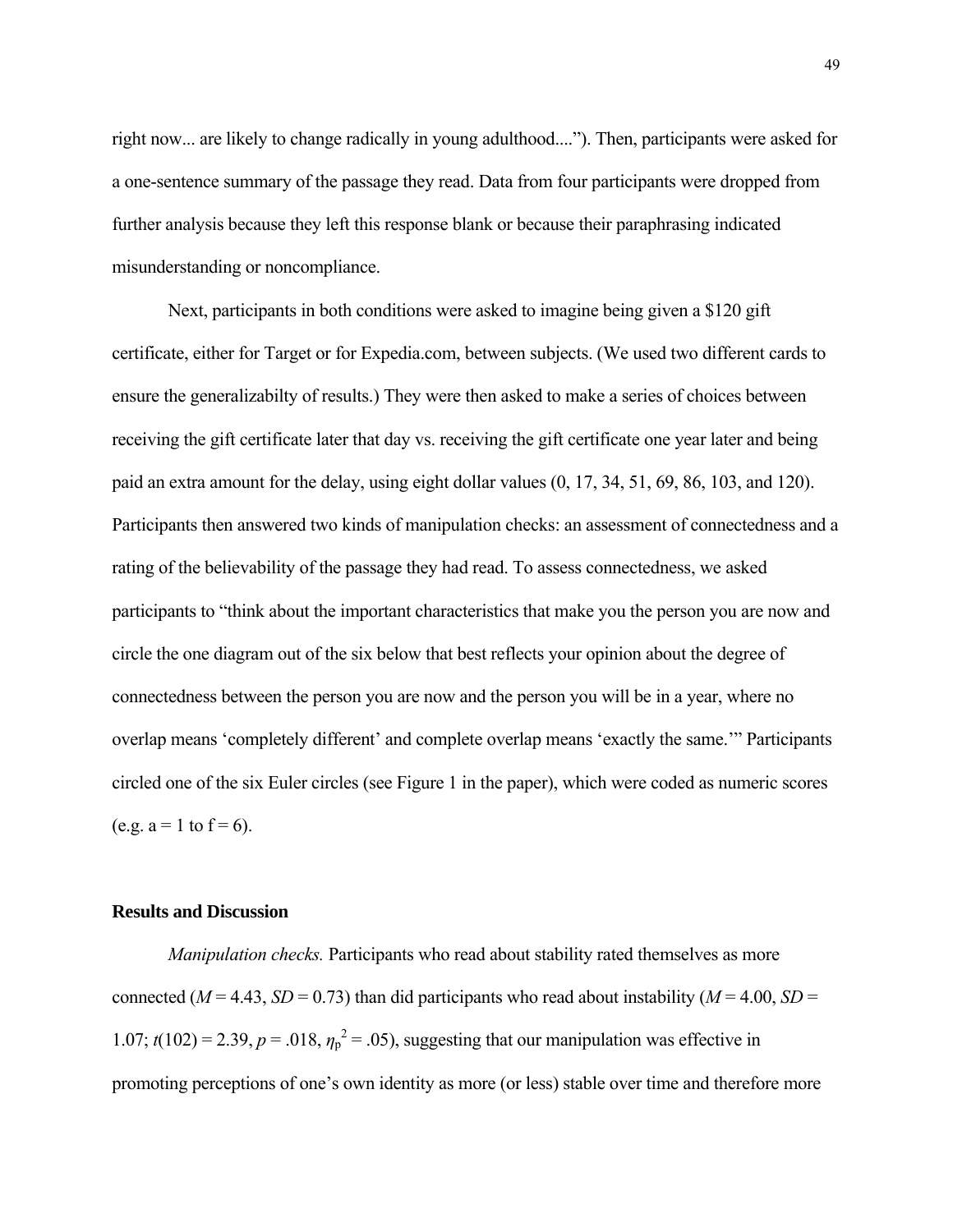right now... are likely to change radically in young adulthood....”). Then, participants were asked for a one-sentence summary of the passage they read. Data from four participants were dropped from further analysis because they left this response blank or because their paraphrasing indicated misunderstanding or noncompliance.

Next, participants in both conditions were asked to imagine being given a \$120 gift certificate, either for Target or for Expedia.com, between subjects. (We used two different cards to ensure the generalizabilty of results.) They were then asked to make a series of choices between receiving the gift certificate later that day vs. receiving the gift certificate one year later and being paid an extra amount for the delay, using eight dollar values (0, 17, 34, 51, 69, 86, 103, and 120). Participants then answered two kinds of manipulation checks: an assessment of connectedness and a rating of the believability of the passage they had read. To assess connectedness, we asked participants to “think about the important characteristics that make you the person you are now and circle the one diagram out of the six below that best reflects your opinion about the degree of connectedness between the person you are now and the person you will be in a year, where no overlap means ‘completely different’ and complete overlap means ‘exactly the same.’” Participants circled one of the six Euler circles (see Figure 1 in the paper), which were coded as numeric scores (e.g. a = 1 to f = 6).

### Results and Discussion

*Manipulation checks.* Participants who read about stability rated themselves as more connected ($M = 4.43$, $SD = 0.73$) than did participants who read about instability ($M = 4.00$, $SD = 1.07$; $t(102) = 2.39$, $p = .018$, $\eta_p^2 = .05$), suggesting that our manipulation was effective in promoting perceptions of one’s own identity as more (or less) stable over time and therefore more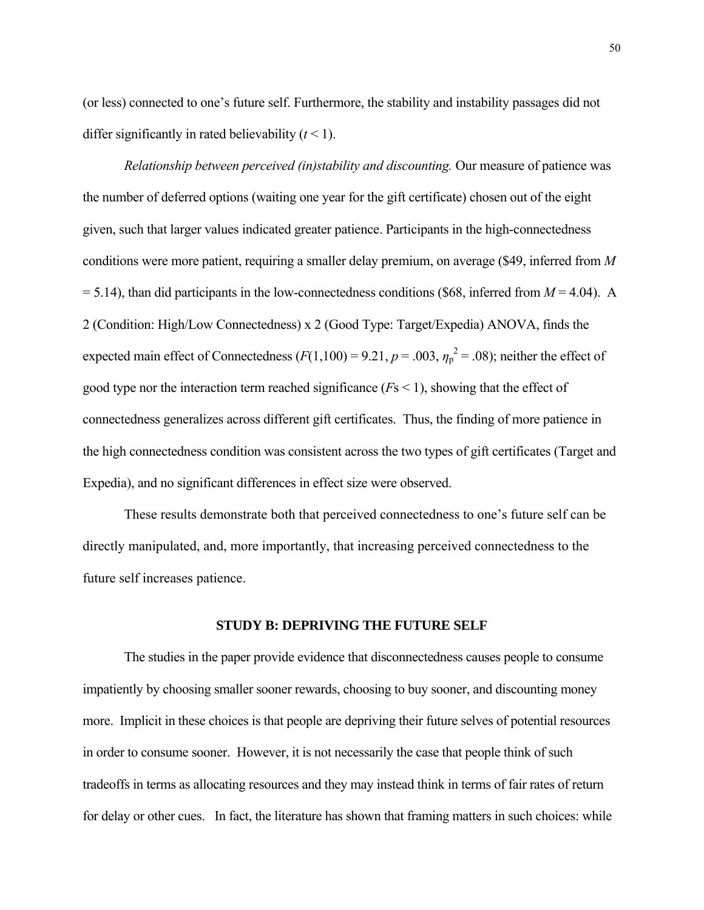(or less) connected to one's future self. Furthermore, the stability and instability passages did not differ significantly in rated believability ($t < 1$).

*Relationship between perceived (in)stability and discounting.* Our measure of patience was the number of deferred options (waiting one year for the gift certificate) chosen out of the eight given, such that larger values indicated greater patience. Participants in the high-connectedness conditions were more patient, requiring a smaller delay premium, on average ($49, inferred from $M = 5.14$), than did participants in the low-connectedness conditions ($68, inferred from $M = 4.04$). A 2 (Condition: High/Low Connectedness) x 2 (Good Type: Target/Expedia) ANOVA, finds the expected main effect of Connectedness ($F(1,100) = 9.21$, $p = .003$, $\eta_p^2 = .08$); neither the effect of good type nor the interaction term reached significance ($F$s < 1), showing that the effect of connectedness generalizes across different gift certificates. Thus, the finding of more patience in the high connectedness condition was consistent across the two types of gift certificates (Target and Expedia), and no significant differences in effect size were observed.

These results demonstrate both that perceived connectedness to one's future self can be directly manipulated, and, more importantly, that increasing perceived connectedness to the future self increases patience.

## STUDY B: DEPRIVING THE FUTURE SELF

The studies in the paper provide evidence that disconnectedness causes people to consume impatiently by choosing smaller sooner rewards, choosing to buy sooner, and discounting money more. Implicit in these choices is that people are depriving their future selves of potential resources in order to consume sooner. However, it is not necessarily the case that people think of such tradeoffs in terms as allocating resources and they may instead think in terms of fair rates of return for delay or other cues. In fact, the literature has shown that framing matters in such choices: while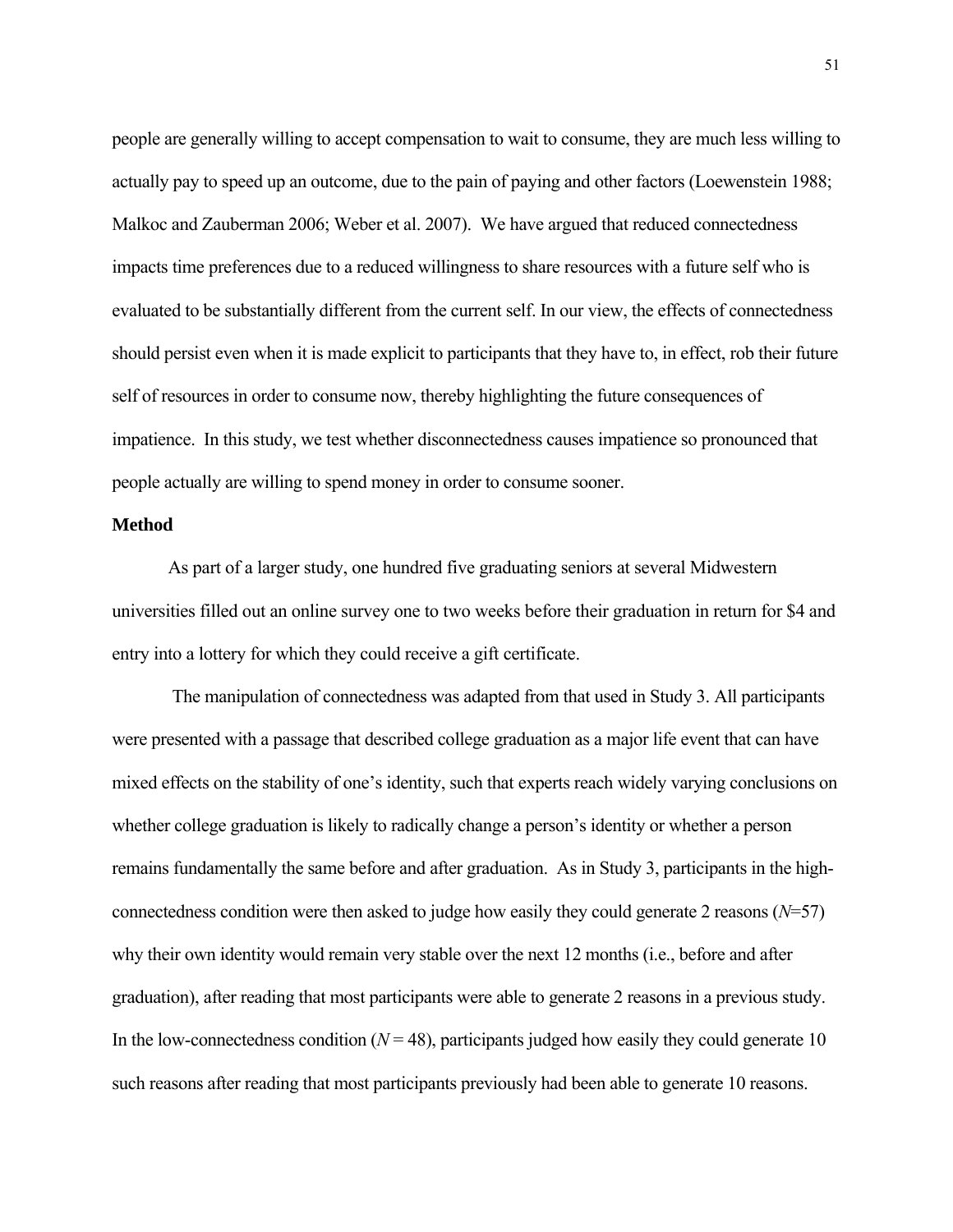people are generally willing to accept compensation to wait to consume, they are much less willing to actually pay to speed up an outcome, due to the pain of paying and other factors (Loewenstein 1988; Malkoc and Zauberman 2006; Weber et al. 2007). We have argued that reduced connectedness impacts time preferences due to a reduced willingness to share resources with a future self who is evaluated to be substantially different from the current self. In our view, the effects of connectedness should persist even when it is made explicit to participants that they have to, in effect, rob their future self of resources in order to consume now, thereby highlighting the future consequences of impatience. In this study, we test whether disconnectedness causes impatience so pronounced that people actually are willing to spend money in order to consume sooner.

**Method**

As part of a larger study, one hundred five graduating seniors at several Midwestern universities filled out an online survey one to two weeks before their graduation in return for $4 and entry into a lottery for which they could receive a gift certificate.

The manipulation of connectedness was adapted from that used in Study 3. All participants were presented with a passage that described college graduation as a major life event that can have mixed effects on the stability of one's identity, such that experts reach widely varying conclusions on whether college graduation is likely to radically change a person's identity or whether a person remains fundamentally the same before and after graduation. As in Study 3, participants in the high-connectedness condition were then asked to judge how easily they could generate 2 reasons ($N$=57) why their own identity would remain very stable over the next 12 months (i.e., before and after graduation), after reading that most participants were able to generate 2 reasons in a previous study. In the low-connectedness condition ($N$ = 48), participants judged how easily they could generate 10 such reasons after reading that most participants previously had been able to generate 10 reasons.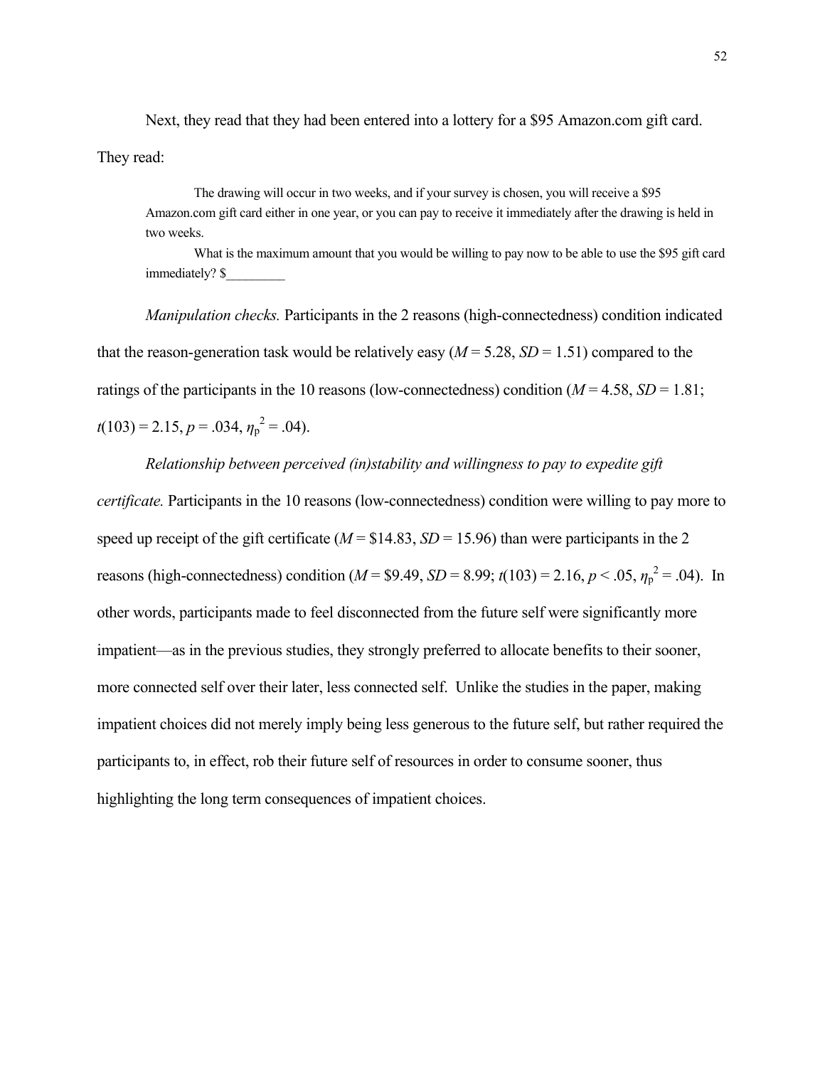Next, they read that they had been entered into a lottery for a $95 Amazon.com gift card. They read:

> The drawing will occur in two weeks, and if your survey is chosen, you will receive a $95 Amazon.com gift card either in one year, or you can pay to receive it immediately after the drawing is held in two weeks.
>
> What is the maximum amount that you would be willing to pay now to be able to use the $95 gift card immediately? $_________

*Manipulation checks.* Participants in the 2 reasons (high-connectedness) condition indicated that the reason-generation task would be relatively easy ($M$ = 5.28, $SD$ = 1.51) compared to the ratings of the participants in the 10 reasons (low-connectedness) condition ($M$ = 4.58, $SD$ = 1.81; $t(103) = 2.15$, $p = .034$, $\eta_p^2 = .04$).

*Relationship between perceived (in)stability and willingness to pay to expedite gift certificate.* Participants in the 10 reasons (low-connectedness) condition were willing to pay more to speed up receipt of the gift certificate ($M$ = $14.83, $SD$ = 15.96) than were participants in the 2 reasons (high-connectedness) condition ($M$ = $9.49, $SD$ = 8.99; $t(103) = 2.16$, $p < .05$, $\eta_p^2 = .04$). In other words, participants made to feel disconnected from the future self were significantly more impatient—as in the previous studies, they strongly preferred to allocate benefits to their sooner, more connected self over their later, less connected self. Unlike the studies in the paper, making impatient choices did not merely imply being less generous to the future self, but rather required the participants to, in effect, rob their future self of resources in order to consume sooner, thus highlighting the long term consequences of impatient choices.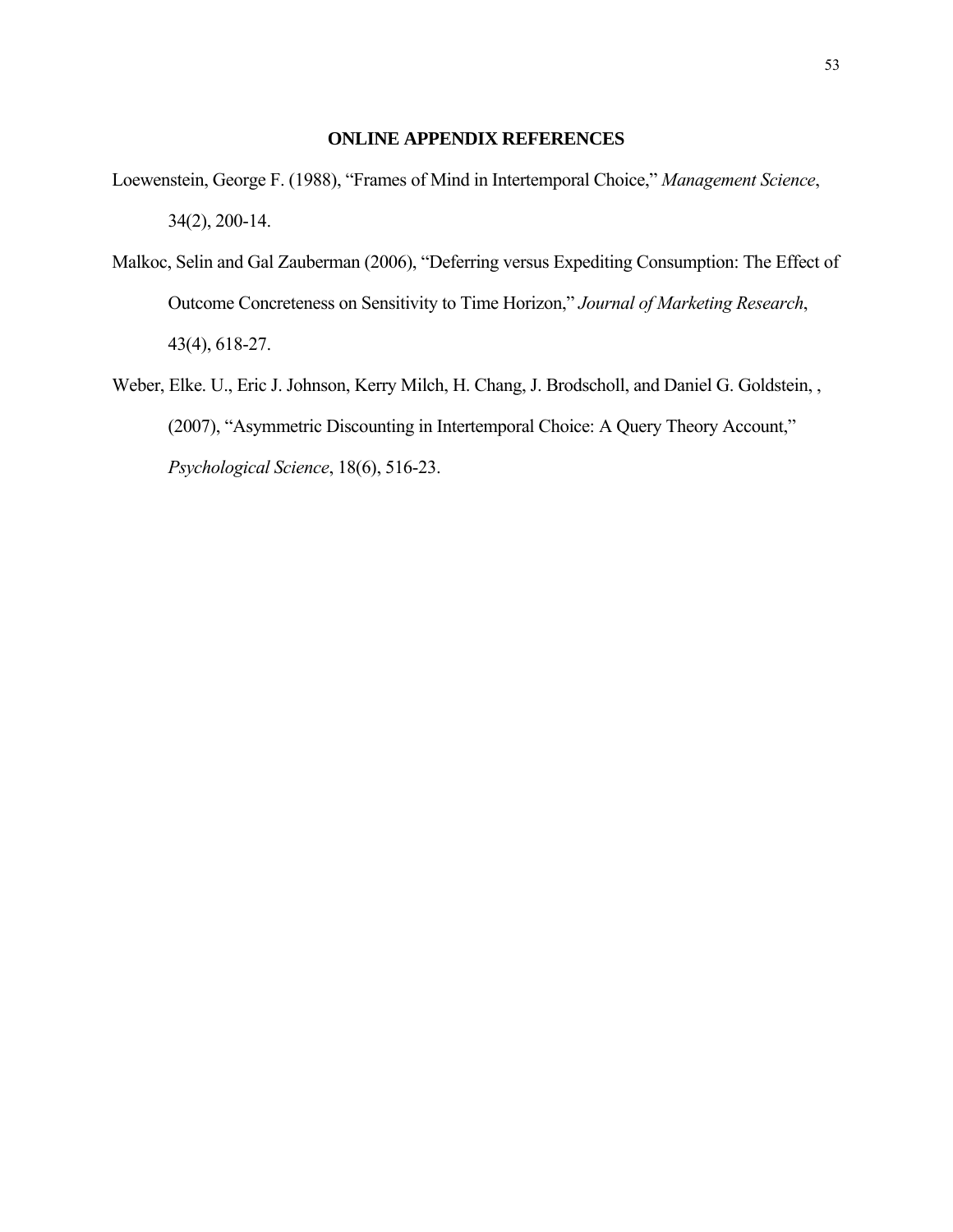## ONLINE APPENDIX REFERENCES

Loewenstein, George F. (1988), "Frames of Mind in Intertemporal Choice," *Management Science*, 34(2), 200-14.

Malkoc, Selin and Gal Zauberman (2006), "Deferring versus Expediting Consumption: The Effect of Outcome Concreteness on Sensitivity to Time Horizon," *Journal of Marketing Research*, 43(4), 618-27.

Weber, Elke. U., Eric J. Johnson, Kerry Milch, H. Chang, J. Brodscholl, and Daniel G. Goldstein, , (2007), "Asymmetric Discounting in Intertemporal Choice: A Query Theory Account," *Psychological Science*, 18(6), 516-23.